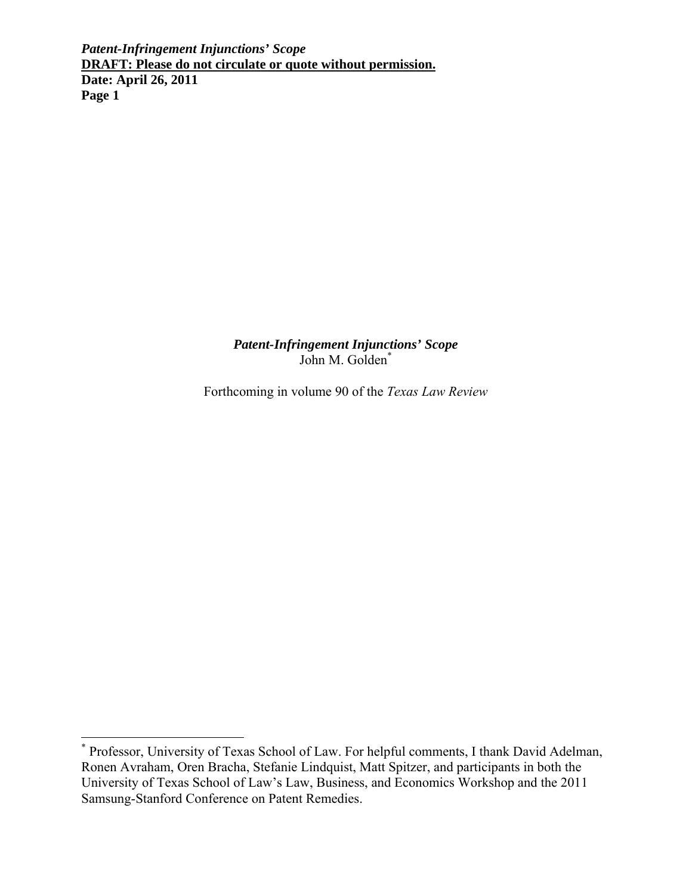# *Patent-Infringement Injunctions' Scope*

John M. Golden[*]

Forthcoming in volume 90 of the *Texas Law Review*

---

[*] Professor, University of Texas School of Law. For helpful comments, I thank David Adelman, Ronen Avraham, Oren Bracha, Stefanie Lindquist, Matt Spitzer, and participants in both the University of Texas School of Law's Law, Business, and Economics Workshop and the 2011 Samsung-Stanford Conference on Patent Remedies.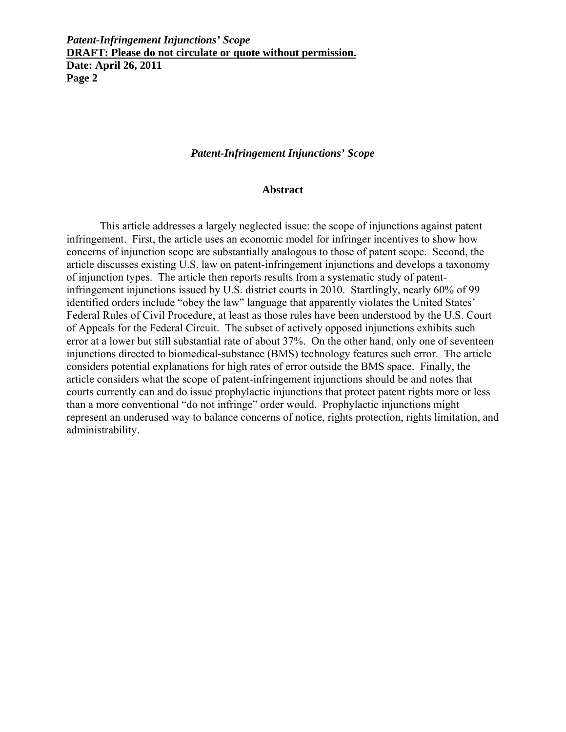*Patent-Infringement Injunctions' Scope*

## Abstract

This article addresses a largely neglected issue: the scope of injunctions against patent infringement. First, the article uses an economic model for infringer incentives to show how concerns of injunction scope are substantially analogous to those of patent scope. Second, the article discusses existing U.S. law on patent-infringement injunctions and develops a taxonomy of injunction types. The article then reports results from a systematic study of patent-infringement injunctions issued by U.S. district courts in 2010. Startlingly, nearly 60% of 99 identified orders include "obey the law" language that apparently violates the United States' Federal Rules of Civil Procedure, at least as those rules have been understood by the U.S. Court of Appeals for the Federal Circuit. The subset of actively opposed injunctions exhibits such error at a lower but still substantial rate of about 37%. On the other hand, only one of seventeen injunctions directed to biomedical-substance (BMS) technology features such error. The article considers potential explanations for high rates of error outside the BMS space. Finally, the article considers what the scope of patent-infringement injunctions should be and notes that courts currently can and do issue prophylactic injunctions that protect patent rights more or less than a more conventional "do not infringe" order would. Prophylactic injunctions might represent an underused way to balance concerns of notice, rights protection, rights limitation, and administrability.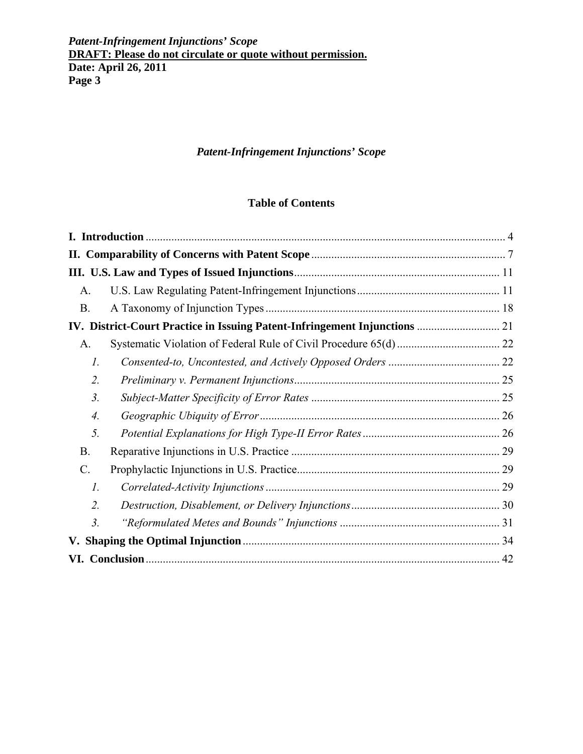*Patent-Infringement Injunctions' Scope*

## Table of Contents

**I. Introduction** .......... 4

**II. Comparability of Concerns with Patent Scope** .......... 7

**III. U.S. Law and Types of Issued Injunctions** .......... 11

- A. U.S. Law Regulating Patent-Infringement Injunctions .......... 11
- B. A Taxonomy of Injunction Types .......... 18

**IV. District-Court Practice in Issuing Patent-Infringement Injunctions** .......... 21

- A. Systematic Violation of Federal Rule of Civil Procedure 65(d) .......... 22
  - *1. Consented-to, Uncontested, and Actively Opposed Orders* .......... 22
  - *2. Preliminary v. Permanent Injunctions* .......... 25
  - *3. Subject-Matter Specificity of Error Rates* .......... 25
  - *4. Geographic Ubiquity of Error* .......... 26
  - *5. Potential Explanations for High Type-II Error Rates* .......... 26
- B. Reparative Injunctions in U.S. Practice .......... 29
- C. Prophylactic Injunctions in U.S. Practice .......... 29
  - *1. Correlated-Activity Injunctions* .......... 29
  - *2. Destruction, Disablement, or Delivery Injunctions* .......... 30
  - *3. "Reformulated Metes and Bounds" Injunctions* .......... 31

**V. Shaping the Optimal Injunction** .......... 34

**VI. Conclusion** .......... 42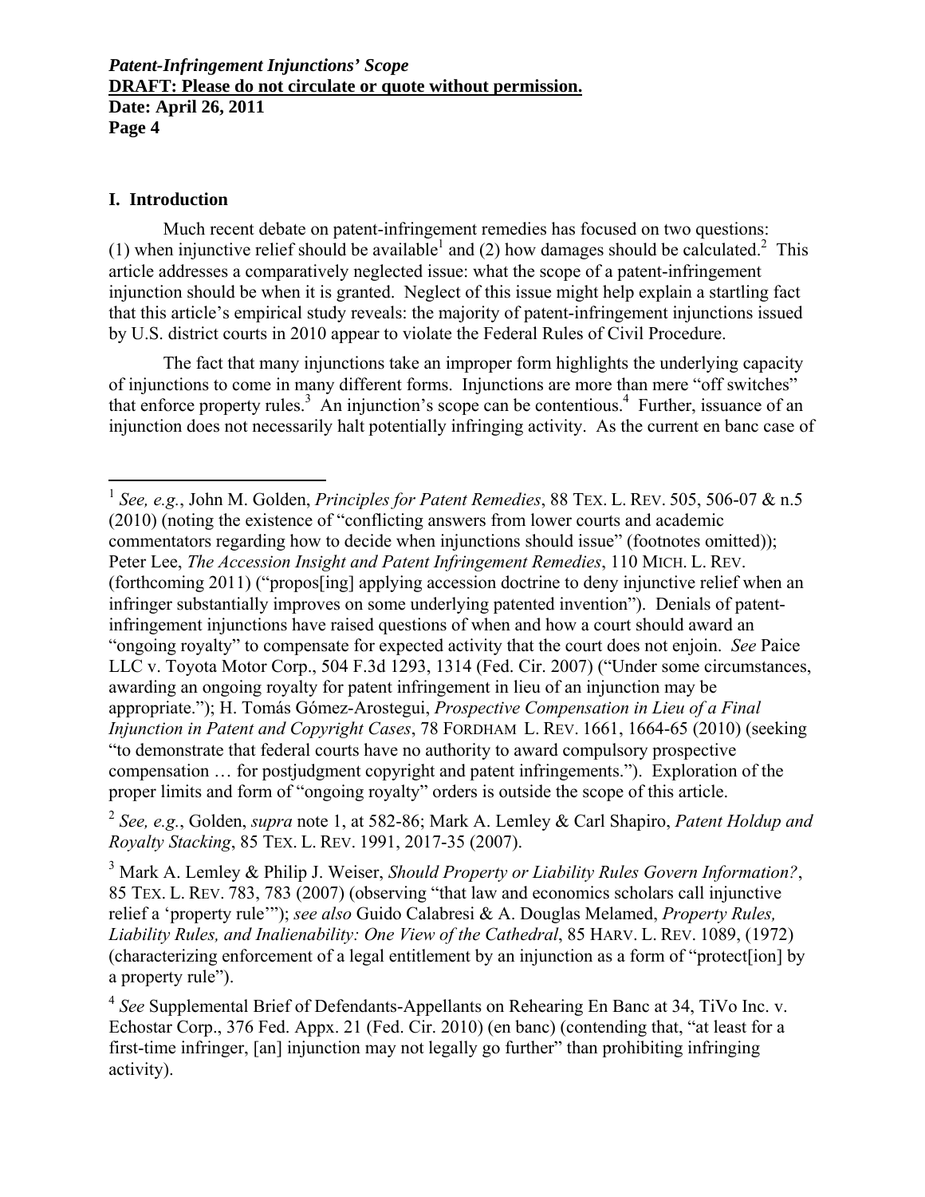## I. Introduction

Much recent debate on patent-infringement remedies has focused on two questions: (1) when injunctive relief should be available[1] and (2) how damages should be calculated.[2] This article addresses a comparatively neglected issue: what the scope of a patent-infringement injunction should be when it is granted. Neglect of this issue might help explain a startling fact that this article's empirical study reveals: the majority of patent-infringement injunctions issued by U.S. district courts in 2010 appear to violate the Federal Rules of Civil Procedure.

The fact that many injunctions take an improper form highlights the underlying capacity of injunctions to come in many different forms. Injunctions are more than mere "off switches" that enforce property rules.[3] An injunction's scope can be contentious.[4] Further, issuance of an injunction does not necessarily halt potentially infringing activity. As the current en banc case of

---

[1] *See, e.g.*, John M. Golden, *Principles for Patent Remedies*, 88 TEX. L. REV. 505, 506-07 & n.5 (2010) (noting the existence of "conflicting answers from lower courts and academic commentators regarding how to decide when injunctions should issue" (footnotes omitted)); Peter Lee, *The Accession Insight and Patent Infringement Remedies*, 110 MICH. L. REV. (forthcoming 2011) ("propos[ing] applying accession doctrine to deny injunctive relief when an infringer substantially improves on some underlying patented invention"). Denials of patent-infringement injunctions have raised questions of when and how a court should award an "ongoing royalty" to compensate for expected activity that the court does not enjoin. *See* Paice LLC v. Toyota Motor Corp., 504 F.3d 1293, 1314 (Fed. Cir. 2007) ("Under some circumstances, awarding an ongoing royalty for patent infringement in lieu of an injunction may be appropriate."); H. Tomás Gómez-Arostegui, *Prospective Compensation in Lieu of a Final Injunction in Patent and Copyright Cases*, 78 FORDHAM L. REV. 1661, 1664-65 (2010) (seeking "to demonstrate that federal courts have no authority to award compulsory prospective compensation … for postjudgment copyright and patent infringements."). Exploration of the proper limits and form of "ongoing royalty" orders is outside the scope of this article.

[2] *See, e.g.*, Golden, *supra* note 1, at 582-86; Mark A. Lemley & Carl Shapiro, *Patent Holdup and Royalty Stacking*, 85 TEX. L. REV. 1991, 2017-35 (2007).

[3] Mark A. Lemley & Philip J. Weiser, *Should Property or Liability Rules Govern Information?*, 85 TEX. L. REV. 783, 783 (2007) (observing "that law and economics scholars call injunctive relief a 'property rule'"); *see also* Guido Calabresi & A. Douglas Melamed, *Property Rules, Liability Rules, and Inalienability: One View of the Cathedral*, 85 HARV. L. REV. 1089, (1972) (characterizing enforcement of a legal entitlement by an injunction as a form of "protect[ion] by a property rule").

[4] *See* Supplemental Brief of Defendants-Appellants on Rehearing En Banc at 34, TiVo Inc. v. Echostar Corp., 376 Fed. Appx. 21 (Fed. Cir. 2010) (en banc) (contending that, "at least for a first-time infringer, [an] injunction may not legally go further" than prohibiting infringing activity).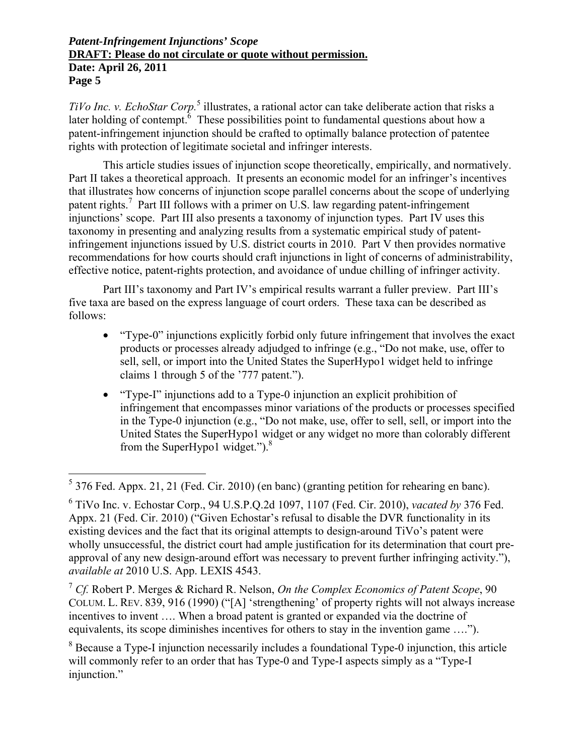*TiVo Inc. v. EchoStar Corp.*[5] illustrates, a rational actor can take deliberate action that risks a later holding of contempt.[6] These possibilities point to fundamental questions about how a patent-infringement injunction should be crafted to optimally balance protection of patentee rights with protection of legitimate societal and infringer interests.

This article studies issues of injunction scope theoretically, empirically, and normatively. Part II takes a theoretical approach. It presents an economic model for an infringer's incentives that illustrates how concerns of injunction scope parallel concerns about the scope of underlying patent rights.[7] Part III follows with a primer on U.S. law regarding patent-infringement injunctions' scope. Part III also presents a taxonomy of injunction types. Part IV uses this taxonomy in presenting and analyzing results from a systematic empirical study of patent-infringement injunctions issued by U.S. district courts in 2010. Part V then provides normative recommendations for how courts should craft injunctions in light of concerns of administrability, effective notice, patent-rights protection, and avoidance of undue chilling of infringer activity.

Part III's taxonomy and Part IV's empirical results warrant a fuller preview. Part III's five taxa are based on the express language of court orders. These taxa can be described as follows:

- "Type-0" injunctions explicitly forbid only future infringement that involves the exact products or processes already adjudged to infringe (e.g., "Do not make, use, offer to sell, sell, or import into the United States the SuperHypo1 widget held to infringe claims 1 through 5 of the '777 patent.").
- "Type-I" injunctions add to a Type-0 injunction an explicit prohibition of infringement that encompasses minor variations of the products or processes specified in the Type-0 injunction (e.g., "Do not make, use, offer to sell, sell, or import into the United States the SuperHypo1 widget or any widget no more than colorably different from the SuperHypo1 widget.").[8]

---

[5] 376 Fed. Appx. 21, 21 (Fed. Cir. 2010) (en banc) (granting petition for rehearing en banc).

[6] TiVo Inc. v. Echostar Corp., 94 U.S.P.Q.2d 1097, 1107 (Fed. Cir. 2010), *vacated by* 376 Fed. Appx. 21 (Fed. Cir. 2010) ("Given Echostar's refusal to disable the DVR functionality in its existing devices and the fact that its original attempts to design-around TiVo's patent were wholly unsuccessful, the district court had ample justification for its determination that court pre-approval of any new design-around effort was necessary to prevent further infringing activity."), *available at* 2010 U.S. App. LEXIS 4543.

[7] *Cf.* Robert P. Merges & Richard R. Nelson, *On the Complex Economics of Patent Scope*, 90 COLUM. L. REV. 839, 916 (1990) ("[A] 'strengthening' of property rights will not always increase incentives to invent …. When a broad patent is granted or expanded via the doctrine of equivalents, its scope diminishes incentives for others to stay in the invention game ….").

[8] Because a Type-I injunction necessarily includes a foundational Type-0 injunction, this article will commonly refer to an order that has Type-0 and Type-I aspects simply as a "Type-I injunction."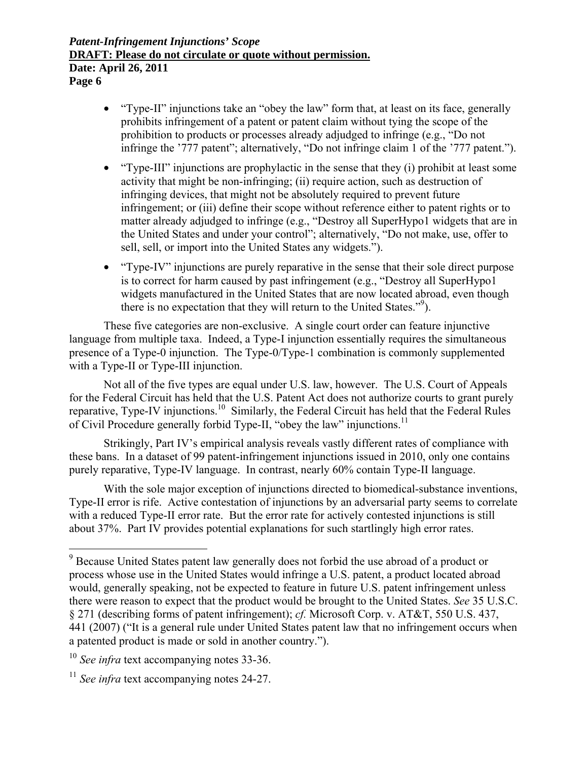- "Type-II" injunctions take an "obey the law" form that, at least on its face, generally prohibits infringement of a patent or patent claim without tying the scope of the prohibition to products or processes already adjudged to infringe (e.g., "Do not infringe the '777 patent"; alternatively, "Do not infringe claim 1 of the '777 patent.").
- "Type-III" injunctions are prophylactic in the sense that they (i) prohibit at least some activity that might be non-infringing; (ii) require action, such as destruction of infringing devices, that might not be absolutely required to prevent future infringement; or (iii) define their scope without reference either to patent rights or to matter already adjudged to infringe (e.g., "Destroy all SuperHypo1 widgets that are in the United States and under your control"; alternatively, "Do not make, use, offer to sell, sell, or import into the United States any widgets.").
- "Type-IV" injunctions are purely reparative in the sense that their sole direct purpose is to correct for harm caused by past infringement (e.g., "Destroy all SuperHypo1 widgets manufactured in the United States that are now located abroad, even though there is no expectation that they will return to the United States."[9]).

These five categories are non-exclusive. A single court order can feature injunctive language from multiple taxa. Indeed, a Type-I injunction essentially requires the simultaneous presence of a Type-0 injunction. The Type-0/Type-1 combination is commonly supplemented with a Type-II or Type-III injunction.

Not all of the five types are equal under U.S. law, however. The U.S. Court of Appeals for the Federal Circuit has held that the U.S. Patent Act does not authorize courts to grant purely reparative, Type-IV injunctions.[10] Similarly, the Federal Circuit has held that the Federal Rules of Civil Procedure generally forbid Type-II, "obey the law" injunctions.[11]

Strikingly, Part IV's empirical analysis reveals vastly different rates of compliance with these bans. In a dataset of 99 patent-infringement injunctions issued in 2010, only one contains purely reparative, Type-IV language. In contrast, nearly 60% contain Type-II language.

With the sole major exception of injunctions directed to biomedical-substance inventions, Type-II error is rife. Active contestation of injunctions by an adversarial party seems to correlate with a reduced Type-II error rate. But the error rate for actively contested injunctions is still about 37%. Part IV provides potential explanations for such startlingly high error rates.

---

[9] Because United States patent law generally does not forbid the use abroad of a product or process whose use in the United States would infringe a U.S. patent, a product located abroad would, generally speaking, not be expected to feature in future U.S. patent infringement unless there were reason to expect that the product would be brought to the United States. *See* 35 U.S.C. § 271 (describing forms of patent infringement); *cf.* Microsoft Corp. v. AT&T, 550 U.S. 437, 441 (2007) ("It is a general rule under United States patent law that no infringement occurs when a patented product is made or sold in another country.").

[10] *See infra* text accompanying notes 33-36.

[11] *See infra* text accompanying notes 24-27.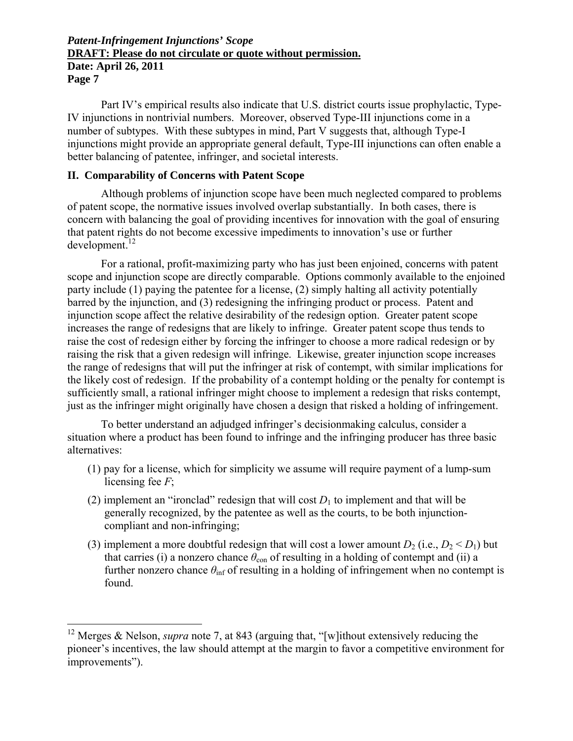Part IV's empirical results also indicate that U.S. district courts issue prophylactic, Type-IV injunctions in nontrivial numbers. Moreover, observed Type-III injunctions come in a number of subtypes. With these subtypes in mind, Part V suggests that, although Type-I injunctions might provide an appropriate general default, Type-III injunctions can often enable a better balancing of patentee, infringer, and societal interests.

## II. Comparability of Concerns with Patent Scope

Although problems of injunction scope have been much neglected compared to problems of patent scope, the normative issues involved overlap substantially. In both cases, there is concern with balancing the goal of providing incentives for innovation with the goal of ensuring that patent rights do not become excessive impediments to innovation's use or further development.[12]

For a rational, profit-maximizing party who has just been enjoined, concerns with patent scope and injunction scope are directly comparable. Options commonly available to the enjoined party include (1) paying the patentee for a license, (2) simply halting all activity potentially barred by the injunction, and (3) redesigning the infringing product or process. Patent and injunction scope affect the relative desirability of the redesign option. Greater patent scope increases the range of redesigns that are likely to infringe. Greater patent scope thus tends to raise the cost of redesign either by forcing the infringer to choose a more radical redesign or by raising the risk that a given redesign will infringe. Likewise, greater injunction scope increases the range of redesigns that will put the infringer at risk of contempt, with similar implications for the likely cost of redesign. If the probability of a contempt holding or the penalty for contempt is sufficiently small, a rational infringer might choose to implement a redesign that risks contempt, just as the infringer might originally have chosen a design that risked a holding of infringement.

To better understand an adjudged infringer's decisionmaking calculus, consider a situation where a product has been found to infringe and the infringing producer has three basic alternatives:

(1) pay for a license, which for simplicity we assume will require payment of a lump-sum licensing fee $F$;

(2) implement an "ironclad" redesign that will cost $D_1$ to implement and that will be generally recognized, by the patentee as well as the courts, to be both injunction-compliant and non-infringing;

(3) implement a more doubtful redesign that will cost a lower amount $D_2$ (i.e., $D_2 < D_1$) but that carries (i) a nonzero chance $\theta_{con}$ of resulting in a holding of contempt and (ii) a further nonzero chance $\theta_{inf}$ of resulting in a holding of infringement when no contempt is found.

---

[12] Merges & Nelson, *supra* note 7, at 843 (arguing that, "[w]ithout extensively reducing the pioneer's incentives, the law should attempt at the margin to favor a competitive environment for improvements").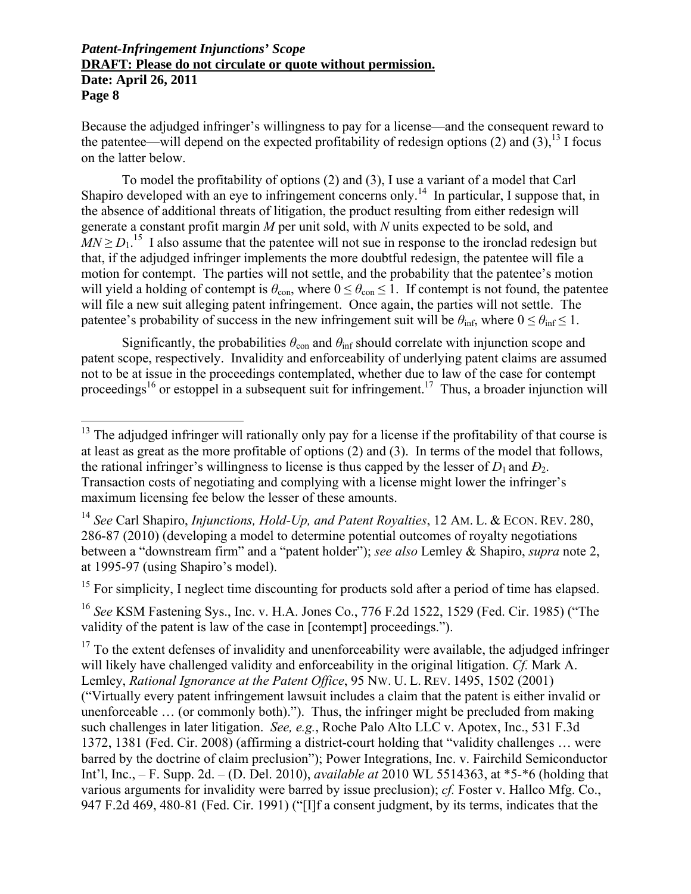Because the adjudged infringer's willingness to pay for a license—and the consequent reward to the patentee—will depend on the expected profitability of redesign options (2) and (3),[13] I focus on the latter below.

To model the profitability of options (2) and (3), I use a variant of a model that Carl Shapiro developed with an eye to infringement concerns only.[14] In particular, I suppose that, in the absence of additional threats of litigation, the product resulting from either redesign will generate a constant profit margin $M$ per unit sold, with $N$ units expected to be sold, and $MN \geq D_1$.[15] I also assume that the patentee will not sue in response to the ironclad redesign but that, if the adjudged infringer implements the more doubtful redesign, the patentee will file a motion for contempt. The parties will not settle, and the probability that the patentee's motion will yield a holding of contempt is $\theta_{con}$, where $0 \leq \theta_{con} \leq 1$. If contempt is not found, the patentee will file a new suit alleging patent infringement. Once again, the parties will not settle. The patentee's probability of success in the new infringement suit will be $\theta_{inf}$, where $0 \leq \theta_{inf} \leq 1$.

Significantly, the probabilities $\theta_{con}$ and $\theta_{inf}$ should correlate with injunction scope and patent scope, respectively. Invalidity and enforceability of underlying patent claims are assumed not to be at issue in the proceedings contemplated, whether due to law of the case for contempt proceedings[16] or estoppel in a subsequent suit for infringement.[17] Thus, a broader injunction will

---

[13] The adjudged infringer will rationally only pay for a license if the profitability of that course is at least as great as the more profitable of options (2) and (3). In terms of the model that follows, the rational infringer's willingness to license is thus capped by the lesser of $D_1$ and $Đ_2$. Transaction costs of negotiating and complying with a license might lower the infringer's maximum licensing fee below the lesser of these amounts.

[14] *See* Carl Shapiro, *Injunctions, Hold-Up, and Patent Royalties*, 12 AM. L. & ECON. REV. 280, 286-87 (2010) (developing a model to determine potential outcomes of royalty negotiations between a "downstream firm" and a "patent holder"); *see also* Lemley & Shapiro, *supra* note 2, at 1995-97 (using Shapiro's model).

[15] For simplicity, I neglect time discounting for products sold after a period of time has elapsed.

[16] *See* KSM Fastening Sys., Inc. v. H.A. Jones Co., 776 F.2d 1522, 1529 (Fed. Cir. 1985) ("The validity of the patent is law of the case in [contempt] proceedings.").

[17] To the extent defenses of invalidity and unenforceability were available, the adjudged infringer will likely have challenged validity and enforceability in the original litigation. *Cf.* Mark A. Lemley, *Rational Ignorance at the Patent Office*, 95 NW. U. L. REV. 1495, 1502 (2001) ("Virtually every patent infringement lawsuit includes a claim that the patent is either invalid or unenforceable … (or commonly both)."). Thus, the infringer might be precluded from making such challenges in later litigation. *See, e.g.*, Roche Palo Alto LLC v. Apotex, Inc., 531 F.3d 1372, 1381 (Fed. Cir. 2008) (affirming a district-court holding that "validity challenges … were barred by the doctrine of claim preclusion"); Power Integrations, Inc. v. Fairchild Semiconductor Int'l, Inc., – F. Supp. 2d. – (D. Del. 2010), *available at* 2010 WL 5514363, at *5-*6 (holding that various arguments for invalidity were barred by issue preclusion); *cf.* Foster v. Hallco Mfg. Co., 947 F.2d 469, 480-81 (Fed. Cir. 1991) ("[I]f a consent judgment, by its terms, indicates that the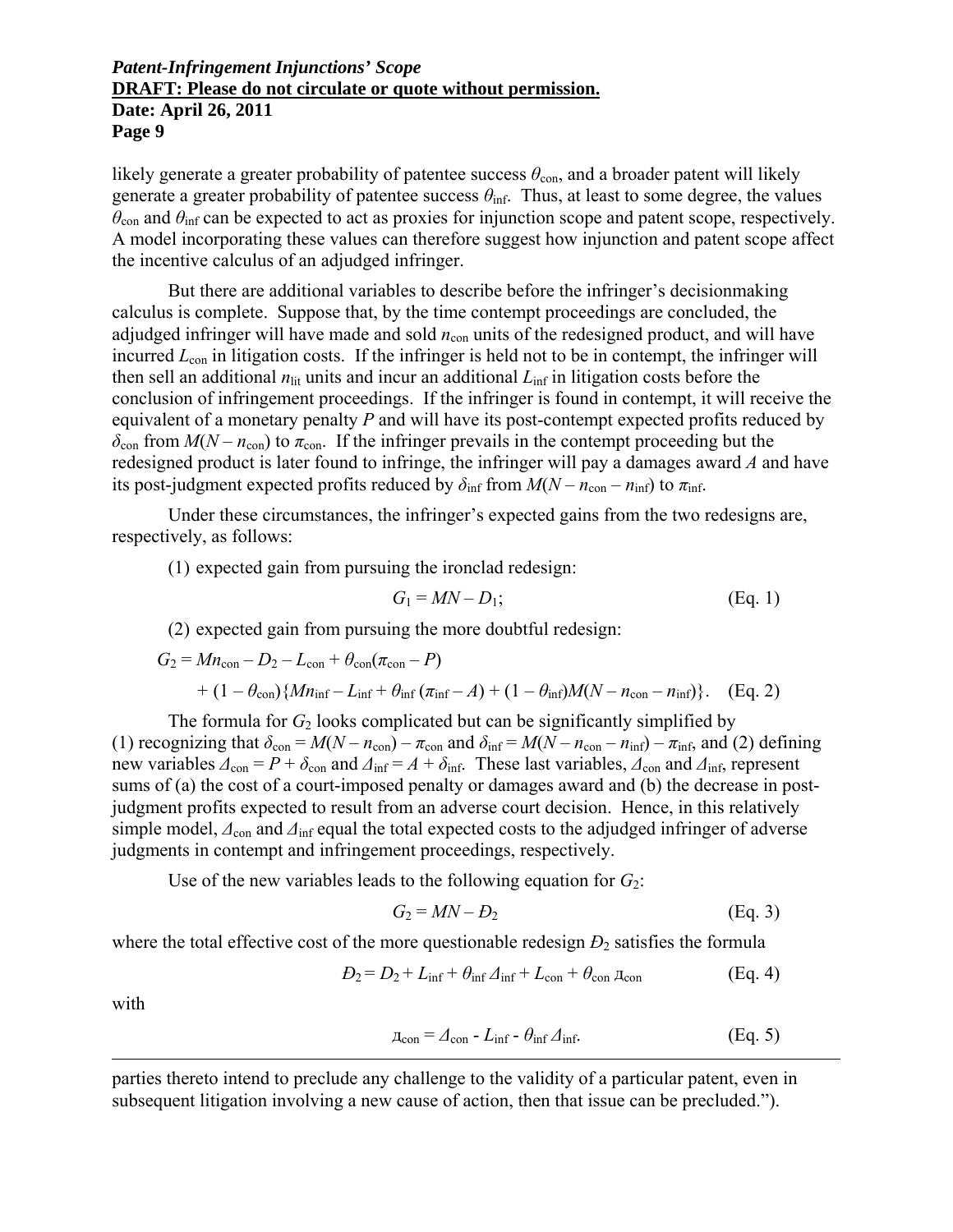likely generate a greater probability of patentee success $\theta_{con}$, and a broader patent will likely generate a greater probability of patentee success $\theta_{inf}$. Thus, at least to some degree, the values $\theta_{con}$ and $\theta_{inf}$ can be expected to act as proxies for injunction scope and patent scope, respectively. A model incorporating these values can therefore suggest how injunction and patent scope affect the incentive calculus of an adjudged infringer.

But there are additional variables to describe before the infringer's decisionmaking calculus is complete. Suppose that, by the time contempt proceedings are concluded, the adjudged infringer will have made and sold $n_{con}$ units of the redesigned product, and will have incurred $L_{con}$ in litigation costs. If the infringer is held not to be in contempt, the infringer will then sell an additional $n_{lit}$ units and incur an additional $L_{inf}$ in litigation costs before the conclusion of infringement proceedings. If the infringer is found in contempt, it will receive the equivalent of a monetary penalty $P$ and will have its post-contempt expected profits reduced by $\delta_{con}$ from $M(N - n_{con})$ to $\pi_{con}$. If the infringer prevails in the contempt proceeding but the redesigned product is later found to infringe, the infringer will pay a damages award $A$ and have its post-judgment expected profits reduced by $\delta_{inf}$ from $M(N - n_{con} - n_{inf})$ to $\pi_{inf}$.

Under these circumstances, the infringer's expected gains from the two redesigns are, respectively, as follows:

(1) expected gain from pursuing the ironclad redesign:

$$G_1 = MN - D_1; \qquad \text{(Eq. 1)}$$

(2) expected gain from pursuing the more doubtful redesign:

$$G_2 = Mn_{con} - D_2 - L_{con} + \theta_{con}(\pi_{con} - P) + (1 - \theta_{con})\{Mn_{inf} - L_{inf} + \theta_{inf}(\pi_{inf} - A) + (1 - \theta_{inf})M(N - n_{con} - n_{inf})\}. \qquad \text{(Eq. 2)}$$

The formula for $G_2$ looks complicated but can be significantly simplified by (1) recognizing that $\delta_{con} = M(N - n_{con}) - \pi_{con}$ and $\delta_{inf} = M(N - n_{con} - n_{inf}) - \pi_{inf}$, and (2) defining new variables $\Delta_{con} = P + \delta_{con}$ and $\Delta_{inf} = A + \delta_{inf}$. These last variables, $\Delta_{con}$ and $\Delta_{inf}$, represent sums of (a) the cost of a court-imposed penalty or damages award and (b) the decrease in post-judgment profits expected to result from an adverse court decision. Hence, in this relatively simple model, $\Delta_{con}$ and $\Delta_{inf}$ equal the total expected costs to the adjudged infringer of adverse judgments in contempt and infringement proceedings, respectively.

Use of the new variables leads to the following equation for $G_2$:

$$G_2 = MN - Đ_2 \qquad \text{(Eq. 3)}$$

where the total effective cost of the more questionable redesign $Đ_2$ satisfies the formula

$$Đ_2 = D_2 + L_{inf} + \theta_{inf}\Delta_{inf} + L_{con} + \theta_{con}\,Д_{con} \qquad \text{(Eq. 4)}$$

with

$$Д_{con} = \Delta_{con} - L_{inf} - \theta_{inf}\Delta_{inf}. \qquad \text{(Eq. 5)}$$

---

parties thereto intend to preclude any challenge to the validity of a particular patent, even in subsequent litigation involving a new cause of action, then that issue can be precluded.").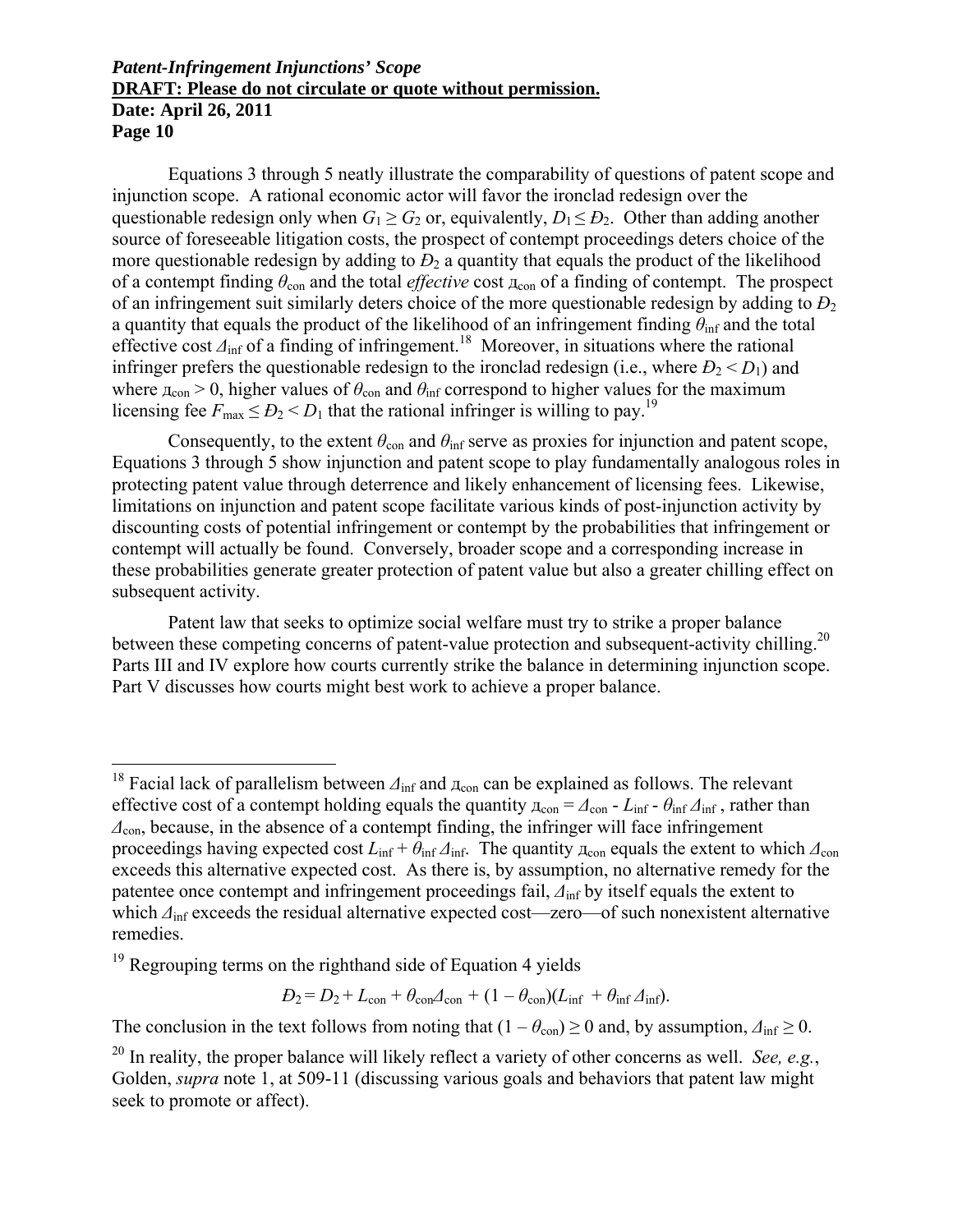Equations 3 through 5 neatly illustrate the comparability of questions of patent scope and injunction scope. A rational economic actor will favor the ironclad redesign over the questionable redesign only when $G_1 \geq G_2$ or, equivalently, $D_1 \leq Đ_2$. Other than adding another source of foreseeable litigation costs, the prospect of contempt proceedings deters choice of the more questionable redesign by adding to $Đ_2$ a quantity that equals the product of the likelihood of a contempt finding $\theta_{con}$ and the total *effective* cost $д_{con}$ of a finding of contempt. The prospect of an infringement suit similarly deters choice of the more questionable redesign by adding to $Đ_2$ a quantity that equals the product of the likelihood of an infringement finding $\theta_{inf}$ and the total effective cost $\Delta_{inf}$ of a finding of infringement.[18] Moreover, in situations where the rational infringer prefers the questionable redesign to the ironclad redesign (i.e., where $Đ_2 < D_1$) and where $д_{con} > 0$, higher values of $\theta_{con}$ and $\theta_{inf}$ correspond to higher values for the maximum licensing fee $F_{max} \leq Đ_2 < D_1$ that the rational infringer is willing to pay.[19]

Consequently, to the extent $\theta_{con}$ and $\theta_{inf}$ serve as proxies for injunction and patent scope, Equations 3 through 5 show injunction and patent scope to play fundamentally analogous roles in protecting patent value through deterrence and likely enhancement of licensing fees. Likewise, limitations on injunction and patent scope facilitate various kinds of post-injunction activity by discounting costs of potential infringement or contempt by the probabilities that infringement or contempt will actually be found. Conversely, broader scope and a corresponding increase in these probabilities generate greater protection of patent value but also a greater chilling effect on subsequent activity.

Patent law that seeks to optimize social welfare must try to strike a proper balance between these competing concerns of patent-value protection and subsequent-activity chilling.[20] Parts III and IV explore how courts currently strike the balance in determining injunction scope. Part V discusses how courts might best work to achieve a proper balance.

---

[18] Facial lack of parallelism between $\Delta_{inf}$ and $д_{con}$ can be explained as follows. The relevant effective cost of a contempt holding equals the quantity $д_{con} = \Delta_{con} - L_{inf} - \theta_{inf}\Delta_{inf}$, rather than $\Delta_{con}$, because, in the absence of a contempt finding, the infringer will face infringement proceedings having expected cost $L_{inf} + \theta_{inf}\Delta_{inf}$. The quantity $д_{con}$ equals the extent to which $\Delta_{con}$ exceeds this alternative expected cost. As there is, by assumption, no alternative remedy for the patentee once contempt and infringement proceedings fail, $\Delta_{inf}$ by itself equals the extent to which $\Delta_{inf}$ exceeds the residual alternative expected cost—zero—of such nonexistent alternative remedies.

[19] Regrouping terms on the righthand side of Equation 4 yields

$$Đ_2 = D_2 + L_{con} + \theta_{con}д_{con} + (1 - \theta_{con})(L_{inf} + \theta_{inf}\Delta_{inf}).$$

The conclusion in the text follows from noting that $(1 - \theta_{con}) \geq 0$ and, by assumption, $\Delta_{inf} \geq 0$.

[20] In reality, the proper balance will likely reflect a variety of other concerns as well. *See, e.g.*, Golden, *supra* note 1, at 509-11 (discussing various goals and behaviors that patent law might seek to promote or affect).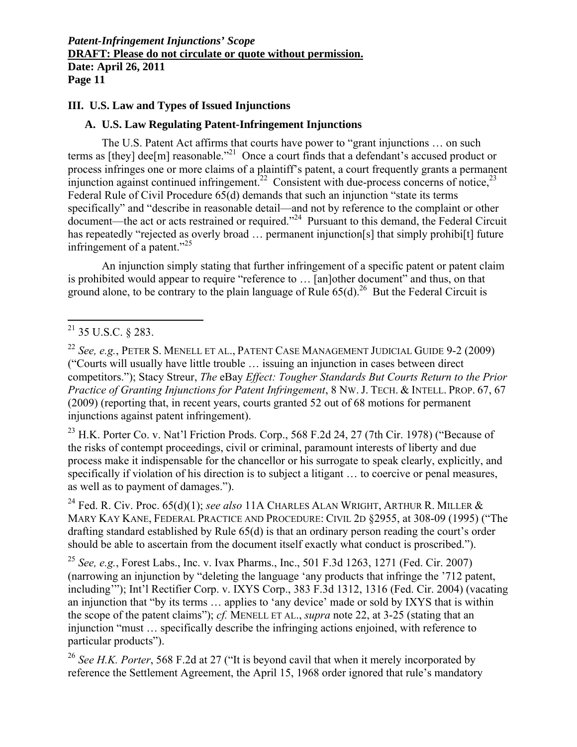## III. U.S. Law and Types of Issued Injunctions

### A. U.S. Law Regulating Patent-Infringement Injunctions

The U.S. Patent Act affirms that courts have power to "grant injunctions … on such terms as [they] dee[m] reasonable."[21] Once a court finds that a defendant's accused product or process infringes one or more claims of a plaintiff's patent, a court frequently grants a permanent injunction against continued infringement.[22] Consistent with due-process concerns of notice,[23] Federal Rule of Civil Procedure 65(d) demands that such an injunction "state its terms specifically" and "describe in reasonable detail—and not by reference to the complaint or other document—the act or acts restrained or required."[24] Pursuant to this demand, the Federal Circuit has repeatedly "rejected as overly broad … permanent injunction[s] that simply prohibi[t] future infringement of a patent."[25]

An injunction simply stating that further infringement of a specific patent or patent claim is prohibited would appear to require "reference to … [an]other document" and thus, on that ground alone, to be contrary to the plain language of Rule 65(d).[26] But the Federal Circuit is

---

[21] 35 U.S.C. § 283.

[22] *See, e.g.*, PETER S. MENELL ET AL., PATENT CASE MANAGEMENT JUDICIAL GUIDE 9-2 (2009) ("Courts will usually have little trouble … issuing an injunction in cases between direct competitors."); Stacy Streur, *The* eBay *Effect: Tougher Standards But Courts Return to the Prior Practice of Granting Injunctions for Patent Infringement*, 8 NW. J. TECH. & INTELL. PROP. 67, 67 (2009) (reporting that, in recent years, courts granted 52 out of 68 motions for permanent injunctions against patent infringement).

[23] H.K. Porter Co. v. Nat'l Friction Prods. Corp., 568 F.2d 24, 27 (7th Cir. 1978) ("Because of the risks of contempt proceedings, civil or criminal, paramount interests of liberty and due process make it indispensable for the chancellor or his surrogate to speak clearly, explicitly, and specifically if violation of his direction is to subject a litigant … to coercive or penal measures, as well as to payment of damages.").

[24] Fed. R. Civ. Proc. 65(d)(1); *see also* 11A CHARLES ALAN WRIGHT, ARTHUR R. MILLER & MARY KAY KANE, FEDERAL PRACTICE AND PROCEDURE: CIVIL 2D §2955, at 308-09 (1995) ("The drafting standard established by Rule 65(d) is that an ordinary person reading the court's order should be able to ascertain from the document itself exactly what conduct is proscribed.").

[25] *See, e.g.*, Forest Labs., Inc. v. Ivax Pharms., Inc., 501 F.3d 1263, 1271 (Fed. Cir. 2007) (narrowing an injunction by "deleting the language 'any products that infringe the '712 patent, including'"); Int'l Rectifier Corp. v. IXYS Corp., 383 F.3d 1312, 1316 (Fed. Cir. 2004) (vacating an injunction that "by its terms … applies to 'any device' made or sold by IXYS that is within the scope of the patent claims"); *cf.* MENELL ET AL., *supra* note 22, at 3-25 (stating that an injunction "must … specifically describe the infringing actions enjoined, with reference to particular products").

[26] *See H.K. Porter*, 568 F.2d at 27 ("It is beyond cavil that when it merely incorporated by reference the Settlement Agreement, the April 15, 1968 order ignored that rule's mandatory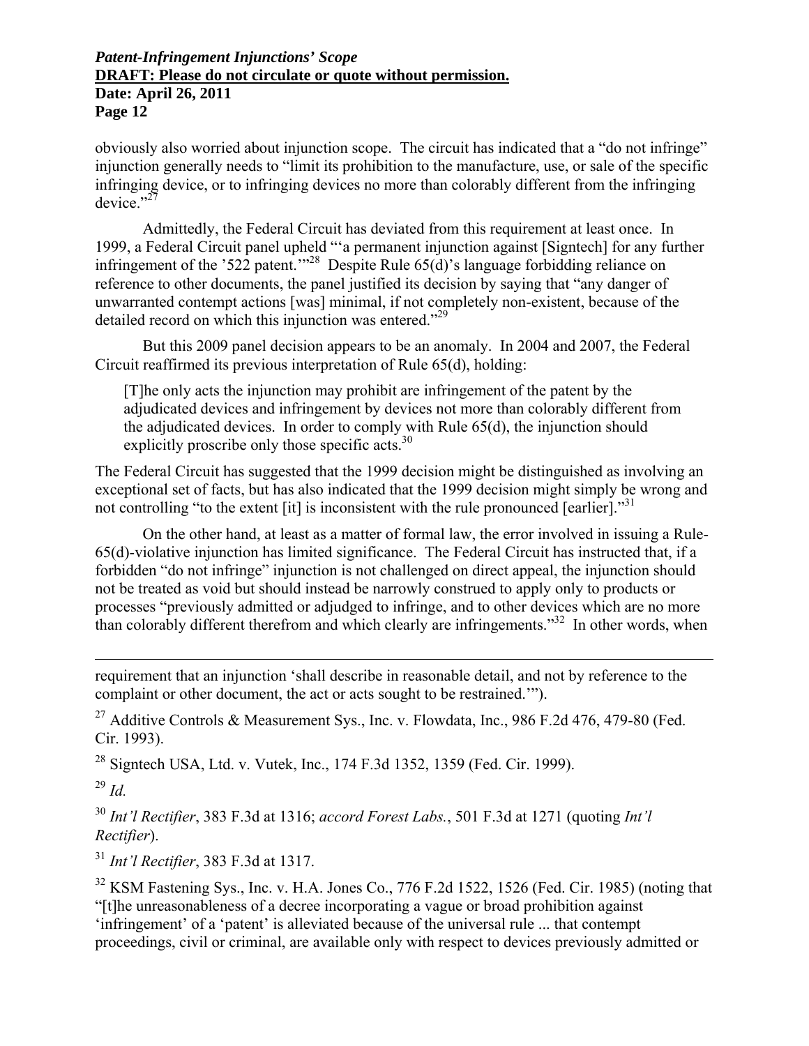obviously also worried about injunction scope. The circuit has indicated that a "do not infringe" injunction generally needs to "limit its prohibition to the manufacture, use, or sale of the specific infringing device, or to infringing devices no more than colorably different from the infringing device."[27]

Admittedly, the Federal Circuit has deviated from this requirement at least once. In 1999, a Federal Circuit panel upheld "'a permanent injunction against [Signtech] for any further infringement of the '522 patent.'"[28] Despite Rule 65(d)'s language forbidding reliance on reference to other documents, the panel justified its decision by saying that "any danger of unwarranted contempt actions [was] minimal, if not completely non-existent, because of the detailed record on which this injunction was entered."[29]

But this 2009 panel decision appears to be an anomaly. In 2004 and 2007, the Federal Circuit reaffirmed its previous interpretation of Rule 65(d), holding:

> [T]he only acts the injunction may prohibit are infringement of the patent by the adjudicated devices and infringement by devices not more than colorably different from the adjudicated devices. In order to comply with Rule 65(d), the injunction should explicitly proscribe only those specific acts.[30]

The Federal Circuit has suggested that the 1999 decision might be distinguished as involving an exceptional set of facts, but has also indicated that the 1999 decision might simply be wrong and not controlling "to the extent [it] is inconsistent with the rule pronounced [earlier]."[31]

On the other hand, at least as a matter of formal law, the error involved in issuing a Rule-65(d)-violative injunction has limited significance. The Federal Circuit has instructed that, if a forbidden "do not infringe" injunction is not challenged on direct appeal, the injunction should not be treated as void but should instead be narrowly construed to apply only to products or processes "previously admitted or adjudged to infringe, and to other devices which are no more than colorably different therefrom and which clearly are infringements."[32] In other words, when

---

requirement that an injunction 'shall describe in reasonable detail, and not by reference to the complaint or other document, the act or acts sought to be restrained.'").

[27] Additive Controls & Measurement Sys., Inc. v. Flowdata, Inc., 986 F.2d 476, 479-80 (Fed. Cir. 1993).

[28] Signtech USA, Ltd. v. Vutek, Inc., 174 F.3d 1352, 1359 (Fed. Cir. 1999).

[29] *Id.*

[30] *Int'l Rectifier*, 383 F.3d at 1316; *accord Forest Labs.*, 501 F.3d at 1271 (quoting *Int'l Rectifier*).

[31] *Int'l Rectifier*, 383 F.3d at 1317.

[32] KSM Fastening Sys., Inc. v. H.A. Jones Co., 776 F.2d 1522, 1526 (Fed. Cir. 1985) (noting that "[t]he unreasonableness of a decree incorporating a vague or broad prohibition against 'infringement' of a 'patent' is alleviated because of the universal rule ... that contempt proceedings, civil or criminal, are available only with respect to devices previously admitted or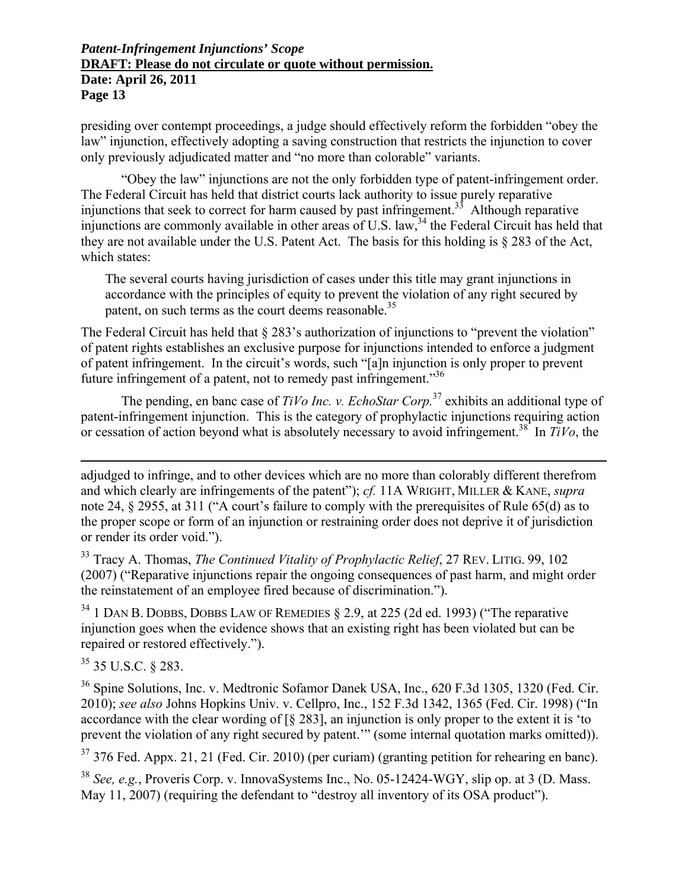presiding over contempt proceedings, a judge should effectively reform the forbidden "obey the law" injunction, effectively adopting a saving construction that restricts the injunction to cover only previously adjudicated matter and "no more than colorable" variants.

"Obey the law" injunctions are not the only forbidden type of patent-infringement order. The Federal Circuit has held that district courts lack authority to issue purely reparative injunctions that seek to correct for harm caused by past infringement.[33] Although reparative injunctions are commonly available in other areas of U.S. law,[34] the Federal Circuit has held that they are not available under the U.S. Patent Act. The basis for this holding is § 283 of the Act, which states:

> The several courts having jurisdiction of cases under this title may grant injunctions in accordance with the principles of equity to prevent the violation of any right secured by patent, on such terms as the court deems reasonable.[35]

The Federal Circuit has held that § 283's authorization of injunctions to "prevent the violation" of patent rights establishes an exclusive purpose for injunctions intended to enforce a judgment of patent infringement. In the circuit's words, such "[a]n injunction is only proper to prevent future infringement of a patent, not to remedy past infringement."[36]

The pending, en banc case of *TiVo Inc. v. EchoStar Corp.*[37] exhibits an additional type of patent-infringement injunction. This is the category of prophylactic injunctions requiring action or cessation of action beyond what is absolutely necessary to avoid infringement.[38] In *TiVo*, the

---

adjudged to infringe, and to other devices which are no more than colorably different therefrom and which clearly are infringements of the patent"); *cf.* 11A WRIGHT, MILLER & KANE, *supra* note 24, § 2955, at 311 ("A court's failure to comply with the prerequisites of Rule 65(d) as to the proper scope or form of an injunction or restraining order does not deprive it of jurisdiction or render its order void.").

[33] Tracy A. Thomas, *The Continued Vitality of Prophylactic Relief*, 27 REV. LITIG. 99, 102 (2007) ("Reparative injunctions repair the ongoing consequences of past harm, and might order the reinstatement of an employee fired because of discrimination.").

[34] 1 DAN B. DOBBS, DOBBS LAW OF REMEDIES § 2.9, at 225 (2d ed. 1993) ("The reparative injunction goes when the evidence shows that an existing right has been violated but can be repaired or restored effectively.").

[35] 35 U.S.C. § 283.

[36] Spine Solutions, Inc. v. Medtronic Sofamor Danek USA, Inc., 620 F.3d 1305, 1320 (Fed. Cir. 2010); *see also* Johns Hopkins Univ. v. Cellpro, Inc., 152 F.3d 1342, 1365 (Fed. Cir. 1998) ("In accordance with the clear wording of [§ 283], an injunction is only proper to the extent it is 'to prevent the violation of any right secured by patent.'" (some internal quotation marks omitted)).

[37] 376 Fed. Appx. 21, 21 (Fed. Cir. 2010) (per curiam) (granting petition for rehearing en banc).

[38] *See, e.g.*, Proveris Corp. v. InnovaSystems Inc., No. 05-12424-WGY, slip op. at 3 (D. Mass. May 11, 2007) (requiring the defendant to "destroy all inventory of its OSA product").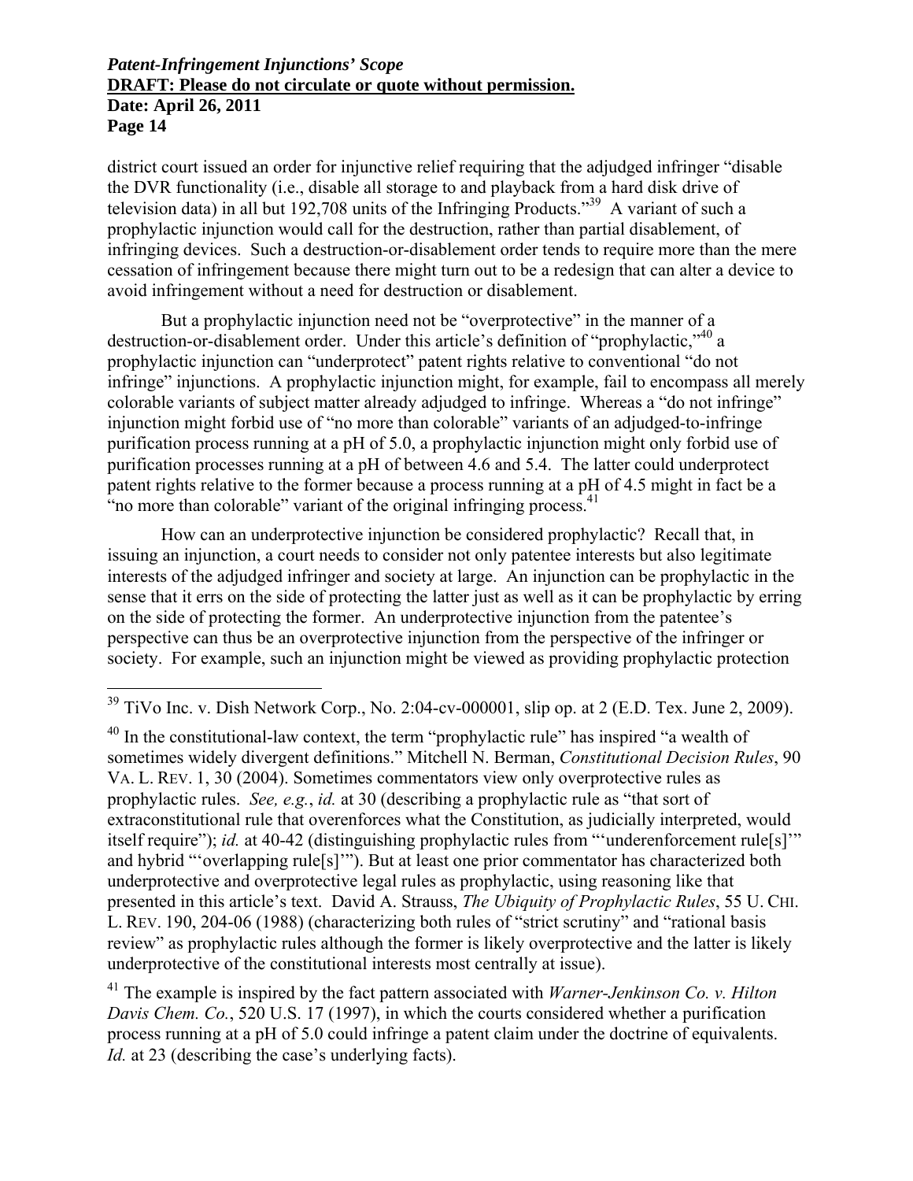district court issued an order for injunctive relief requiring that the adjudged infringer "disable the DVR functionality (i.e., disable all storage to and playback from a hard disk drive of television data) in all but 192,708 units of the Infringing Products."[39] A variant of such a prophylactic injunction would call for the destruction, rather than partial disablement, of infringing devices. Such a destruction-or-disablement order tends to require more than the mere cessation of infringement because there might turn out to be a redesign that can alter a device to avoid infringement without a need for destruction or disablement.

But a prophylactic injunction need not be "overprotective" in the manner of a destruction-or-disablement order. Under this article's definition of "prophylactic,"[40] a prophylactic injunction can "underprotect" patent rights relative to conventional "do not infringe" injunctions. A prophylactic injunction might, for example, fail to encompass all merely colorable variants of subject matter already adjudged to infringe. Whereas a "do not infringe" injunction might forbid use of "no more than colorable" variants of an adjudged-to-infringe purification process running at a pH of 5.0, a prophylactic injunction might only forbid use of purification processes running at a pH of between 4.6 and 5.4. The latter could underprotect patent rights relative to the former because a process running at a pH of 4.5 might in fact be a "no more than colorable" variant of the original infringing process.[41]

How can an underprotective injunction be considered prophylactic? Recall that, in issuing an injunction, a court needs to consider not only patentee interests but also legitimate interests of the adjudged infringer and society at large. An injunction can be prophylactic in the sense that it errs on the side of protecting the latter just as well as it can be prophylactic by erring on the side of protecting the former. An underprotective injunction from the patentee's perspective can thus be an overprotective injunction from the perspective of the infringer or society. For example, such an injunction might be viewed as providing prophylactic protection

---

[39] TiVo Inc. v. Dish Network Corp., No. 2:04-cv-000001, slip op. at 2 (E.D. Tex. June 2, 2009).

[40] In the constitutional-law context, the term "prophylactic rule" has inspired "a wealth of sometimes widely divergent definitions." Mitchell N. Berman, *Constitutional Decision Rules*, 90 VA. L. REV. 1, 30 (2004). Sometimes commentators view only overprotective rules as prophylactic rules. *See, e.g.*, *id.* at 30 (describing a prophylactic rule as "that sort of extraconstitutional rule that overenforces what the Constitution, as judicially interpreted, would itself require"); *id.* at 40-42 (distinguishing prophylactic rules from "'underenforcement rule[s]'" and hybrid "'overlapping rule[s]'"). But at least one prior commentator has characterized both underprotective and overprotective legal rules as prophylactic, using reasoning like that presented in this article's text. David A. Strauss, *The Ubiquity of Prophylactic Rules*, 55 U. CHI. L. REV. 190, 204-06 (1988) (characterizing both rules of "strict scrutiny" and "rational basis review" as prophylactic rules although the former is likely overprotective and the latter is likely underprotective of the constitutional interests most centrally at issue).

[41] The example is inspired by the fact pattern associated with *Warner-Jenkinson Co. v. Hilton Davis Chem. Co.*, 520 U.S. 17 (1997), in which the courts considered whether a purification process running at a pH of 5.0 could infringe a patent claim under the doctrine of equivalents. *Id.* at 23 (describing the case's underlying facts).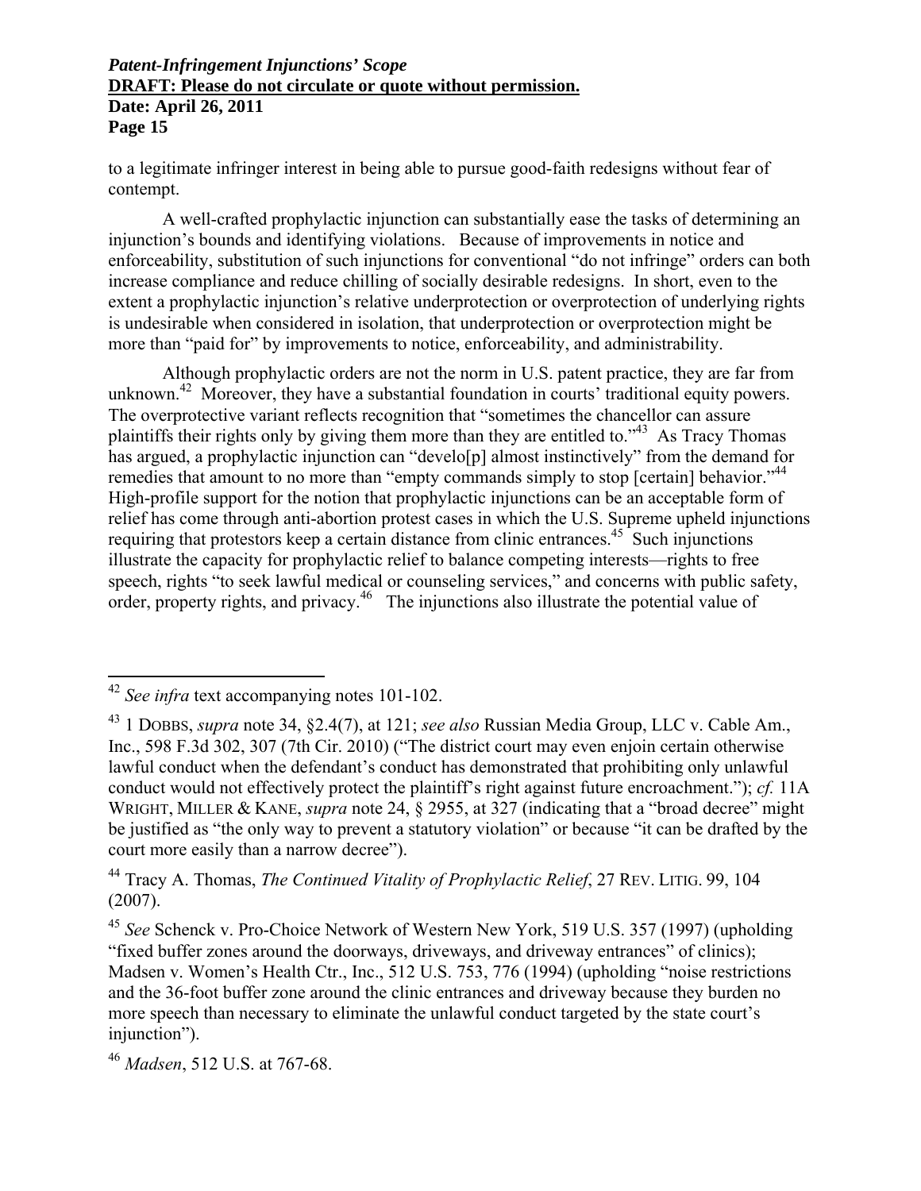to a legitimate infringer interest in being able to pursue good-faith redesigns without fear of contempt.

A well-crafted prophylactic injunction can substantially ease the tasks of determining an injunction's bounds and identifying violations. Because of improvements in notice and enforceability, substitution of such injunctions for conventional "do not infringe" orders can both increase compliance and reduce chilling of socially desirable redesigns. In short, even to the extent a prophylactic injunction's relative underprotection or overprotection of underlying rights is undesirable when considered in isolation, that underprotection or overprotection might be more than "paid for" by improvements to notice, enforceability, and administrability.

Although prophylactic orders are not the norm in U.S. patent practice, they are far from unknown.[42] Moreover, they have a substantial foundation in courts' traditional equity powers. The overprotective variant reflects recognition that "sometimes the chancellor can assure plaintiffs their rights only by giving them more than they are entitled to."[43] As Tracy Thomas has argued, a prophylactic injunction can "develo[p] almost instinctively" from the demand for remedies that amount to no more than "empty commands simply to stop [certain] behavior."[44] High-profile support for the notion that prophylactic injunctions can be an acceptable form of relief has come through anti-abortion protest cases in which the U.S. Supreme upheld injunctions requiring that protestors keep a certain distance from clinic entrances.[45] Such injunctions illustrate the capacity for prophylactic relief to balance competing interests—rights to free speech, rights "to seek lawful medical or counseling services," and concerns with public safety, order, property rights, and privacy.[46] The injunctions also illustrate the potential value of

---

[42] *See infra* text accompanying notes 101-102.

[43] 1 DOBBS, *supra* note 34, §2.4(7), at 121; *see also* Russian Media Group, LLC v. Cable Am., Inc., 598 F.3d 302, 307 (7th Cir. 2010) ("The district court may even enjoin certain otherwise lawful conduct when the defendant's conduct has demonstrated that prohibiting only unlawful conduct would not effectively protect the plaintiff's right against future encroachment."); *cf.* 11A WRIGHT, MILLER & KANE, *supra* note 24, § 2955, at 327 (indicating that a "broad decree" might be justified as "the only way to prevent a statutory violation" or because "it can be drafted by the court more easily than a narrow decree").

[44] Tracy A. Thomas, *The Continued Vitality of Prophylactic Relief*, 27 REV. LITIG. 99, 104 (2007).

[45] *See* Schenck v. Pro-Choice Network of Western New York, 519 U.S. 357 (1997) (upholding "fixed buffer zones around the doorways, driveways, and driveway entrances" of clinics); Madsen v. Women's Health Ctr., Inc., 512 U.S. 753, 776 (1994) (upholding "noise restrictions and the 36-foot buffer zone around the clinic entrances and driveway because they burden no more speech than necessary to eliminate the unlawful conduct targeted by the state court's injunction").

[46] *Madsen*, 512 U.S. at 767-68.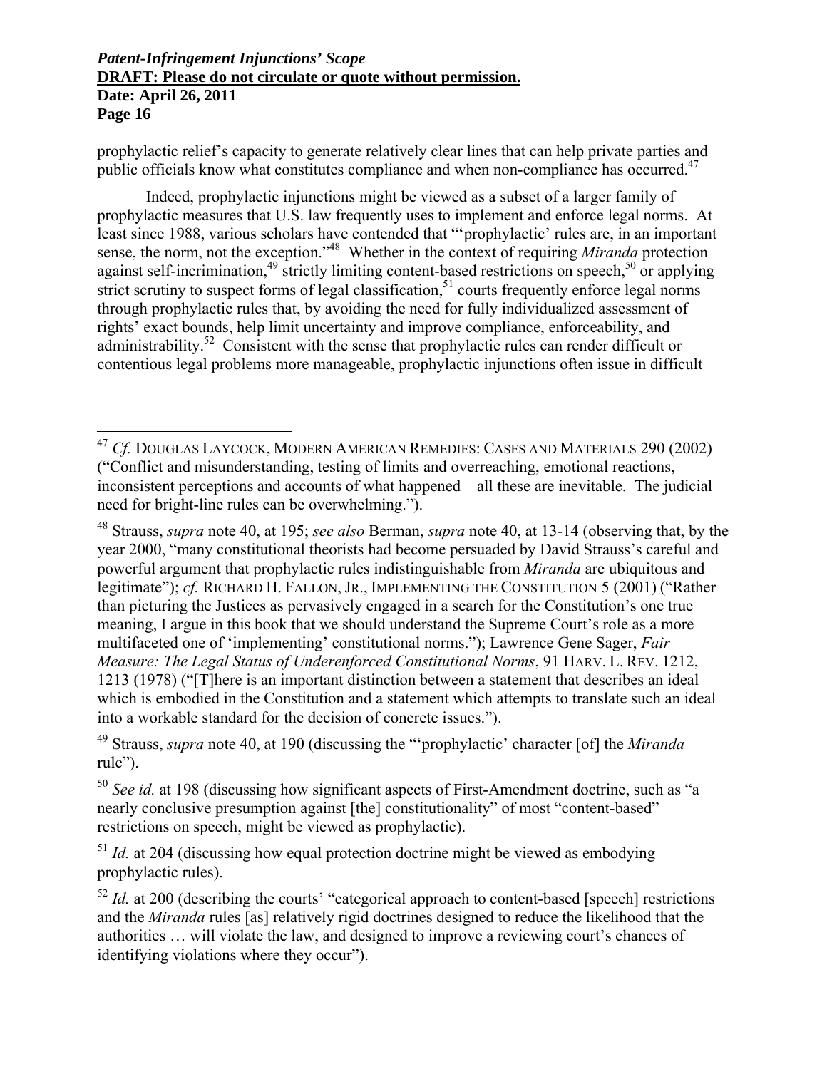prophylactic relief's capacity to generate relatively clear lines that can help private parties and public officials know what constitutes compliance and when non-compliance has occurred.[47]

Indeed, prophylactic injunctions might be viewed as a subset of a larger family of prophylactic measures that U.S. law frequently uses to implement and enforce legal norms. At least since 1988, various scholars have contended that "'prophylactic' rules are, in an important sense, the norm, not the exception."[48] Whether in the context of requiring *Miranda* protection against self-incrimination,[49] strictly limiting content-based restrictions on speech,[50] or applying strict scrutiny to suspect forms of legal classification,[51] courts frequently enforce legal norms through prophylactic rules that, by avoiding the need for fully individualized assessment of rights' exact bounds, help limit uncertainty and improve compliance, enforceability, and administrability.[52] Consistent with the sense that prophylactic rules can render difficult or contentious legal problems more manageable, prophylactic injunctions often issue in difficult

---

[47] *Cf.* DOUGLAS LAYCOCK, MODERN AMERICAN REMEDIES: CASES AND MATERIALS 290 (2002) ("Conflict and misunderstanding, testing of limits and overreaching, emotional reactions, inconsistent perceptions and accounts of what happened—all these are inevitable. The judicial need for bright-line rules can be overwhelming.").

[48] Strauss, *supra* note 40, at 195; *see also* Berman, *supra* note 40, at 13-14 (observing that, by the year 2000, "many constitutional theorists had become persuaded by David Strauss's careful and powerful argument that prophylactic rules indistinguishable from *Miranda* are ubiquitous and legitimate"); *cf.* RICHARD H. FALLON, JR., IMPLEMENTING THE CONSTITUTION 5 (2001) ("Rather than picturing the Justices as pervasively engaged in a search for the Constitution's one true meaning, I argue in this book that we should understand the Supreme Court's role as a more multifaceted one of 'implementing' constitutional norms."); Lawrence Gene Sager, *Fair Measure: The Legal Status of Underenforced Constitutional Norms*, 91 HARV. L. REV. 1212, 1213 (1978) ("[T]here is an important distinction between a statement that describes an ideal which is embodied in the Constitution and a statement which attempts to translate such an ideal into a workable standard for the decision of concrete issues.").

[49] Strauss, *supra* note 40, at 190 (discussing the "'prophylactic' character [of] the *Miranda* rule").

[50] *See id.* at 198 (discussing how significant aspects of First-Amendment doctrine, such as "a nearly conclusive presumption against [the] constitutionality" of most "content-based" restrictions on speech, might be viewed as prophylactic).

[51] *Id.* at 204 (discussing how equal protection doctrine might be viewed as embodying prophylactic rules).

[52] *Id.* at 200 (describing the courts' "categorical approach to content-based [speech] restrictions and the *Miranda* rules [as] relatively rigid doctrines designed to reduce the likelihood that the authorities … will violate the law, and designed to improve a reviewing court's chances of identifying violations where they occur").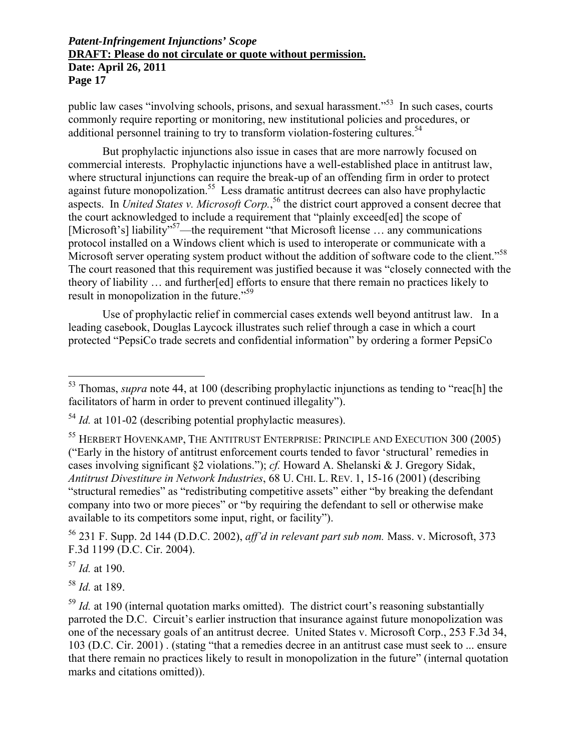public law cases "involving schools, prisons, and sexual harassment."[53] In such cases, courts commonly require reporting or monitoring, new institutional policies and procedures, or additional personnel training to try to transform violation-fostering cultures.[54]

But prophylactic injunctions also issue in cases that are more narrowly focused on commercial interests. Prophylactic injunctions have a well-established place in antitrust law, where structural injunctions can require the break-up of an offending firm in order to protect against future monopolization.[55] Less dramatic antitrust decrees can also have prophylactic aspects. In *United States v. Microsoft Corp.*,[56] the district court approved a consent decree that the court acknowledged to include a requirement that "plainly exceed[ed] the scope of [Microsoft's] liability"[57]—the requirement "that Microsoft license … any communications protocol installed on a Windows client which is used to interoperate or communicate with a Microsoft server operating system product without the addition of software code to the client."[58] The court reasoned that this requirement was justified because it was "closely connected with the theory of liability … and further[ed] efforts to ensure that there remain no practices likely to result in monopolization in the future."[59]

Use of prophylactic relief in commercial cases extends well beyond antitrust law. In a leading casebook, Douglas Laycock illustrates such relief through a case in which a court protected "PepsiCo trade secrets and confidential information" by ordering a former PepsiCo

---

[53] Thomas, *supra* note 44, at 100 (describing prophylactic injunctions as tending to "reac[h] the facilitators of harm in order to prevent continued illegality").

[54] *Id.* at 101-02 (describing potential prophylactic measures).

[55] HERBERT HOVENKAMP, THE ANTITRUST ENTERPRISE: PRINCIPLE AND EXECUTION 300 (2005) ("Early in the history of antitrust enforcement courts tended to favor 'structural' remedies in cases involving significant §2 violations."); *cf.* Howard A. Shelanski & J. Gregory Sidak, *Antitrust Divestiture in Network Industries*, 68 U. CHI. L. REV. 1, 15-16 (2001) (describing "structural remedies" as "redistributing competitive assets" either "by breaking the defendant company into two or more pieces" or "by requiring the defendant to sell or otherwise make available to its competitors some input, right, or facility").

[56] 231 F. Supp. 2d 144 (D.D.C. 2002), *aff'd in relevant part sub nom.* Mass. v. Microsoft, 373 F.3d 1199 (D.C. Cir. 2004).

[57] *Id.* at 190.

[58] *Id.* at 189.

[59] *Id.* at 190 (internal quotation marks omitted). The district court's reasoning substantially parroted the D.C. Circuit's earlier instruction that insurance against future monopolization was one of the necessary goals of an antitrust decree. United States v. Microsoft Corp., 253 F.3d 34, 103 (D.C. Cir. 2001) . (stating "that a remedies decree in an antitrust case must seek to ... ensure that there remain no practices likely to result in monopolization in the future" (internal quotation marks and citations omitted)).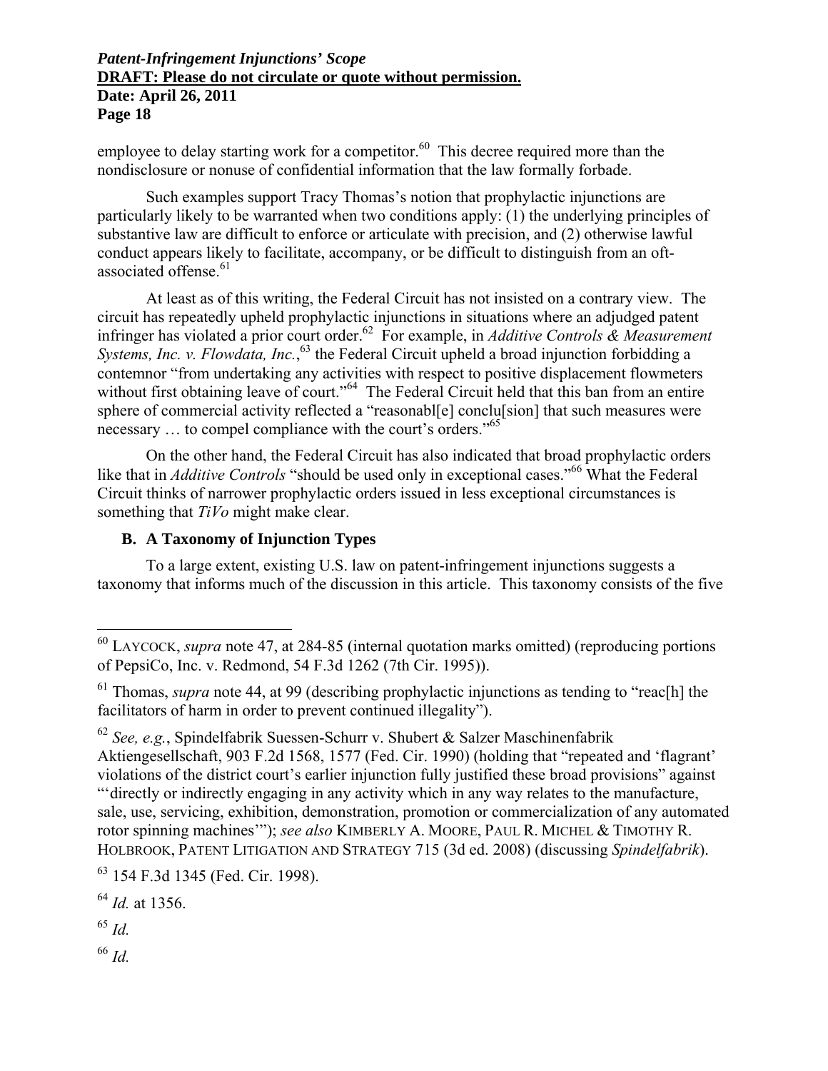employee to delay starting work for a competitor.[60] This decree required more than the nondisclosure or nonuse of confidential information that the law formally forbade.

Such examples support Tracy Thomas's notion that prophylactic injunctions are particularly likely to be warranted when two conditions apply: (1) the underlying principles of substantive law are difficult to enforce or articulate with precision, and (2) otherwise lawful conduct appears likely to facilitate, accompany, or be difficult to distinguish from an oft-associated offense.[61]

At least as of this writing, the Federal Circuit has not insisted on a contrary view. The circuit has repeatedly upheld prophylactic injunctions in situations where an adjudged patent infringer has violated a prior court order.[62] For example, in *Additive Controls & Measurement Systems, Inc. v. Flowdata, Inc.*,[63] the Federal Circuit upheld a broad injunction forbidding a contemnor "from undertaking any activities with respect to positive displacement flowmeters without first obtaining leave of court."[64] The Federal Circuit held that this ban from an entire sphere of commercial activity reflected a "reasonabl[e] conclu[sion] that such measures were necessary … to compel compliance with the court's orders."[65]

On the other hand, the Federal Circuit has also indicated that broad prophylactic orders like that in *Additive Controls* "should be used only in exceptional cases."[66] What the Federal Circuit thinks of narrower prophylactic orders issued in less exceptional circumstances is something that *TiVo* might make clear.

## B. A Taxonomy of Injunction Types

To a large extent, existing U.S. law on patent-infringement injunctions suggests a taxonomy that informs much of the discussion in this article. This taxonomy consists of the five

---

[60] LAYCOCK, *supra* note 47, at 284-85 (internal quotation marks omitted) (reproducing portions of PepsiCo, Inc. v. Redmond, 54 F.3d 1262 (7th Cir. 1995)).

[61] Thomas, *supra* note 44, at 99 (describing prophylactic injunctions as tending to "reac[h] the facilitators of harm in order to prevent continued illegality").

[62] *See, e.g.*, Spindelfabrik Suessen-Schurr v. Shubert & Salzer Maschinenfabrik Aktiengesellschaft, 903 F.2d 1568, 1577 (Fed. Cir. 1990) (holding that "repeated and 'flagrant' violations of the district court's earlier injunction fully justified these broad provisions" against "'directly or indirectly engaging in any activity which in any way relates to the manufacture, sale, use, servicing, exhibition, demonstration, promotion or commercialization of any automated rotor spinning machines'"); *see also* KIMBERLY A. MOORE, PAUL R. MICHEL & TIMOTHY R. HOLBROOK, PATENT LITIGATION AND STRATEGY 715 (3d ed. 2008) (discussing *Spindelfabrik*).

[63] 154 F.3d 1345 (Fed. Cir. 1998).

[64] *Id.* at 1356.

[65] *Id.*

[66] *Id.*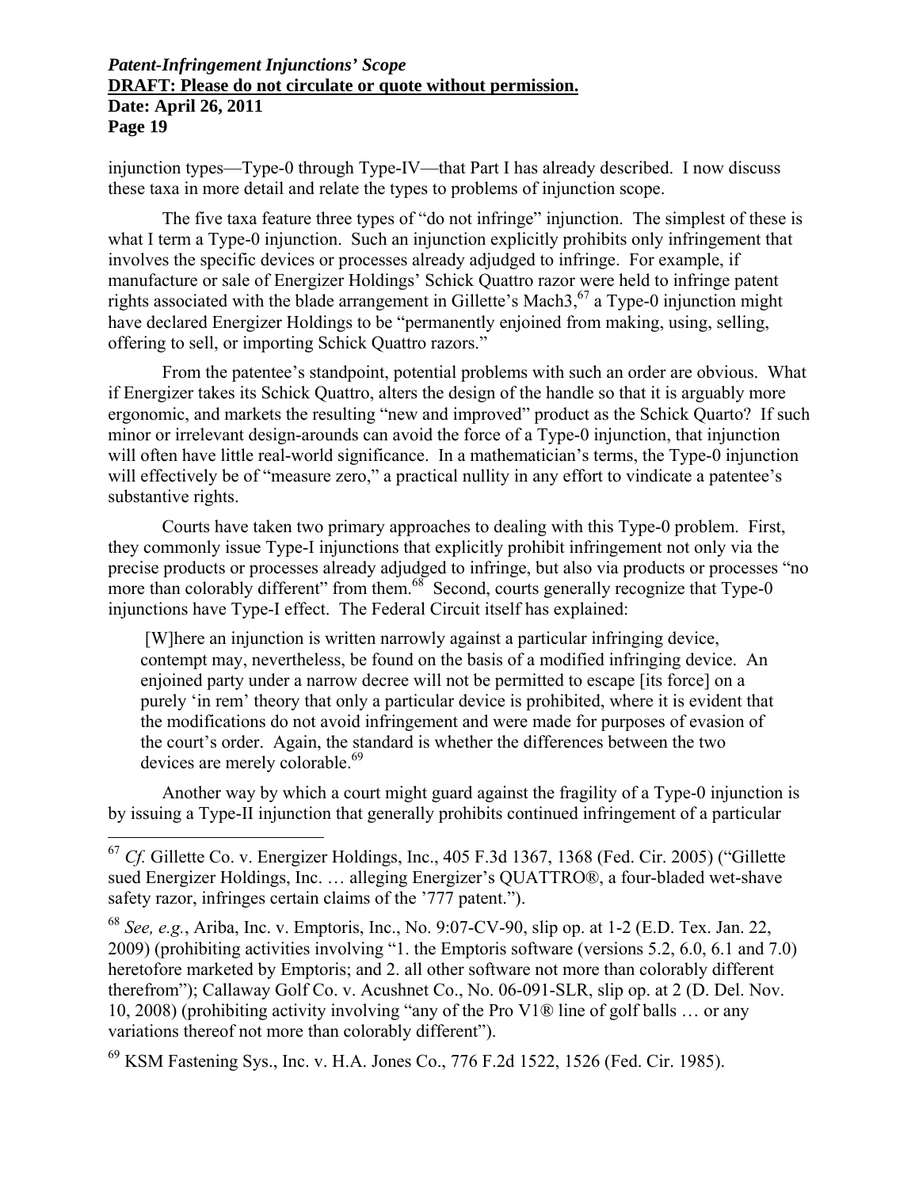injunction types—Type-0 through Type-IV—that Part I has already described. I now discuss these taxa in more detail and relate the types to problems of injunction scope.

The five taxa feature three types of "do not infringe" injunction. The simplest of these is what I term a Type-0 injunction. Such an injunction explicitly prohibits only infringement that involves the specific devices or processes already adjudged to infringe. For example, if manufacture or sale of Energizer Holdings' Schick Quattro razor were held to infringe patent rights associated with the blade arrangement in Gillette's Mach3,[67] a Type-0 injunction might have declared Energizer Holdings to be "permanently enjoined from making, using, selling, offering to sell, or importing Schick Quattro razors."

From the patentee's standpoint, potential problems with such an order are obvious. What if Energizer takes its Schick Quattro, alters the design of the handle so that it is arguably more ergonomic, and markets the resulting "new and improved" product as the Schick Quarto? If such minor or irrelevant design-arounds can avoid the force of a Type-0 injunction, that injunction will often have little real-world significance. In a mathematician's terms, the Type-0 injunction will effectively be of "measure zero," a practical nullity in any effort to vindicate a patentee's substantive rights.

Courts have taken two primary approaches to dealing with this Type-0 problem. First, they commonly issue Type-I injunctions that explicitly prohibit infringement not only via the precise products or processes already adjudged to infringe, but also via products or processes "no more than colorably different" from them.[68] Second, courts generally recognize that Type-0 injunctions have Type-I effect. The Federal Circuit itself has explained:

> [W]here an injunction is written narrowly against a particular infringing device, contempt may, nevertheless, be found on the basis of a modified infringing device. An enjoined party under a narrow decree will not be permitted to escape [its force] on a purely 'in rem' theory that only a particular device is prohibited, where it is evident that the modifications do not avoid infringement and were made for purposes of evasion of the court's order. Again, the standard is whether the differences between the two devices are merely colorable.[69]

Another way by which a court might guard against the fragility of a Type-0 injunction is by issuing a Type-II injunction that generally prohibits continued infringement of a particular

---

[67] *Cf.* Gillette Co. v. Energizer Holdings, Inc., 405 F.3d 1367, 1368 (Fed. Cir. 2005) ("Gillette sued Energizer Holdings, Inc. … alleging Energizer's QUATTRO®, a four-bladed wet-shave safety razor, infringes certain claims of the '777 patent.").

[68] *See, e.g.*, Ariba, Inc. v. Emptoris, Inc., No. 9:07-CV-90, slip op. at 1-2 (E.D. Tex. Jan. 22, 2009) (prohibiting activities involving "1. the Emptoris software (versions 5.2, 6.0, 6.1 and 7.0) heretofore marketed by Emptoris; and 2. all other software not more than colorably different therefrom"); Callaway Golf Co. v. Acushnet Co., No. 06-091-SLR, slip op. at 2 (D. Del. Nov. 10, 2008) (prohibiting activity involving "any of the Pro V1® line of golf balls … or any variations thereof not more than colorably different").

[69] KSM Fastening Sys., Inc. v. H.A. Jones Co., 776 F.2d 1522, 1526 (Fed. Cir. 1985).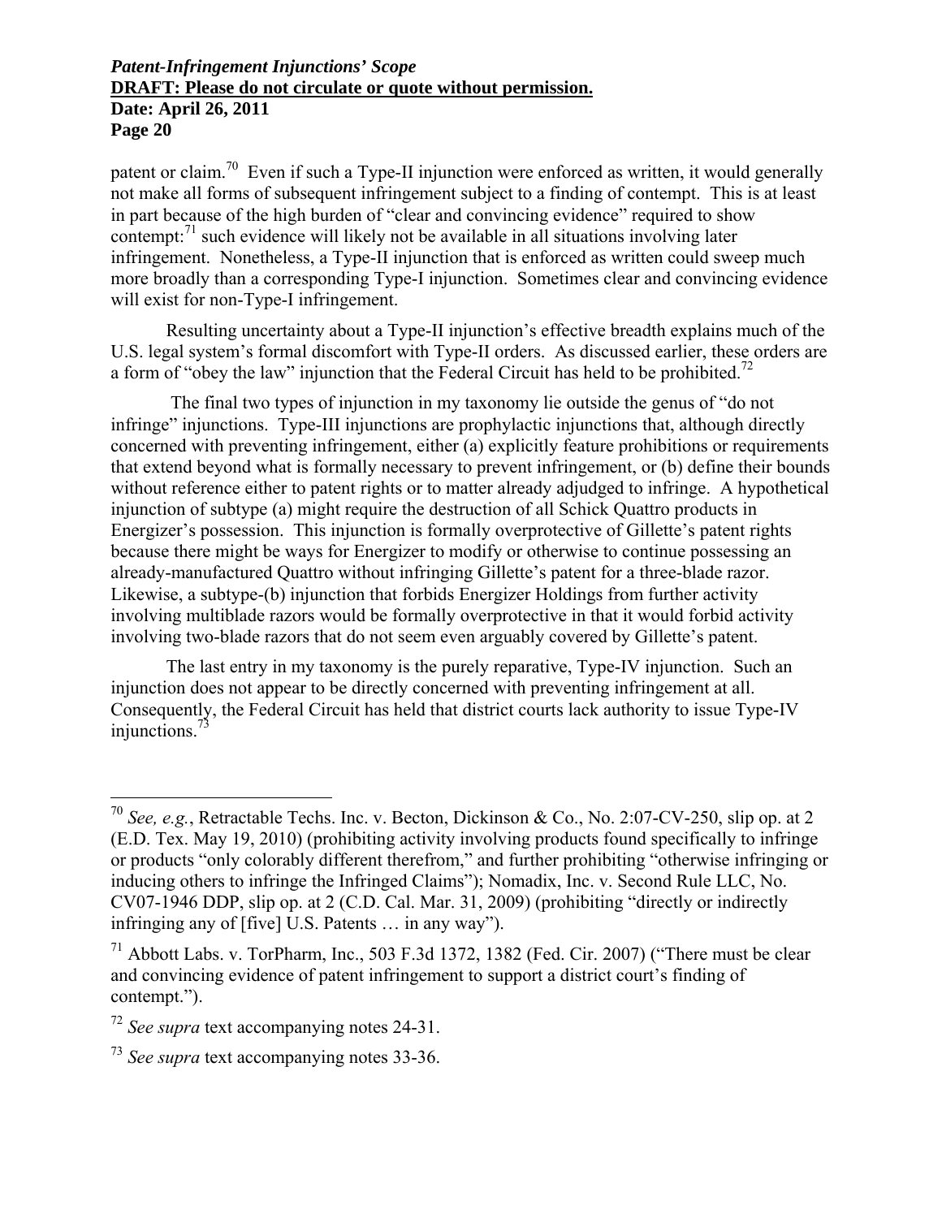patent or claim.[70] Even if such a Type-II injunction were enforced as written, it would generally not make all forms of subsequent infringement subject to a finding of contempt. This is at least in part because of the high burden of "clear and convincing evidence" required to show contempt:[71] such evidence will likely not be available in all situations involving later infringement. Nonetheless, a Type-II injunction that is enforced as written could sweep much more broadly than a corresponding Type-I injunction. Sometimes clear and convincing evidence will exist for non-Type-I infringement.

Resulting uncertainty about a Type-II injunction's effective breadth explains much of the U.S. legal system's formal discomfort with Type-II orders. As discussed earlier, these orders are a form of "obey the law" injunction that the Federal Circuit has held to be prohibited.[72]

The final two types of injunction in my taxonomy lie outside the genus of "do not infringe" injunctions. Type-III injunctions are prophylactic injunctions that, although directly concerned with preventing infringement, either (a) explicitly feature prohibitions or requirements that extend beyond what is formally necessary to prevent infringement, or (b) define their bounds without reference either to patent rights or to matter already adjudged to infringe. A hypothetical injunction of subtype (a) might require the destruction of all Schick Quattro products in Energizer's possession. This injunction is formally overprotective of Gillette's patent rights because there might be ways for Energizer to modify or otherwise to continue possessing an already-manufactured Quattro without infringing Gillette's patent for a three-blade razor. Likewise, a subtype-(b) injunction that forbids Energizer Holdings from further activity involving multiblade razors would be formally overprotective in that it would forbid activity involving two-blade razors that do not seem even arguably covered by Gillette's patent.

The last entry in my taxonomy is the purely reparative, Type-IV injunction. Such an injunction does not appear to be directly concerned with preventing infringement at all. Consequently, the Federal Circuit has held that district courts lack authority to issue Type-IV injunctions.[73]

---

[70] *See, e.g.*, Retractable Techs. Inc. v. Becton, Dickinson & Co., No. 2:07-CV-250, slip op. at 2 (E.D. Tex. May 19, 2010) (prohibiting activity involving products found specifically to infringe or products "only colorably different therefrom," and further prohibiting "otherwise infringing or inducing others to infringe the Infringed Claims"); Nomadix, Inc. v. Second Rule LLC, No. CV07-1946 DDP, slip op. at 2 (C.D. Cal. Mar. 31, 2009) (prohibiting "directly or indirectly infringing any of [five] U.S. Patents … in any way").

[71] Abbott Labs. v. TorPharm, Inc., 503 F.3d 1372, 1382 (Fed. Cir. 2007) ("There must be clear and convincing evidence of patent infringement to support a district court's finding of contempt.").

[72] *See supra* text accompanying notes 24-31.

[73] *See supra* text accompanying notes 33-36.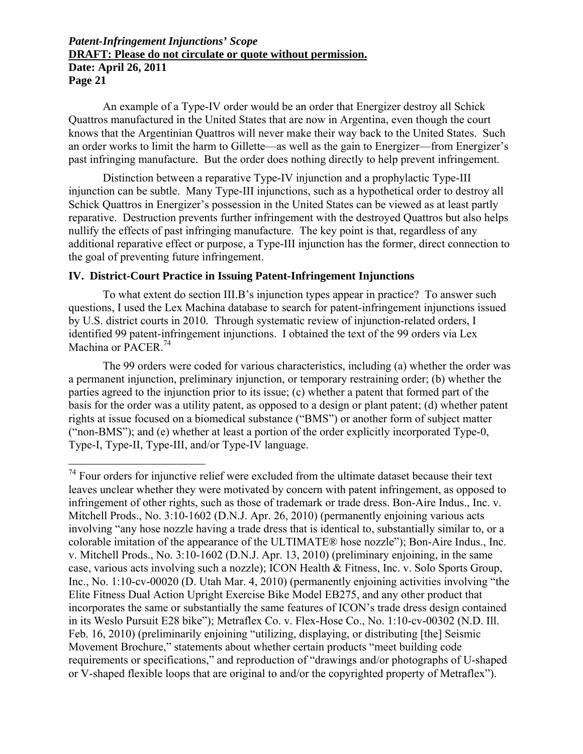An example of a Type-IV order would be an order that Energizer destroy all Schick Quattros manufactured in the United States that are now in Argentina, even though the court knows that the Argentinian Quattros will never make their way back to the United States. Such an order works to limit the harm to Gillette—as well as the gain to Energizer—from Energizer's past infringing manufacture. But the order does nothing directly to help prevent infringement.

Distinction between a reparative Type-IV injunction and a prophylactic Type-III injunction can be subtle. Many Type-III injunctions, such as a hypothetical order to destroy all Schick Quattros in Energizer's possession in the United States can be viewed as at least partly reparative. Destruction prevents further infringement with the destroyed Quattros but also helps nullify the effects of past infringing manufacture. The key point is that, regardless of any additional reparative effect or purpose, a Type-III injunction has the former, direct connection to the goal of preventing future infringement.

## IV. District-Court Practice in Issuing Patent-Infringement Injunctions

To what extent do section III.B's injunction types appear in practice? To answer such questions, I used the Lex Machina database to search for patent-infringement injunctions issued by U.S. district courts in 2010. Through systematic review of injunction-related orders, I identified 99 patent-infringement injunctions. I obtained the text of the 99 orders via Lex Machina or PACER.[74]

The 99 orders were coded for various characteristics, including (a) whether the order was a permanent injunction, preliminary injunction, or temporary restraining order; (b) whether the parties agreed to the injunction prior to its issue; (c) whether a patent that formed part of the basis for the order was a utility patent, as opposed to a design or plant patent; (d) whether patent rights at issue focused on a biomedical substance ("BMS") or another form of subject matter ("non-BMS"); and (e) whether at least a portion of the order explicitly incorporated Type-0, Type-I, Type-II, Type-III, and/or Type-IV language.

---

[74] Four orders for injunctive relief were excluded from the ultimate dataset because their text leaves unclear whether they were motivated by concern with patent infringement, as opposed to infringement of other rights, such as those of trademark or trade dress. Bon-Aire Indus., Inc. v. Mitchell Prods., No. 3:10-1602 (D.N.J. Apr. 26, 2010) (permanently enjoining various acts involving "any hose nozzle having a trade dress that is identical to, substantially similar to, or a colorable imitation of the appearance of the ULTIMATE® hose nozzle"); Bon-Aire Indus., Inc. v. Mitchell Prods., No. 3:10-1602 (D.N.J. Apr. 13, 2010) (preliminary enjoining, in the same case, various acts involving such a nozzle); ICON Health & Fitness, Inc. v. Solo Sports Group, Inc., No. 1:10-cv-00020 (D. Utah Mar. 4, 2010) (permanently enjoining activities involving "the Elite Fitness Dual Action Upright Exercise Bike Model EB275, and any other product that incorporates the same or substantially the same features of ICON's trade dress design contained in its Weslo Pursuit E28 bike"); Metraflex Co. v. Flex-Hose Co., No. 1:10-cv-00302 (N.D. Ill. Feb. 16, 2010) (preliminarily enjoining "utilizing, displaying, or distributing [the] Seismic Movement Brochure," statements about whether certain products "meet building code requirements or specifications," and reproduction of "drawings and/or photographs of U-shaped or V-shaped flexible loops that are original to and/or the copyrighted property of Metraflex").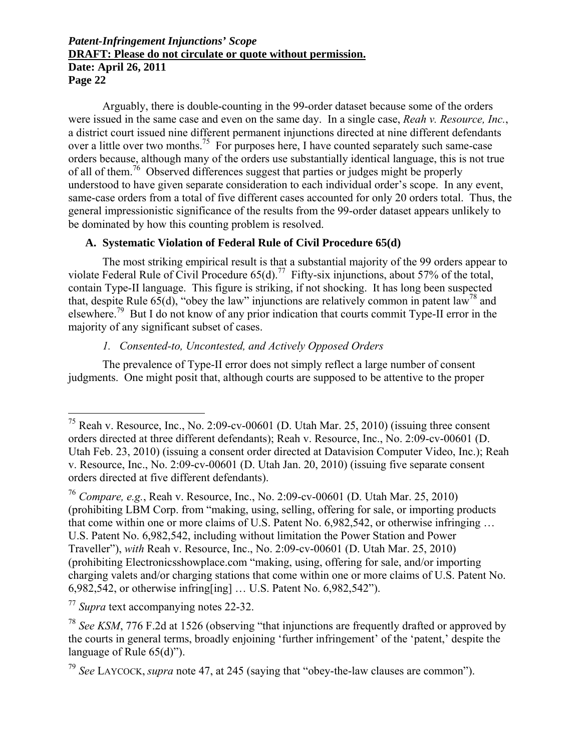Arguably, there is double-counting in the 99-order dataset because some of the orders were issued in the same case and even on the same day. In a single case, *Reah v. Resource, Inc.*, a district court issued nine different permanent injunctions directed at nine different defendants over a little over two months.[75] For purposes here, I have counted separately such same-case orders because, although many of the orders use substantially identical language, this is not true of all of them.[76] Observed differences suggest that parties or judges might be properly understood to have given separate consideration to each individual order's scope. In any event, same-case orders from a total of five different cases accounted for only 20 orders total. Thus, the general impressionistic significance of the results from the 99-order dataset appears unlikely to be dominated by how this counting problem is resolved.

## A. Systematic Violation of Federal Rule of Civil Procedure 65(d)

The most striking empirical result is that a substantial majority of the 99 orders appear to violate Federal Rule of Civil Procedure 65(d).[77] Fifty-six injunctions, about 57% of the total, contain Type-II language. This figure is striking, if not shocking. It has long been suspected that, despite Rule 65(d), "obey the law" injunctions are relatively common in patent law[78] and elsewhere.[79] But I do not know of any prior indication that courts commit Type-II error in the majority of any significant subset of cases.

### *1. Consented-to, Uncontested, and Actively Opposed Orders*

The prevalence of Type-II error does not simply reflect a large number of consent judgments. One might posit that, although courts are supposed to be attentive to the proper

---

[75] Reah v. Resource, Inc., No. 2:09-cv-00601 (D. Utah Mar. 25, 2010) (issuing three consent orders directed at three different defendants); Reah v. Resource, Inc., No. 2:09-cv-00601 (D. Utah Feb. 23, 2010) (issuing a consent order directed at Datavision Computer Video, Inc.); Reah v. Resource, Inc., No. 2:09-cv-00601 (D. Utah Jan. 20, 2010) (issuing five separate consent orders directed at five different defendants).

[76] *Compare, e.g.*, Reah v. Resource, Inc., No. 2:09-cv-00601 (D. Utah Mar. 25, 2010) (prohibiting LBM Corp. from "making, using, selling, offering for sale, or importing products that come within one or more claims of U.S. Patent No. 6,982,542, or otherwise infringing … U.S. Patent No. 6,982,542, including without limitation the Power Station and Power Traveller"), *with* Reah v. Resource, Inc., No. 2:09-cv-00601 (D. Utah Mar. 25, 2010) (prohibiting Electronicsshowplace.com "making, using, offering for sale, and/or importing charging valets and/or charging stations that come within one or more claims of U.S. Patent No. 6,982,542, or otherwise infring[ing] … U.S. Patent No. 6,982,542").

[77] *Supra* text accompanying notes 22-32.

[78] *See KSM*, 776 F.2d at 1526 (observing "that injunctions are frequently drafted or approved by the courts in general terms, broadly enjoining 'further infringement' of the 'patent,' despite the language of Rule 65(d)").

[79] *See* LAYCOCK, *supra* note 47, at 245 (saying that "obey-the-law clauses are common").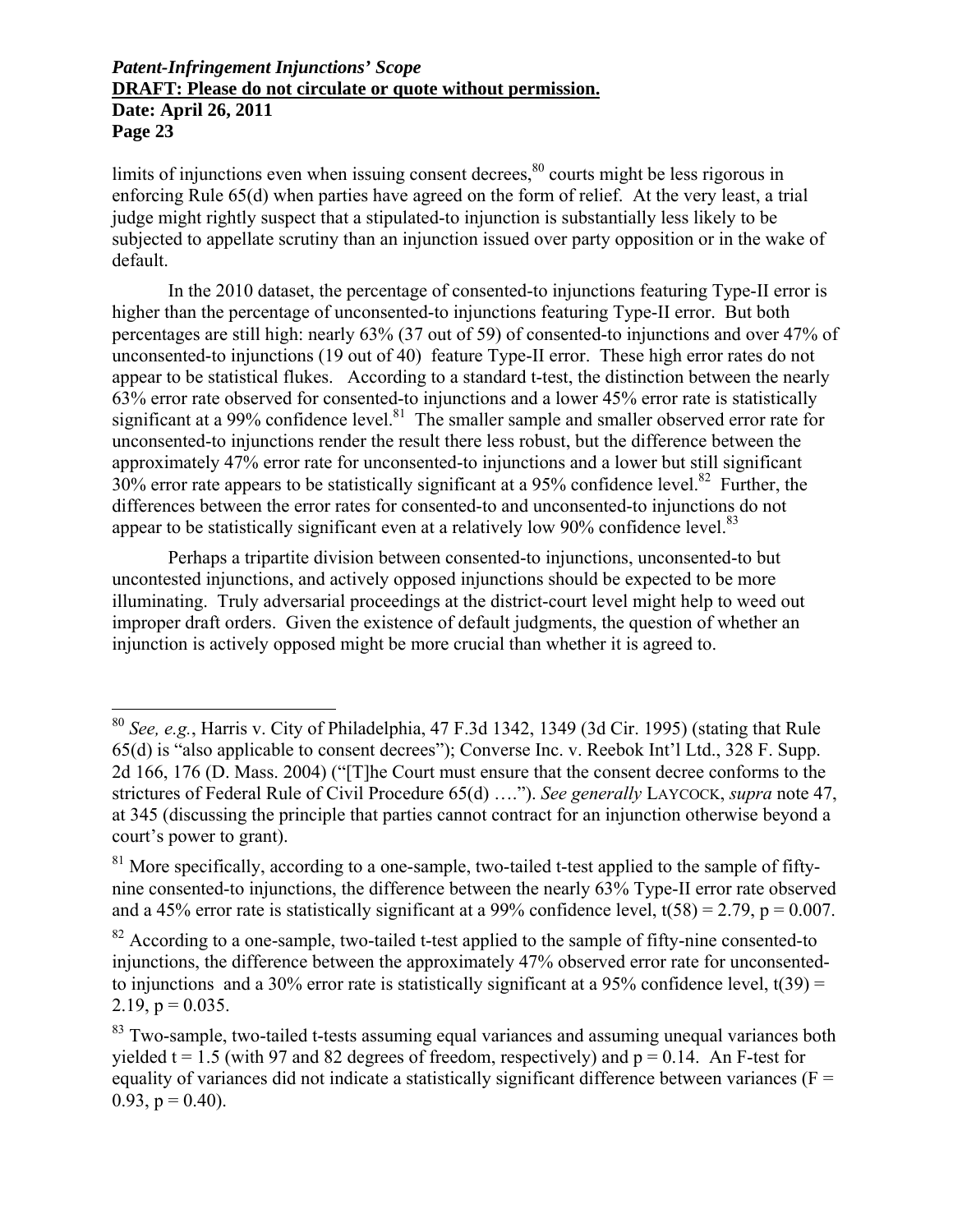limits of injunctions even when issuing consent decrees,[80] courts might be less rigorous in enforcing Rule 65(d) when parties have agreed on the form of relief. At the very least, a trial judge might rightly suspect that a stipulated-to injunction is substantially less likely to be subjected to appellate scrutiny than an injunction issued over party opposition or in the wake of default.

In the 2010 dataset, the percentage of consented-to injunctions featuring Type-II error is higher than the percentage of unconsented-to injunctions featuring Type-II error. But both percentages are still high: nearly 63% (37 out of 59) of consented-to injunctions and over 47% of unconsented-to injunctions (19 out of 40) feature Type-II error. These high error rates do not appear to be statistical flukes. According to a standard t-test, the distinction between the nearly 63% error rate observed for consented-to injunctions and a lower 45% error rate is statistically significant at a 99% confidence level.[81] The smaller sample and smaller observed error rate for unconsented-to injunctions render the result there less robust, but the difference between the approximately 47% error rate for unconsented-to injunctions and a lower but still significant 30% error rate appears to be statistically significant at a 95% confidence level.[82] Further, the differences between the error rates for consented-to and unconsented-to injunctions do not appear to be statistically significant even at a relatively low 90% confidence level.[83]

Perhaps a tripartite division between consented-to injunctions, unconsented-to but uncontested injunctions, and actively opposed injunctions should be expected to be more illuminating. Truly adversarial proceedings at the district-court level might help to weed out improper draft orders. Given the existence of default judgments, the question of whether an injunction is actively opposed might be more crucial than whether it is agreed to.

---

[80] *See, e.g.*, Harris v. City of Philadelphia, 47 F.3d 1342, 1349 (3d Cir. 1995) (stating that Rule 65(d) is "also applicable to consent decrees"); Converse Inc. v. Reebok Int'l Ltd., 328 F. Supp. 2d 166, 176 (D. Mass. 2004) ("[T]he Court must ensure that the consent decree conforms to the strictures of Federal Rule of Civil Procedure 65(d) …."). *See generally* LAYCOCK, *supra* note 47, at 345 (discussing the principle that parties cannot contract for an injunction otherwise beyond a court's power to grant).

[81] More specifically, according to a one-sample, two-tailed t-test applied to the sample of fifty-nine consented-to injunctions, the difference between the nearly 63% Type-II error rate observed and a 45% error rate is statistically significant at a 99% confidence level, $t(58) = 2.79$, $p = 0.007$.

[82] According to a one-sample, two-tailed t-test applied to the sample of fifty-nine consented-to injunctions, the difference between the approximately 47% observed error rate for unconsented-to injunctions and a 30% error rate is statistically significant at a 95% confidence level, $t(39) = 2.19$, $p = 0.035$.

[83] Two-sample, two-tailed t-tests assuming equal variances and assuming unequal variances both yielded $t = 1.5$ (with 97 and 82 degrees of freedom, respectively) and $p = 0.14$. An F-test for equality of variances did not indicate a statistically significant difference between variances ($F = 0.93$, $p = 0.40$).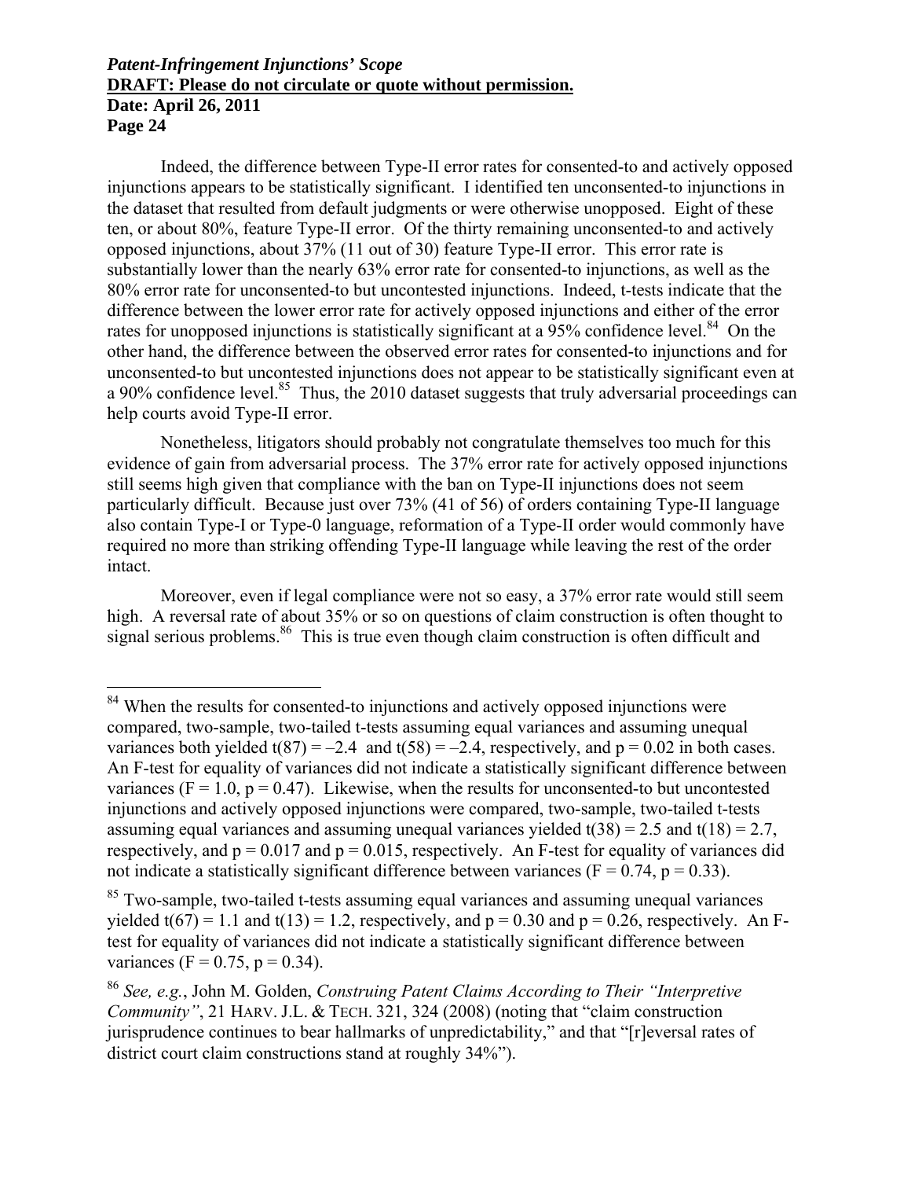Indeed, the difference between Type-II error rates for consented-to and actively opposed injunctions appears to be statistically significant. I identified ten unconsented-to injunctions in the dataset that resulted from default judgments or were otherwise unopposed. Eight of these ten, or about 80%, feature Type-II error. Of the thirty remaining unconsented-to and actively opposed injunctions, about 37% (11 out of 30) feature Type-II error. This error rate is substantially lower than the nearly 63% error rate for consented-to injunctions, as well as the 80% error rate for unconsented-to but uncontested injunctions. Indeed, t-tests indicate that the difference between the lower error rate for actively opposed injunctions and either of the error rates for unopposed injunctions is statistically significant at a 95% confidence level.[84] On the other hand, the difference between the observed error rates for consented-to injunctions and for unconsented-to but uncontested injunctions does not appear to be statistically significant even at a 90% confidence level.[85] Thus, the 2010 dataset suggests that truly adversarial proceedings can help courts avoid Type-II error.

Nonetheless, litigators should probably not congratulate themselves too much for this evidence of gain from adversarial process. The 37% error rate for actively opposed injunctions still seems high given that compliance with the ban on Type-II injunctions does not seem particularly difficult. Because just over 73% (41 of 56) of orders containing Type-II language also contain Type-I or Type-0 language, reformation of a Type-II order would commonly have required no more than striking offending Type-II language while leaving the rest of the order intact.

Moreover, even if legal compliance were not so easy, a 37% error rate would still seem high. A reversal rate of about 35% or so on questions of claim construction is often thought to signal serious problems.[86] This is true even though claim construction is often difficult and

---

[84] When the results for consented-to injunctions and actively opposed injunctions were compared, two-sample, two-tailed t-tests assuming equal variances and assuming unequal variances both yielded $t(87) = -2.4$ and $t(58) = -2.4$, respectively, and $p = 0.02$ in both cases. An F-test for equality of variances did not indicate a statistically significant difference between variances ($F = 1.0$, $p = 0.47$). Likewise, when the results for unconsented-to but uncontested injunctions and actively opposed injunctions were compared, two-sample, two-tailed t-tests assuming equal variances and assuming unequal variances yielded $t(38) = 2.5$ and $t(18) = 2.7$, respectively, and $p = 0.017$ and $p = 0.015$, respectively. An F-test for equality of variances did not indicate a statistically significant difference between variances ($F = 0.74$, $p = 0.33$).

[85] Two-sample, two-tailed t-tests assuming equal variances and assuming unequal variances yielded $t(67) = 1.1$ and $t(13) = 1.2$, respectively, and $p = 0.30$ and $p = 0.26$, respectively. An F-test for equality of variances did not indicate a statistically significant difference between variances ($F = 0.75$, $p = 0.34$).

[86] *See, e.g.*, John M. Golden, *Construing Patent Claims According to Their "Interpretive Community"*, 21 HARV. J.L. & TECH. 321, 324 (2008) (noting that "claim construction jurisprudence continues to bear hallmarks of unpredictability," and that "[r]eversal rates of district court claim constructions stand at roughly 34%").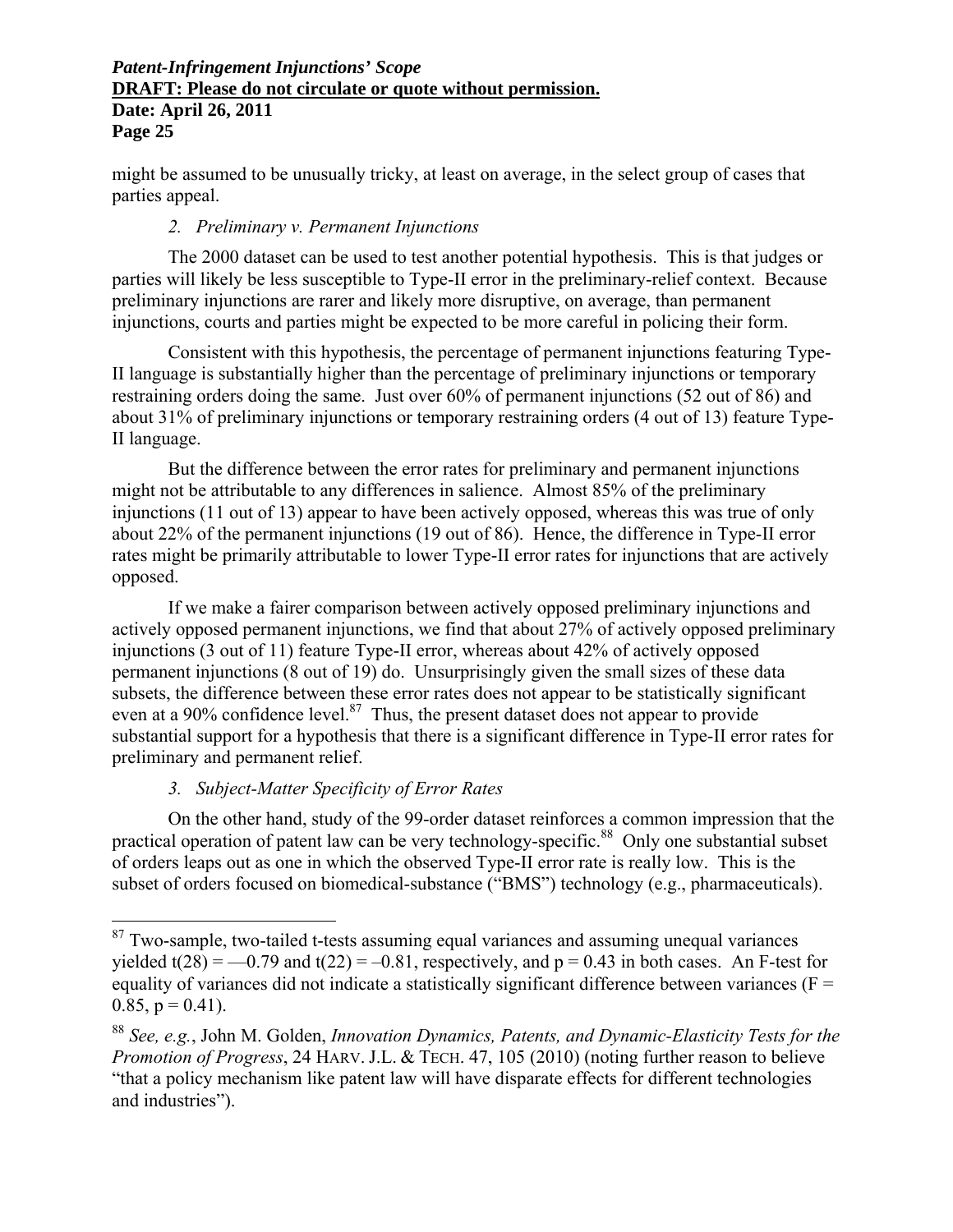might be assumed to be unusually tricky, at least on average, in the select group of cases that parties appeal.

### *2. Preliminary v. Permanent Injunctions*

The 2000 dataset can be used to test another potential hypothesis. This is that judges or parties will likely be less susceptible to Type-II error in the preliminary-relief context. Because preliminary injunctions are rarer and likely more disruptive, on average, than permanent injunctions, courts and parties might be expected to be more careful in policing their form.

Consistent with this hypothesis, the percentage of permanent injunctions featuring Type-II language is substantially higher than the percentage of preliminary injunctions or temporary restraining orders doing the same. Just over 60% of permanent injunctions (52 out of 86) and about 31% of preliminary injunctions or temporary restraining orders (4 out of 13) feature Type-II language.

But the difference between the error rates for preliminary and permanent injunctions might not be attributable to any differences in salience. Almost 85% of the preliminary injunctions (11 out of 13) appear to have been actively opposed, whereas this was true of only about 22% of the permanent injunctions (19 out of 86). Hence, the difference in Type-II error rates might be primarily attributable to lower Type-II error rates for injunctions that are actively opposed.

If we make a fairer comparison between actively opposed preliminary injunctions and actively opposed permanent injunctions, we find that about 27% of actively opposed preliminary injunctions (3 out of 11) feature Type-II error, whereas about 42% of actively opposed permanent injunctions (8 out of 19) do. Unsurprisingly given the small sizes of these data subsets, the difference between these error rates does not appear to be statistically significant even at a 90% confidence level.[87] Thus, the present dataset does not appear to provide substantial support for a hypothesis that there is a significant difference in Type-II error rates for preliminary and permanent relief.

### *3. Subject-Matter Specificity of Error Rates*

On the other hand, study of the 99-order dataset reinforces a common impression that the practical operation of patent law can be very technology-specific.[88] Only one substantial subset of orders leaps out as one in which the observed Type-II error rate is really low. This is the subset of orders focused on biomedical-substance ("BMS") technology (e.g., pharmaceuticals).

---

[87] Two-sample, two-tailed t-tests assuming equal variances and assuming unequal variances yielded $t(28) = -0.79$ and $t(22) = -0.81$, respectively, and $p = 0.43$ in both cases. An F-test for equality of variances did not indicate a statistically significant difference between variances ($F = 0.85$, $p = 0.41$).

[88] *See, e.g.*, John M. Golden, *Innovation Dynamics, Patents, and Dynamic-Elasticity Tests for the Promotion of Progress*, 24 HARV. J.L. & TECH. 47, 105 (2010) (noting further reason to believe "that a policy mechanism like patent law will have disparate effects for different technologies and industries").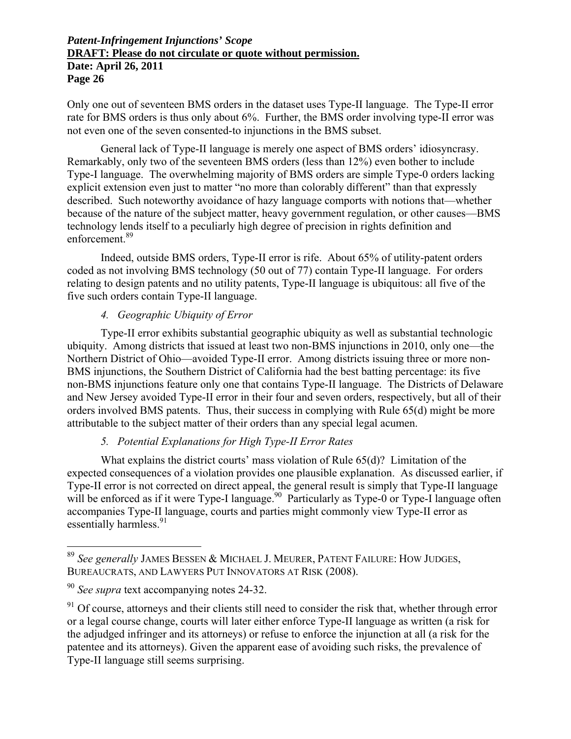Only one out of seventeen BMS orders in the dataset uses Type-II language. The Type-II error rate for BMS orders is thus only about 6%. Further, the BMS order involving type-II error was not even one of the seven consented-to injunctions in the BMS subset.

General lack of Type-II language is merely one aspect of BMS orders' idiosyncrasy. Remarkably, only two of the seventeen BMS orders (less than 12%) even bother to include Type-I language. The overwhelming majority of BMS orders are simple Type-0 orders lacking explicit extension even just to matter "no more than colorably different" than that expressly described. Such noteworthy avoidance of hazy language comports with notions that—whether because of the nature of the subject matter, heavy government regulation, or other causes—BMS technology lends itself to a peculiarly high degree of precision in rights definition and enforcement.[89]

Indeed, outside BMS orders, Type-II error is rife. About 65% of utility-patent orders coded as not involving BMS technology (50 out of 77) contain Type-II language. For orders relating to design patents and no utility patents, Type-II language is ubiquitous: all five of the five such orders contain Type-II language.

#### *4. Geographic Ubiquity of Error*

Type-II error exhibits substantial geographic ubiquity as well as substantial technologic ubiquity. Among districts that issued at least two non-BMS injunctions in 2010, only one—the Northern District of Ohio—avoided Type-II error. Among districts issuing three or more non-BMS injunctions, the Southern District of California had the best batting percentage: its five non-BMS injunctions feature only one that contains Type-II language. The Districts of Delaware and New Jersey avoided Type-II error in their four and seven orders, respectively, but all of their orders involved BMS patents. Thus, their success in complying with Rule 65(d) might be more attributable to the subject matter of their orders than any special legal acumen.

#### *5. Potential Explanations for High Type-II Error Rates*

What explains the district courts' mass violation of Rule 65(d)? Limitation of the expected consequences of a violation provides one plausible explanation. As discussed earlier, if Type-II error is not corrected on direct appeal, the general result is simply that Type-II language will be enforced as if it were Type-I language.[90] Particularly as Type-0 or Type-I language often accompanies Type-II language, courts and parties might commonly view Type-II error as essentially harmless.[91]

---

[89] *See generally* JAMES BESSEN & MICHAEL J. MEURER, PATENT FAILURE: HOW JUDGES, BUREAUCRATS, AND LAWYERS PUT INNOVATORS AT RISK (2008).

[90] *See supra* text accompanying notes 24-32.

[91] Of course, attorneys and their clients still need to consider the risk that, whether through error or a legal course change, courts will later either enforce Type-II language as written (a risk for the adjudged infringer and its attorneys) or refuse to enforce the injunction at all (a risk for the patentee and its attorneys). Given the apparent ease of avoiding such risks, the prevalence of Type-II language still seems surprising.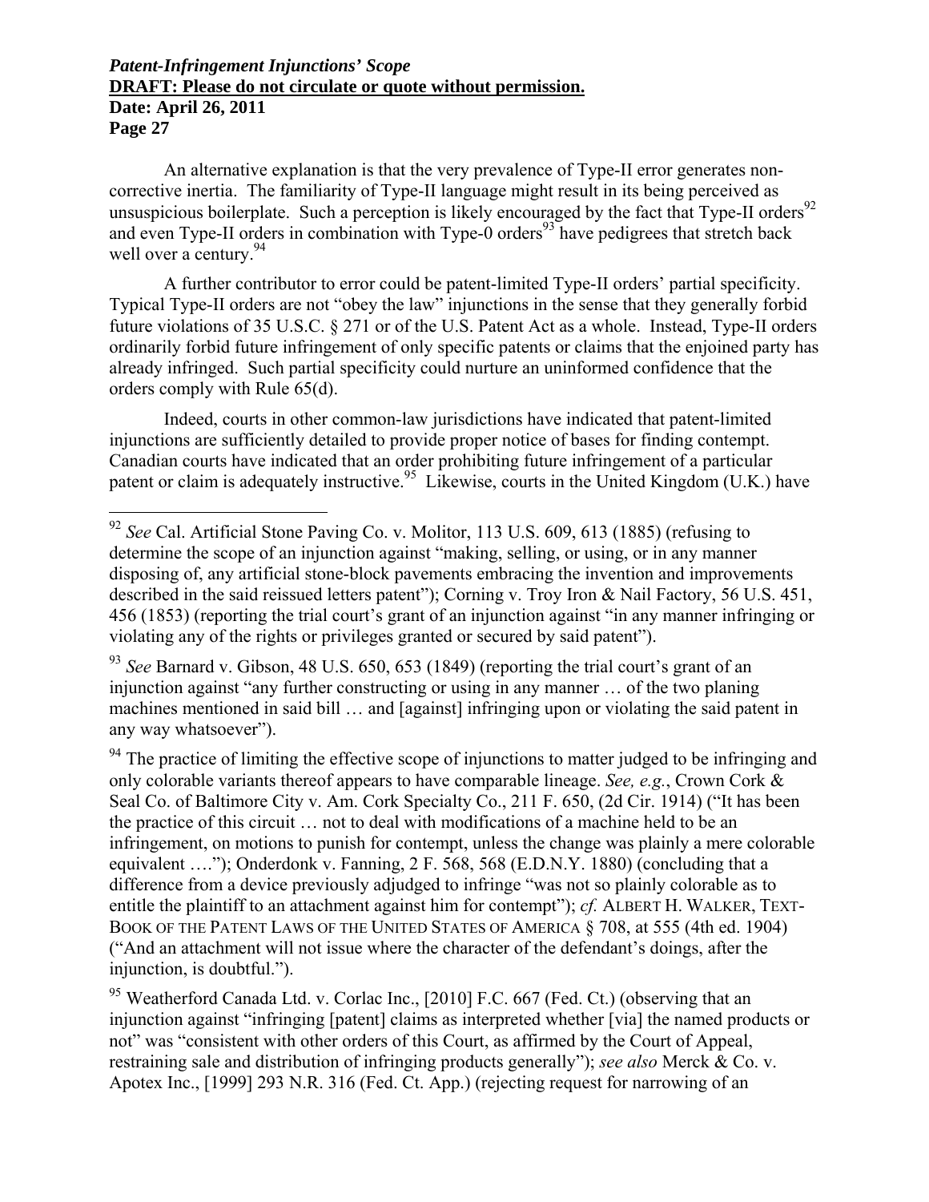An alternative explanation is that the very prevalence of Type-II error generates non-corrective inertia. The familiarity of Type-II language might result in its being perceived as unsuspicious boilerplate. Such a perception is likely encouraged by the fact that Type-II orders[92] and even Type-II orders in combination with Type-0 orders[93] have pedigrees that stretch back well over a century.[94]

A further contributor to error could be patent-limited Type-II orders' partial specificity. Typical Type-II orders are not "obey the law" injunctions in the sense that they generally forbid future violations of 35 U.S.C. § 271 or of the U.S. Patent Act as a whole. Instead, Type-II orders ordinarily forbid future infringement of only specific patents or claims that the enjoined party has already infringed. Such partial specificity could nurture an uninformed confidence that the orders comply with Rule 65(d).

Indeed, courts in other common-law jurisdictions have indicated that patent-limited injunctions are sufficiently detailed to provide proper notice of bases for finding contempt. Canadian courts have indicated that an order prohibiting future infringement of a particular patent or claim is adequately instructive.[95] Likewise, courts in the United Kingdom (U.K.) have

---

[92] *See* Cal. Artificial Stone Paving Co. v. Molitor, 113 U.S. 609, 613 (1885) (refusing to determine the scope of an injunction against "making, selling, or using, or in any manner disposing of, any artificial stone-block pavements embracing the invention and improvements described in the said reissued letters patent"); Corning v. Troy Iron & Nail Factory, 56 U.S. 451, 456 (1853) (reporting the trial court's grant of an injunction against "in any manner infringing or violating any of the rights or privileges granted or secured by said patent").

[93] *See* Barnard v. Gibson, 48 U.S. 650, 653 (1849) (reporting the trial court's grant of an injunction against "any further constructing or using in any manner … of the two planing machines mentioned in said bill … and [against] infringing upon or violating the said patent in any way whatsoever").

[94] The practice of limiting the effective scope of injunctions to matter judged to be infringing and only colorable variants thereof appears to have comparable lineage. *See, e.g.*, Crown Cork & Seal Co. of Baltimore City v. Am. Cork Specialty Co., 211 F. 650, (2d Cir. 1914) ("It has been the practice of this circuit … not to deal with modifications of a machine held to be an infringement, on motions to punish for contempt, unless the change was plainly a mere colorable equivalent …."); Onderdonk v. Fanning, 2 F. 568, 568 (E.D.N.Y. 1880) (concluding that a difference from a device previously adjudged to infringe "was not so plainly colorable as to entitle the plaintiff to an attachment against him for contempt"); *cf.* ALBERT H. WALKER, TEXT-BOOK OF THE PATENT LAWS OF THE UNITED STATES OF AMERICA § 708, at 555 (4th ed. 1904) ("And an attachment will not issue where the character of the defendant's doings, after the injunction, is doubtful.").

[95] Weatherford Canada Ltd. v. Corlac Inc., [2010] F.C. 667 (Fed. Ct.) (observing that an injunction against "infringing [patent] claims as interpreted whether [via] the named products or not" was "consistent with other orders of this Court, as affirmed by the Court of Appeal, restraining sale and distribution of infringing products generally"); *see also* Merck & Co. v. Apotex Inc., [1999] 293 N.R. 316 (Fed. Ct. App.) (rejecting request for narrowing of an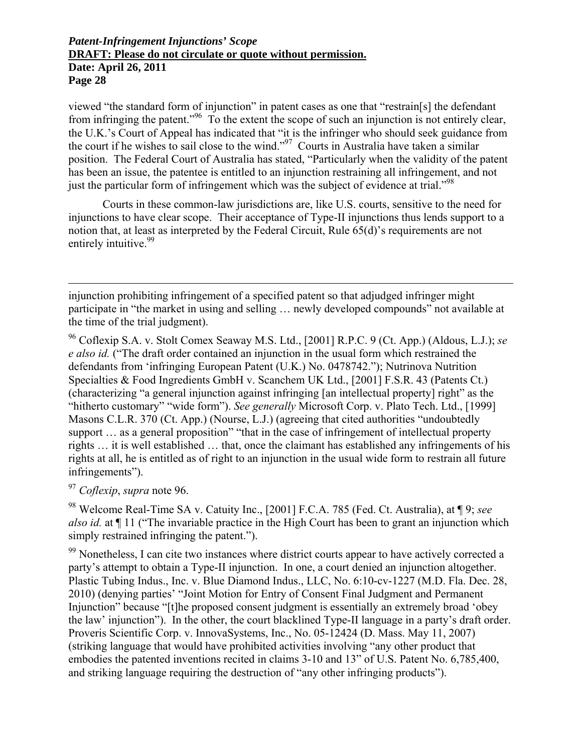viewed "the standard form of injunction" in patent cases as one that "restrain[s] the defendant from infringing the patent."[96] To the extent the scope of such an injunction is not entirely clear, the U.K.'s Court of Appeal has indicated that "it is the infringer who should seek guidance from the court if he wishes to sail close to the wind."[97] Courts in Australia have taken a similar position. The Federal Court of Australia has stated, "Particularly when the validity of the patent has been an issue, the patentee is entitled to an injunction restraining all infringement, and not just the particular form of infringement which was the subject of evidence at trial."[98]

Courts in these common-law jurisdictions are, like U.S. courts, sensitive to the need for injunctions to have clear scope. Their acceptance of Type-II injunctions thus lends support to a notion that, at least as interpreted by the Federal Circuit, Rule 65(d)'s requirements are not entirely intuitive.[99]

---

injunction prohibiting infringement of a specified patent so that adjudged infringer might participate in "the market in using and selling … newly developed compounds" not available at the time of the trial judgment).

[96] Coflexip S.A. v. Stolt Comex Seaway M.S. Ltd., [2001] R.P.C. 9 (Ct. App.) (Aldous, L.J.); *see also id.* ("The draft order contained an injunction in the usual form which restrained the defendants from 'infringing European Patent (U.K.) No. 0478742."); Nutrinova Nutrition Specialties & Food Ingredients GmbH v. Scanchem UK Ltd., [2001] F.S.R. 43 (Patents Ct.) (characterizing "a general injunction against infringing [an intellectual property] right" as the "hitherto customary" "wide form"). *See generally* Microsoft Corp. v. Plato Tech. Ltd., [1999] Masons C.L.R. 370 (Ct. App.) (Nourse, L.J.) (agreeing that cited authorities "undoubtedly support … as a general proposition" "that in the case of infringement of intellectual property rights … it is well established … that, once the claimant has established any infringements of his rights at all, he is entitled as of right to an injunction in the usual wide form to restrain all future infringements").

[97] *Coflexip*, *supra* note 96.

[98] Welcome Real-Time SA v. Catuity Inc., [2001] F.C.A. 785 (Fed. Ct. Australia), at ¶ 9; *see also id.* at ¶ 11 ("The invariable practice in the High Court has been to grant an injunction which simply restrained infringing the patent.").

[99] Nonetheless, I can cite two instances where district courts appear to have actively corrected a party's attempt to obtain a Type-II injunction. In one, a court denied an injunction altogether. Plastic Tubing Indus., Inc. v. Blue Diamond Indus., LLC, No. 6:10-cv-1227 (M.D. Fla. Dec. 28, 2010) (denying parties' "Joint Motion for Entry of Consent Final Judgment and Permanent Injunction" because "[t]he proposed consent judgment is essentially an extremely broad 'obey the law' injunction"). In the other, the court blacklined Type-II language in a party's draft order. Proveris Scientific Corp. v. InnovaSystems, Inc., No. 05-12424 (D. Mass. May 11, 2007) (striking language that would have prohibited activities involving "any other product that embodies the patented inventions recited in claims 3-10 and 13" of U.S. Patent No. 6,785,400, and striking language requiring the destruction of "any other infringing products").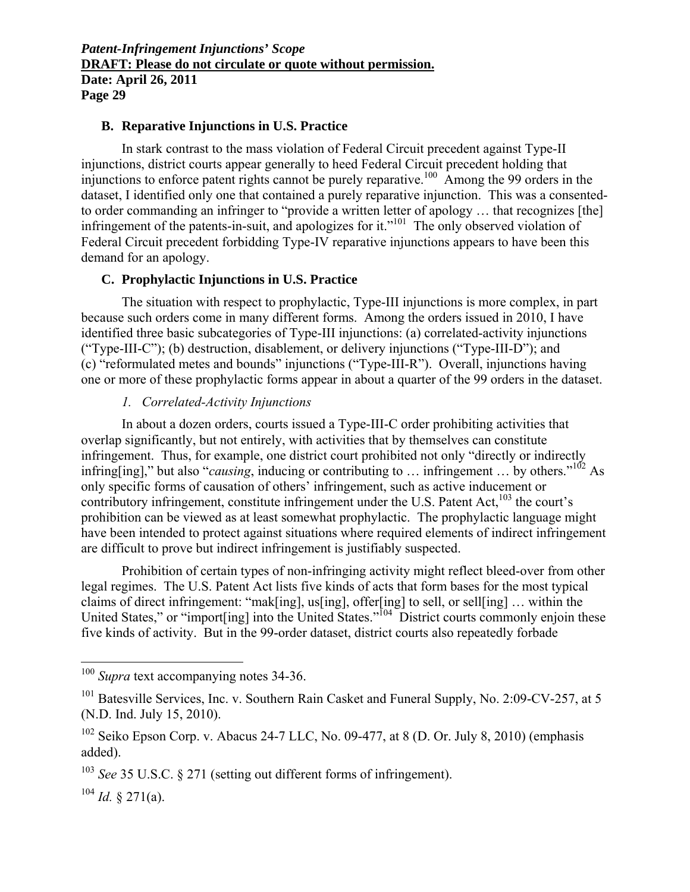## B. Reparative Injunctions in U.S. Practice

In stark contrast to the mass violation of Federal Circuit precedent against Type-II injunctions, district courts appear generally to heed Federal Circuit precedent holding that injunctions to enforce patent rights cannot be purely reparative.[100] Among the 99 orders in the dataset, I identified only one that contained a purely reparative injunction. This was a consented-to order commanding an infringer to "provide a written letter of apology … that recognizes [the] infringement of the patents-in-suit, and apologizes for it."[101] The only observed violation of Federal Circuit precedent forbidding Type-IV reparative injunctions appears to have been this demand for an apology.

## C. Prophylactic Injunctions in U.S. Practice

The situation with respect to prophylactic, Type-III injunctions is more complex, in part because such orders come in many different forms. Among the orders issued in 2010, I have identified three basic subcategories of Type-III injunctions: (a) correlated-activity injunctions ("Type-III-C"); (b) destruction, disablement, or delivery injunctions ("Type-III-D"); and (c) "reformulated metes and bounds" injunctions ("Type-III-R"). Overall, injunctions having one or more of these prophylactic forms appear in about a quarter of the 99 orders in the dataset.

### *1. Correlated-Activity Injunctions*

In about a dozen orders, courts issued a Type-III-C order prohibiting activities that overlap significantly, but not entirely, with activities that by themselves can constitute infringement. Thus, for example, one district court prohibited not only "directly or indirectly infring[ing]," but also "*causing*, inducing or contributing to … infringement … by others."[102] As only specific forms of causation of others' infringement, such as active inducement or contributory infringement, constitute infringement under the U.S. Patent Act,[103] the court's prohibition can be viewed as at least somewhat prophylactic. The prophylactic language might have been intended to protect against situations where required elements of indirect infringement are difficult to prove but indirect infringement is justifiably suspected.

Prohibition of certain types of non-infringing activity might reflect bleed-over from other legal regimes. The U.S. Patent Act lists five kinds of acts that form bases for the most typical claims of direct infringement: "mak[ing], us[ing], offer[ing] to sell, or sell[ing] … within the United States," or "import[ing] into the United States."[104] District courts commonly enjoin these five kinds of activity. But in the 99-order dataset, district courts also repeatedly forbade

---

[100] *Supra* text accompanying notes 34-36.

[101] Batesville Services, Inc. v. Southern Rain Casket and Funeral Supply, No. 2:09-CV-257, at 5 (N.D. Ind. July 15, 2010).

[102] Seiko Epson Corp. v. Abacus 24-7 LLC, No. 09-477, at 8 (D. Or. July 8, 2010) (emphasis added).

[103] *See* 35 U.S.C. § 271 (setting out different forms of infringement).

[104] *Id.* § 271(a).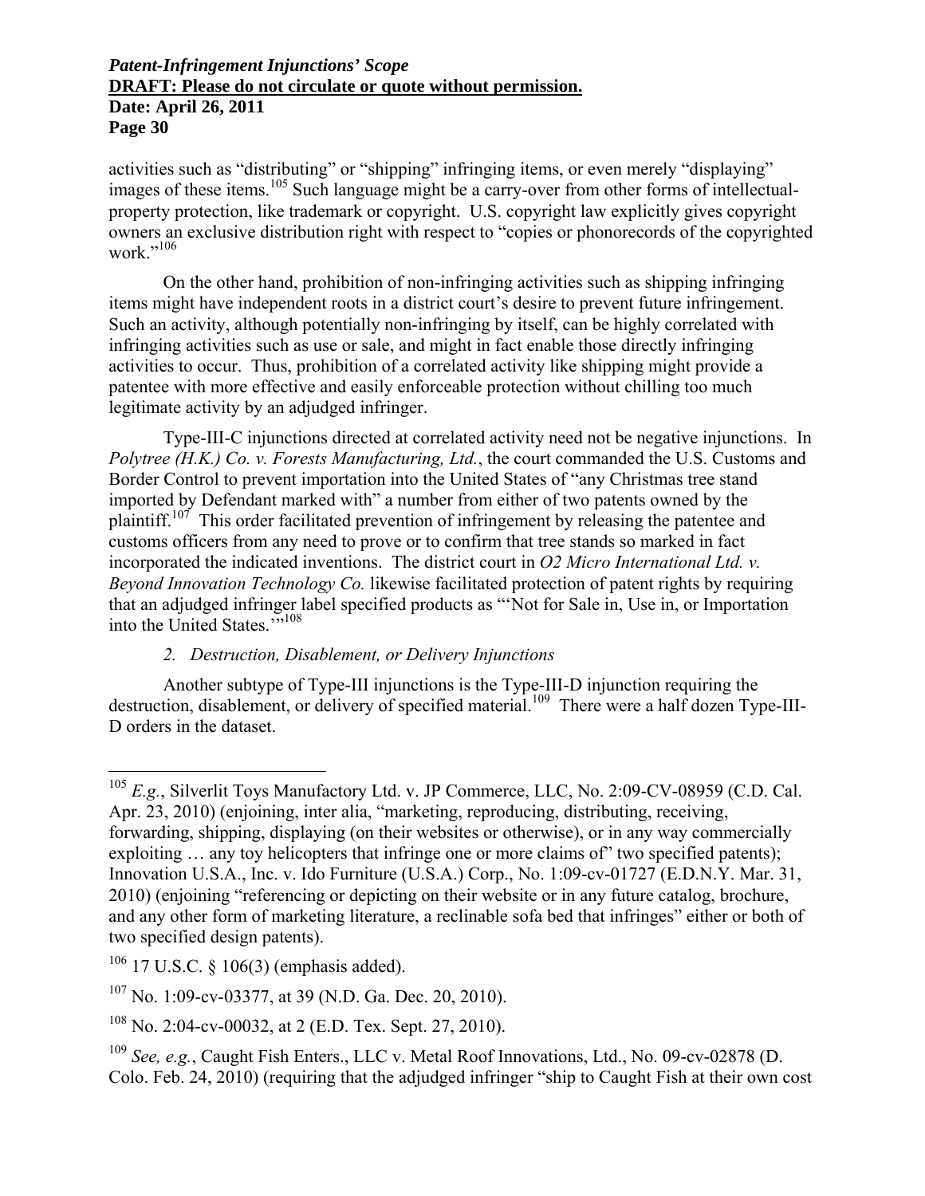activities such as "distributing" or "shipping" infringing items, or even merely "displaying" images of these items.[105] Such language might be a carry-over from other forms of intellectual-property protection, like trademark or copyright. U.S. copyright law explicitly gives copyright owners an exclusive distribution right with respect to "copies or phonorecords of the copyrighted work."[106]

On the other hand, prohibition of non-infringing activities such as shipping infringing items might have independent roots in a district court's desire to prevent future infringement. Such an activity, although potentially non-infringing by itself, can be highly correlated with infringing activities such as use or sale, and might in fact enable those directly infringing activities to occur. Thus, prohibition of a correlated activity like shipping might provide a patentee with more effective and easily enforceable protection without chilling too much legitimate activity by an adjudged infringer.

Type-III-C injunctions directed at correlated activity need not be negative injunctions. In *Polytree (H.K.) Co. v. Forests Manufacturing, Ltd.*, the court commanded the U.S. Customs and Border Control to prevent importation into the United States of "any Christmas tree stand imported by Defendant marked with" a number from either of two patents owned by the plaintiff.[107] This order facilitated prevention of infringement by releasing the patentee and customs officers from any need to prove or to confirm that tree stands so marked in fact incorporated the indicated inventions. The district court in *O2 Micro International Ltd. v. Beyond Innovation Technology Co.* likewise facilitated protection of patent rights by requiring that an adjudged infringer label specified products as "'Not for Sale in, Use in, or Importation into the United States.'"[108]

### *2. Destruction, Disablement, or Delivery Injunctions*

Another subtype of Type-III injunctions is the Type-III-D injunction requiring the destruction, disablement, or delivery of specified material.[109] There were a half dozen Type-III-D orders in the dataset.

---

[105] *E.g.*, Silverlit Toys Manufactory Ltd. v. JP Commerce, LLC, No. 2:09-CV-08959 (C.D. Cal. Apr. 23, 2010) (enjoining, inter alia, "marketing, reproducing, distributing, receiving, forwarding, shipping, displaying (on their websites or otherwise), or in any way commercially exploiting … any toy helicopters that infringe one or more claims of" two specified patents); Innovation U.S.A., Inc. v. Ido Furniture (U.S.A.) Corp., No. 1:09-cv-01727 (E.D.N.Y. Mar. 31, 2010) (enjoining "referencing or depicting on their website or in any future catalog, brochure, and any other form of marketing literature, a reclinable sofa bed that infringes" either or both of two specified design patents).

[106] 17 U.S.C. § 106(3) (emphasis added).

[107] No. 1:09-cv-03377, at 39 (N.D. Ga. Dec. 20, 2010).

[108] No. 2:04-cv-00032, at 2 (E.D. Tex. Sept. 27, 2010).

[109] *See, e.g.*, Caught Fish Enters., LLC v. Metal Roof Innovations, Ltd., No. 09-cv-02878 (D. Colo. Feb. 24, 2010) (requiring that the adjudged infringer "ship to Caught Fish at their own cost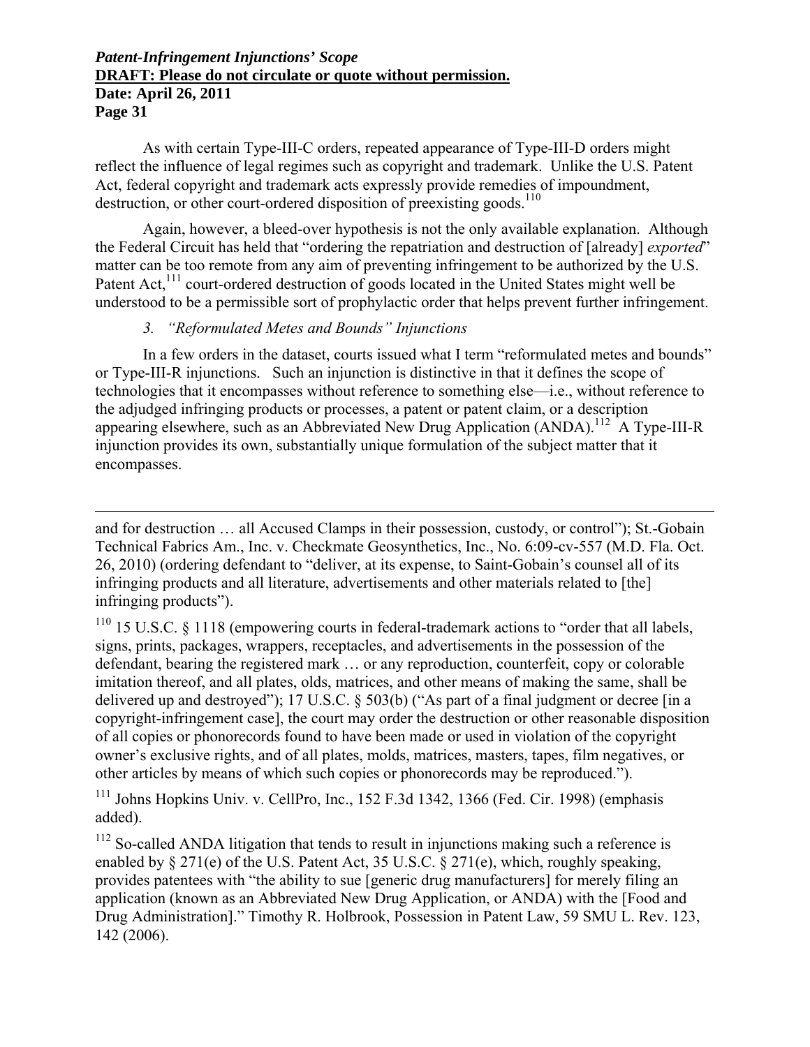As with certain Type-III-C orders, repeated appearance of Type-III-D orders might reflect the influence of legal regimes such as copyright and trademark. Unlike the U.S. Patent Act, federal copyright and trademark acts expressly provide remedies of impoundment, destruction, or other court-ordered disposition of preexisting goods.[110]

Again, however, a bleed-over hypothesis is not the only available explanation. Although the Federal Circuit has held that "ordering the repatriation and destruction of [already] *exported*" matter can be too remote from any aim of preventing infringement to be authorized by the U.S. Patent Act,[111] court-ordered destruction of goods located in the United States might well be understood to be a permissible sort of prophylactic order that helps prevent further infringement.

### *3. "Reformulated Metes and Bounds" Injunctions*

In a few orders in the dataset, courts issued what I term "reformulated metes and bounds" or Type-III-R injunctions. Such an injunction is distinctive in that it defines the scope of technologies that it encompasses without reference to something else—i.e., without reference to the adjudged infringing products or processes, a patent or patent claim, or a description appearing elsewhere, such as an Abbreviated New Drug Application (ANDA).[112] A Type-III-R injunction provides its own, substantially unique formulation of the subject matter that it encompasses.

---

and for destruction … all Accused Clamps in their possession, custody, or control"); St.-Gobain Technical Fabrics Am., Inc. v. Checkmate Geosynthetics, Inc., No. 6:09-cv-557 (M.D. Fla. Oct. 26, 2010) (ordering defendant to "deliver, at its expense, to Saint-Gobain's counsel all of its infringing products and all literature, advertisements and other materials related to [the] infringing products").

[110] 15 U.S.C. § 1118 (empowering courts in federal-trademark actions to "order that all labels, signs, prints, packages, wrappers, receptacles, and advertisements in the possession of the defendant, bearing the registered mark … or any reproduction, counterfeit, copy or colorable imitation thereof, and all plates, olds, matrices, and other means of making the same, shall be delivered up and destroyed"); 17 U.S.C. § 503(b) ("As part of a final judgment or decree [in a copyright-infringement case], the court may order the destruction or other reasonable disposition of all copies or phonorecords found to have been made or used in violation of the copyright owner's exclusive rights, and of all plates, molds, matrices, masters, tapes, film negatives, or other articles by means of which such copies or phonorecords may be reproduced.").

[111] Johns Hopkins Univ. v. CellPro, Inc., 152 F.3d 1342, 1366 (Fed. Cir. 1998) (emphasis added).

[112] So-called ANDA litigation that tends to result in injunctions making such a reference is enabled by § 271(e) of the U.S. Patent Act, 35 U.S.C. § 271(e), which, roughly speaking, provides patentees with "the ability to sue [generic drug manufacturers] for merely filing an application (known as an Abbreviated New Drug Application, or ANDA) with the [Food and Drug Administration]." Timothy R. Holbrook, Possession in Patent Law, 59 SMU L. Rev. 123, 142 (2006).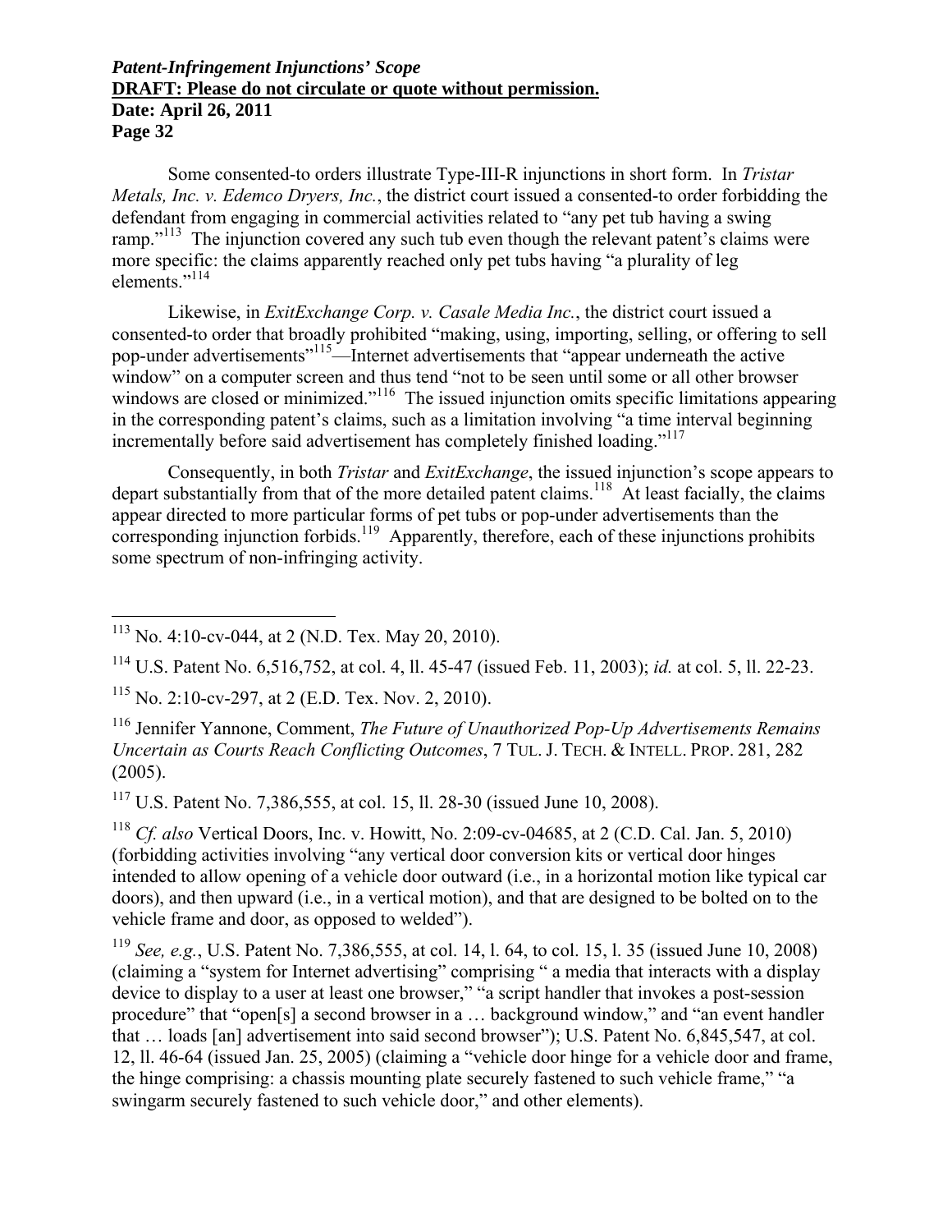Some consented-to orders illustrate Type-III-R injunctions in short form. In *Tristar Metals, Inc. v. Edemco Dryers, Inc.*, the district court issued a consented-to order forbidding the defendant from engaging in commercial activities related to "any pet tub having a swing ramp."[113] The injunction covered any such tub even though the relevant patent's claims were more specific: the claims apparently reached only pet tubs having "a plurality of leg elements."[114]

Likewise, in *ExitExchange Corp. v. Casale Media Inc.*, the district court issued a consented-to order that broadly prohibited "making, using, importing, selling, or offering to sell pop-under advertisements"[115]—Internet advertisements that "appear underneath the active window" on a computer screen and thus tend "not to be seen until some or all other browser windows are closed or minimized."[116] The issued injunction omits specific limitations appearing in the corresponding patent's claims, such as a limitation involving "a time interval beginning incrementally before said advertisement has completely finished loading."[117]

Consequently, in both *Tristar* and *ExitExchange*, the issued injunction's scope appears to depart substantially from that of the more detailed patent claims.[118] At least facially, the claims appear directed to more particular forms of pet tubs or pop-under advertisements than the corresponding injunction forbids.[119] Apparently, therefore, each of these injunctions prohibits some spectrum of non-infringing activity.

---

[113] No. 4:10-cv-044, at 2 (N.D. Tex. May 20, 2010).

[114] U.S. Patent No. 6,516,752, at col. 4, ll. 45-47 (issued Feb. 11, 2003); *id.* at col. 5, ll. 22-23.

[115] No. 2:10-cv-297, at 2 (E.D. Tex. Nov. 2, 2010).

[116] Jennifer Yannone, Comment, *The Future of Unauthorized Pop-Up Advertisements Remains Uncertain as Courts Reach Conflicting Outcomes*, 7 TUL. J. TECH. & INTELL. PROP. 281, 282 (2005).

[117] U.S. Patent No. 7,386,555, at col. 15, ll. 28-30 (issued June 10, 2008).

[118] *Cf. also* Vertical Doors, Inc. v. Howitt, No. 2:09-cv-04685, at 2 (C.D. Cal. Jan. 5, 2010) (forbidding activities involving "any vertical door conversion kits or vertical door hinges intended to allow opening of a vehicle door outward (i.e., in a horizontal motion like typical car doors), and then upward (i.e., in a vertical motion), and that are designed to be bolted on to the vehicle frame and door, as opposed to welded").

[119] *See, e.g.*, U.S. Patent No. 7,386,555, at col. 14, l. 64, to col. 15, l. 35 (issued June 10, 2008) (claiming a "system for Internet advertising" comprising " a media that interacts with a display device to display to a user at least one browser," "a script handler that invokes a post-session procedure" that "open[s] a second browser in a … background window," and "an event handler that … loads [an] advertisement into said second browser"); U.S. Patent No. 6,845,547, at col. 12, ll. 46-64 (issued Jan. 25, 2005) (claiming a "vehicle door hinge for a vehicle door and frame, the hinge comprising: a chassis mounting plate securely fastened to such vehicle frame," "a swingarm securely fastened to such vehicle door," and other elements).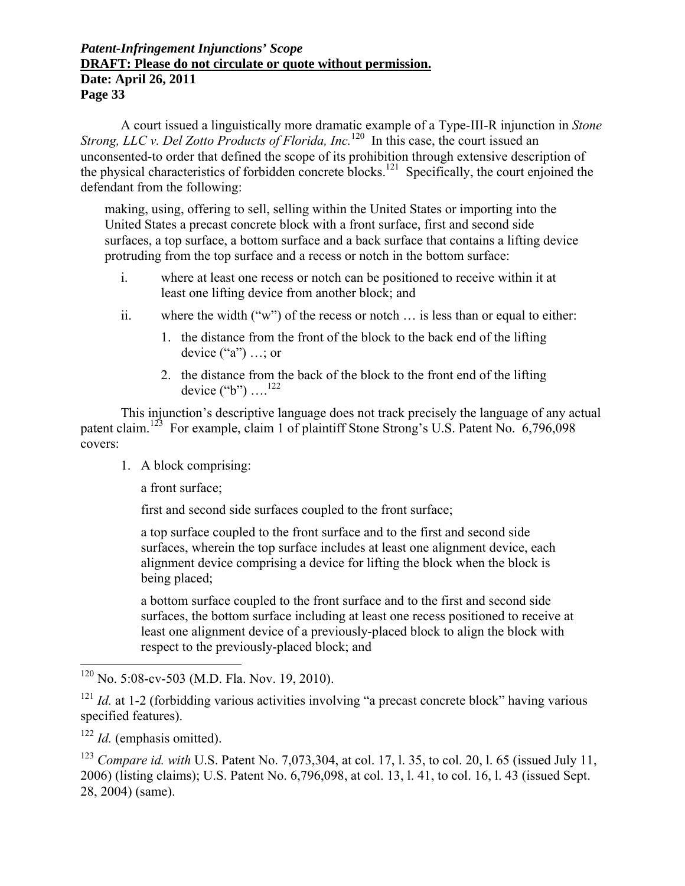A court issued a linguistically more dramatic example of a Type-III-R injunction in *Stone Strong, LLC v. Del Zotto Products of Florida, Inc.*[120] In this case, the court issued an unconsented-to order that defined the scope of its prohibition through extensive description of the physical characteristics of forbidden concrete blocks.[121] Specifically, the court enjoined the defendant from the following:

> making, using, offering to sell, selling within the United States or importing into the United States a precast concrete block with a front surface, first and second side surfaces, a top surface, a bottom surface and a back surface that contains a lifting device protruding from the top surface and a recess or notch in the bottom surface:
>
> i. where at least one recess or notch can be positioned to receive within it at least one lifting device from another block; and
>
> ii. where the width ("w") of the recess or notch … is less than or equal to either:
>
> 1. the distance from the front of the block to the back end of the lifting device ("a") …; or
> 2. the distance from the back of the block to the front end of the lifting device ("b") ….[122]

This injunction's descriptive language does not track precisely the language of any actual patent claim.[123] For example, claim 1 of plaintiff Stone Strong's U.S. Patent No. 6,796,098 covers:

> 1. A block comprising:
>
> a front surface;
>
> first and second side surfaces coupled to the front surface;
>
> a top surface coupled to the front surface and to the first and second side surfaces, wherein the top surface includes at least one alignment device, each alignment device comprising a device for lifting the block when the block is being placed;
>
> a bottom surface coupled to the front surface and to the first and second side surfaces, the bottom surface including at least one recess positioned to receive at least one alignment device of a previously-placed block to align the block with respect to the previously-placed block; and

---

[120] No. 5:08-cv-503 (M.D. Fla. Nov. 19, 2010).

[121] *Id.* at 1-2 (forbidding various activities involving "a precast concrete block" having various specified features).

[122] *Id.* (emphasis omitted).

[123] *Compare id. with* U.S. Patent No. 7,073,304, at col. 17, l. 35, to col. 20, l. 65 (issued July 11, 2006) (listing claims); U.S. Patent No. 6,796,098, at col. 13, l. 41, to col. 16, l. 43 (issued Sept. 28, 2004) (same).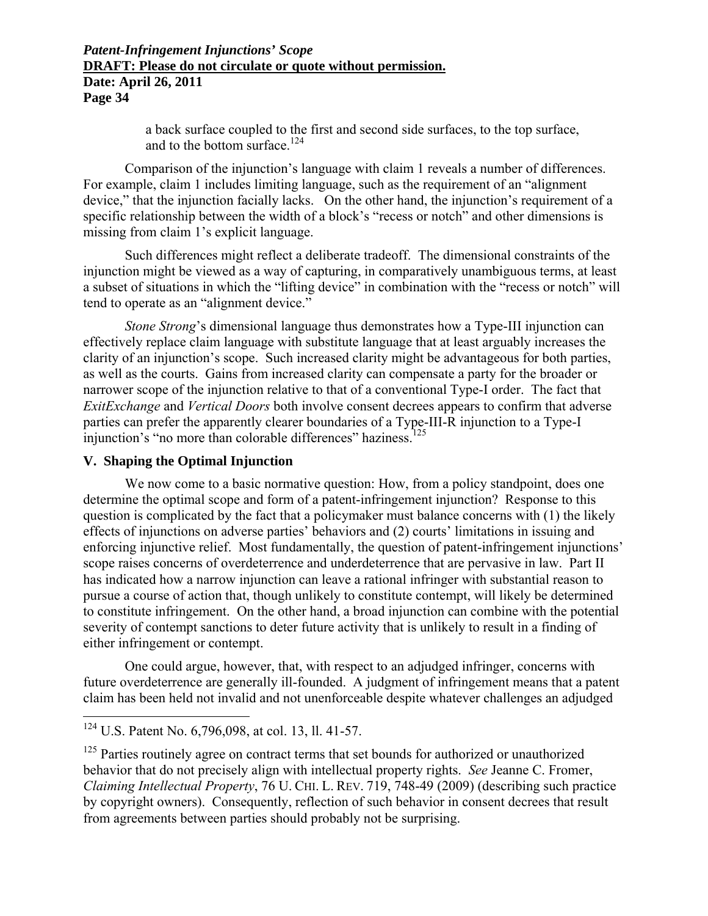a back surface coupled to the first and second side surfaces, to the top surface, and to the bottom surface.[124]

Comparison of the injunction's language with claim 1 reveals a number of differences. For example, claim 1 includes limiting language, such as the requirement of an "alignment device," that the injunction facially lacks. On the other hand, the injunction's requirement of a specific relationship between the width of a block's "recess or notch" and other dimensions is missing from claim 1's explicit language.

Such differences might reflect a deliberate tradeoff. The dimensional constraints of the injunction might be viewed as a way of capturing, in comparatively unambiguous terms, at least a subset of situations in which the "lifting device" in combination with the "recess or notch" will tend to operate as an "alignment device."

*Stone Strong*'s dimensional language thus demonstrates how a Type-III injunction can effectively replace claim language with substitute language that at least arguably increases the clarity of an injunction's scope. Such increased clarity might be advantageous for both parties, as well as the courts. Gains from increased clarity can compensate a party for the broader or narrower scope of the injunction relative to that of a conventional Type-I order. The fact that *ExitExchange* and *Vertical Doors* both involve consent decrees appears to confirm that adverse parties can prefer the apparently clearer boundaries of a Type-III-R injunction to a Type-I injunction's "no more than colorable differences" haziness.[125]

## V. Shaping the Optimal Injunction

We now come to a basic normative question: How, from a policy standpoint, does one determine the optimal scope and form of a patent-infringement injunction? Response to this question is complicated by the fact that a policymaker must balance concerns with (1) the likely effects of injunctions on adverse parties' behaviors and (2) courts' limitations in issuing and enforcing injunctive relief. Most fundamentally, the question of patent-infringement injunctions' scope raises concerns of overdeterrence and underdeterrence that are pervasive in law. Part II has indicated how a narrow injunction can leave a rational infringer with substantial reason to pursue a course of action that, though unlikely to constitute contempt, will likely be determined to constitute infringement. On the other hand, a broad injunction can combine with the potential severity of contempt sanctions to deter future activity that is unlikely to result in a finding of either infringement or contempt.

One could argue, however, that, with respect to an adjudged infringer, concerns with future overdeterrence are generally ill-founded. A judgment of infringement means that a patent claim has been held not invalid and not unenforceable despite whatever challenges an adjudged

---

[124] U.S. Patent No. 6,796,098, at col. 13, ll. 41-57.

[125] Parties routinely agree on contract terms that set bounds for authorized or unauthorized behavior that do not precisely align with intellectual property rights. *See* Jeanne C. Fromer, *Claiming Intellectual Property*, 76 U. CHI. L. REV. 719, 748-49 (2009) (describing such practice by copyright owners). Consequently, reflection of such behavior in consent decrees that result from agreements between parties should probably not be surprising.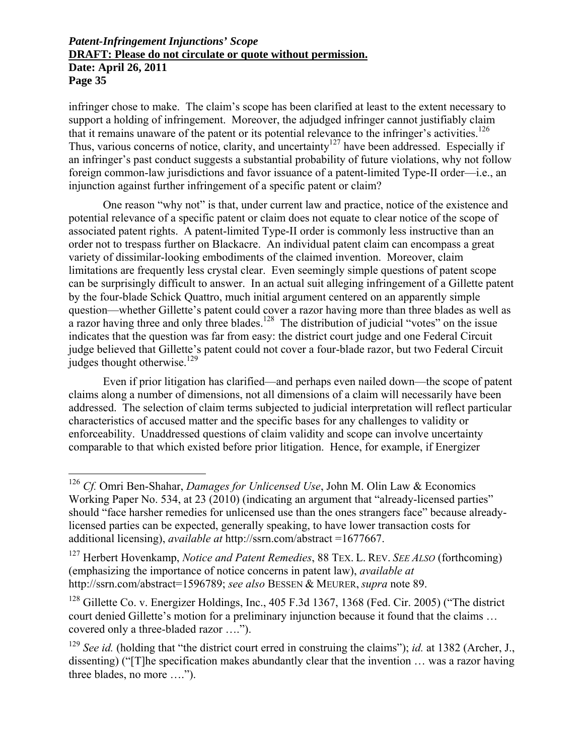infringer chose to make. The claim's scope has been clarified at least to the extent necessary to support a holding of infringement. Moreover, the adjudged infringer cannot justifiably claim that it remains unaware of the patent or its potential relevance to the infringer's activities.[126] Thus, various concerns of notice, clarity, and uncertainty[127] have been addressed. Especially if an infringer's past conduct suggests a substantial probability of future violations, why not follow foreign common-law jurisdictions and favor issuance of a patent-limited Type-II order—i.e., an injunction against further infringement of a specific patent or claim?

One reason "why not" is that, under current law and practice, notice of the existence and potential relevance of a specific patent or claim does not equate to clear notice of the scope of associated patent rights. A patent-limited Type-II order is commonly less instructive than an order not to trespass further on Blackacre. An individual patent claim can encompass a great variety of dissimilar-looking embodiments of the claimed invention. Moreover, claim limitations are frequently less crystal clear. Even seemingly simple questions of patent scope can be surprisingly difficult to answer. In an actual suit alleging infringement of a Gillette patent by the four-blade Schick Quattro, much initial argument centered on an apparently simple question—whether Gillette's patent could cover a razor having more than three blades as well as a razor having three and only three blades.[128] The distribution of judicial "votes" on the issue indicates that the question was far from easy: the district court judge and one Federal Circuit judge believed that Gillette's patent could not cover a four-blade razor, but two Federal Circuit judges thought otherwise.[129]

Even if prior litigation has clarified—and perhaps even nailed down—the scope of patent claims along a number of dimensions, not all dimensions of a claim will necessarily have been addressed. The selection of claim terms subjected to judicial interpretation will reflect particular characteristics of accused matter and the specific bases for any challenges to validity or enforceability. Unaddressed questions of claim validity and scope can involve uncertainty comparable to that which existed before prior litigation. Hence, for example, if Energizer

---

[126] *Cf.* Omri Ben-Shahar, *Damages for Unlicensed Use*, John M. Olin Law & Economics Working Paper No. 534, at 23 (2010) (indicating an argument that "already-licensed parties" should "face harsher remedies for unlicensed use than the ones strangers face" because already-licensed parties can be expected, generally speaking, to have lower transaction costs for additional licensing), *available at* http://ssrn.com/abstract =1677667.

[127] Herbert Hovenkamp, *Notice and Patent Remedies*, 88 TEX. L. REV. *SEE ALSO* (forthcoming) (emphasizing the importance of notice concerns in patent law), *available at* http://ssrn.com/abstract=1596789; *see also* BESSEN & MEURER, *supra* note 89.

[128] Gillette Co. v. Energizer Holdings, Inc., 405 F.3d 1367, 1368 (Fed. Cir. 2005) ("The district court denied Gillette's motion for a preliminary injunction because it found that the claims … covered only a three-bladed razor ….").

[129] *See id.* (holding that "the district court erred in construing the claims"); *id.* at 1382 (Archer, J., dissenting) ("[T]he specification makes abundantly clear that the invention … was a razor having three blades, no more ….").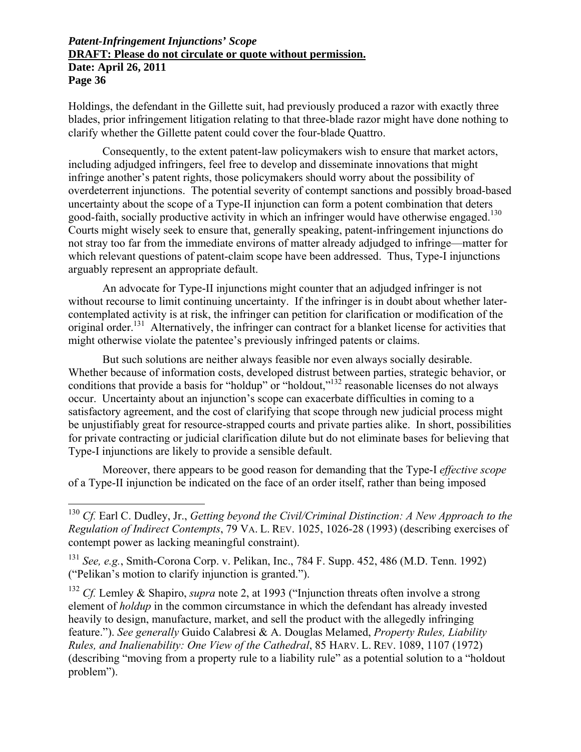Holdings, the defendant in the Gillette suit, had previously produced a razor with exactly three blades, prior infringement litigation relating to that three-blade razor might have done nothing to clarify whether the Gillette patent could cover the four-blade Quattro.

Consequently, to the extent patent-law policymakers wish to ensure that market actors, including adjudged infringers, feel free to develop and disseminate innovations that might infringe another's patent rights, those policymakers should worry about the possibility of overdeterrent injunctions. The potential severity of contempt sanctions and possibly broad-based uncertainty about the scope of a Type-II injunction can form a potent combination that deters good-faith, socially productive activity in which an infringer would have otherwise engaged.[130] Courts might wisely seek to ensure that, generally speaking, patent-infringement injunctions do not stray too far from the immediate environs of matter already adjudged to infringe—matter for which relevant questions of patent-claim scope have been addressed. Thus, Type-I injunctions arguably represent an appropriate default.

An advocate for Type-II injunctions might counter that an adjudged infringer is not without recourse to limit continuing uncertainty. If the infringer is in doubt about whether later-contemplated activity is at risk, the infringer can petition for clarification or modification of the original order.[131] Alternatively, the infringer can contract for a blanket license for activities that might otherwise violate the patentee's previously infringed patents or claims.

But such solutions are neither always feasible nor even always socially desirable. Whether because of information costs, developed distrust between parties, strategic behavior, or conditions that provide a basis for "holdup" or "holdout,"[132] reasonable licenses do not always occur. Uncertainty about an injunction's scope can exacerbate difficulties in coming to a satisfactory agreement, and the cost of clarifying that scope through new judicial process might be unjustifiably great for resource-strapped courts and private parties alike. In short, possibilities for private contracting or judicial clarification dilute but do not eliminate bases for believing that Type-I injunctions are likely to provide a sensible default.

Moreover, there appears to be good reason for demanding that the Type-I *effective scope* of a Type-II injunction be indicated on the face of an order itself, rather than being imposed

---

[130] *Cf.* Earl C. Dudley, Jr., *Getting beyond the Civil/Criminal Distinction: A New Approach to the Regulation of Indirect Contempts*, 79 VA. L. REV. 1025, 1026-28 (1993) (describing exercises of contempt power as lacking meaningful constraint).

[131] *See, e.g.*, Smith-Corona Corp. v. Pelikan, Inc., 784 F. Supp. 452, 486 (M.D. Tenn. 1992) ("Pelikan's motion to clarify injunction is granted.").

[132] *Cf.* Lemley & Shapiro, *supra* note 2, at 1993 ("Injunction threats often involve a strong element of *holdup* in the common circumstance in which the defendant has already invested heavily to design, manufacture, market, and sell the product with the allegedly infringing feature."). *See generally* Guido Calabresi & A. Douglas Melamed, *Property Rules, Liability Rules, and Inalienability: One View of the Cathedral*, 85 HARV. L. REV. 1089, 1107 (1972) (describing "moving from a property rule to a liability rule" as a potential solution to a "holdout problem").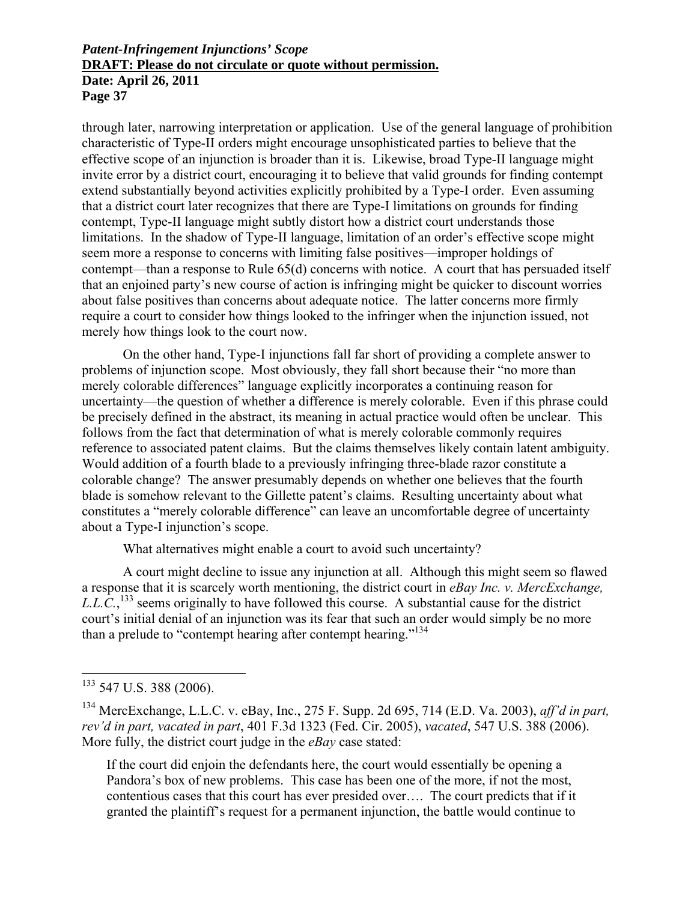through later, narrowing interpretation or application. Use of the general language of prohibition characteristic of Type-II orders might encourage unsophisticated parties to believe that the effective scope of an injunction is broader than it is. Likewise, broad Type-II language might invite error by a district court, encouraging it to believe that valid grounds for finding contempt extend substantially beyond activities explicitly prohibited by a Type-I order. Even assuming that a district court later recognizes that there are Type-I limitations on grounds for finding contempt, Type-II language might subtly distort how a district court understands those limitations. In the shadow of Type-II language, limitation of an order's effective scope might seem more a response to concerns with limiting false positives—improper holdings of contempt—than a response to Rule 65(d) concerns with notice. A court that has persuaded itself that an enjoined party's new course of action is infringing might be quicker to discount worries about false positives than concerns about adequate notice. The latter concerns more firmly require a court to consider how things looked to the infringer when the injunction issued, not merely how things look to the court now.

On the other hand, Type-I injunctions fall far short of providing a complete answer to problems of injunction scope. Most obviously, they fall short because their "no more than merely colorable differences" language explicitly incorporates a continuing reason for uncertainty—the question of whether a difference is merely colorable. Even if this phrase could be precisely defined in the abstract, its meaning in actual practice would often be unclear. This follows from the fact that determination of what is merely colorable commonly requires reference to associated patent claims. But the claims themselves likely contain latent ambiguity. Would addition of a fourth blade to a previously infringing three-blade razor constitute a colorable change? The answer presumably depends on whether one believes that the fourth blade is somehow relevant to the Gillette patent's claims. Resulting uncertainty about what constitutes a "merely colorable difference" can leave an uncomfortable degree of uncertainty about a Type-I injunction's scope.

What alternatives might enable a court to avoid such uncertainty?

A court might decline to issue any injunction at all. Although this might seem so flawed a response that it is scarcely worth mentioning, the district court in *eBay Inc. v. MercExchange, L.L.C.*,[133] seems originally to have followed this course. A substantial cause for the district court's initial denial of an injunction was its fear that such an order would simply be no more than a prelude to "contempt hearing after contempt hearing."[134]

---

[133] 547 U.S. 388 (2006).

[134] MercExchange, L.L.C. v. eBay, Inc., 275 F. Supp. 2d 695, 714 (E.D. Va. 2003), *aff'd in part, rev'd in part, vacated in part*, 401 F.3d 1323 (Fed. Cir. 2005), *vacated*, 547 U.S. 388 (2006). More fully, the district court judge in the *eBay* case stated:

> If the court did enjoin the defendants here, the court would essentially be opening a Pandora's box of new problems. This case has been one of the more, if not the most, contentious cases that this court has ever presided over…. The court predicts that if it granted the plaintiff's request for a permanent injunction, the battle would continue to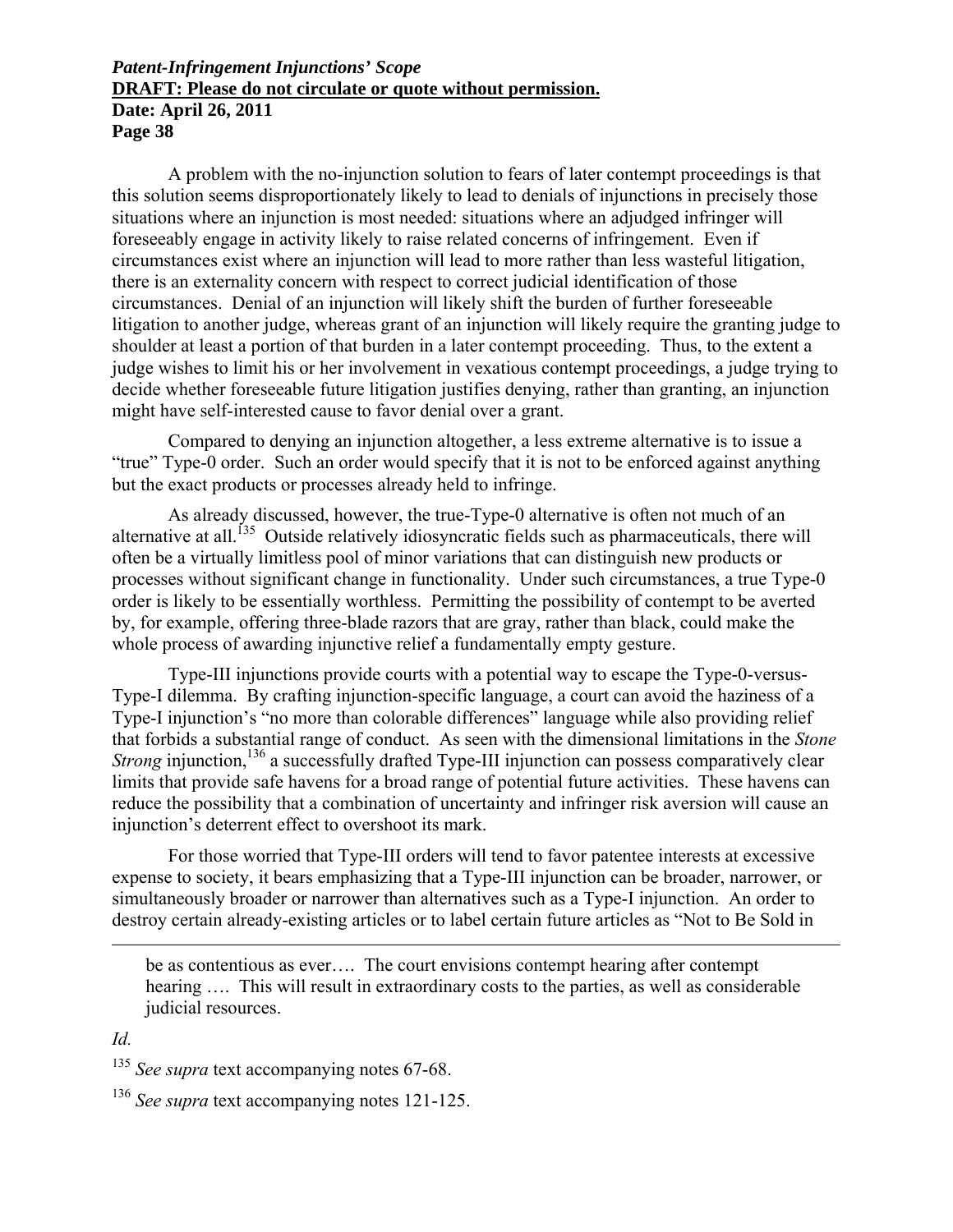A problem with the no-injunction solution to fears of later contempt proceedings is that this solution seems disproportionately likely to lead to denials of injunctions in precisely those situations where an injunction is most needed: situations where an adjudged infringer will foreseeably engage in activity likely to raise related concerns of infringement. Even if circumstances exist where an injunction will lead to more rather than less wasteful litigation, there is an externality concern with respect to correct judicial identification of those circumstances. Denial of an injunction will likely shift the burden of further foreseeable litigation to another judge, whereas grant of an injunction will likely require the granting judge to shoulder at least a portion of that burden in a later contempt proceeding. Thus, to the extent a judge wishes to limit his or her involvement in vexatious contempt proceedings, a judge trying to decide whether foreseeable future litigation justifies denying, rather than granting, an injunction might have self-interested cause to favor denial over a grant.

Compared to denying an injunction altogether, a less extreme alternative is to issue a "true" Type-0 order. Such an order would specify that it is not to be enforced against anything but the exact products or processes already held to infringe.

As already discussed, however, the true-Type-0 alternative is often not much of an alternative at all.[135] Outside relatively idiosyncratic fields such as pharmaceuticals, there will often be a virtually limitless pool of minor variations that can distinguish new products or processes without significant change in functionality. Under such circumstances, a true Type-0 order is likely to be essentially worthless. Permitting the possibility of contempt to be averted by, for example, offering three-blade razors that are gray, rather than black, could make the whole process of awarding injunctive relief a fundamentally empty gesture.

Type-III injunctions provide courts with a potential way to escape the Type-0-versus-Type-I dilemma. By crafting injunction-specific language, a court can avoid the haziness of a Type-I injunction's "no more than colorable differences" language while also providing relief that forbids a substantial range of conduct. As seen with the dimensional limitations in the *Stone Strong* injunction,[136] a successfully drafted Type-III injunction can possess comparatively clear limits that provide safe havens for a broad range of potential future activities. These havens can reduce the possibility that a combination of uncertainty and infringer risk aversion will cause an injunction's deterrent effect to overshoot its mark.

For those worried that Type-III orders will tend to favor patentee interests at excessive expense to society, it bears emphasizing that a Type-III injunction can be broader, narrower, or simultaneously broader or narrower than alternatives such as a Type-I injunction. An order to destroy certain already-existing articles or to label certain future articles as "Not to Be Sold in

---

> be as contentious as ever…. The court envisions contempt hearing after contempt hearing …. This will result in extraordinary costs to the parties, as well as considerable judicial resources.

*Id.*

[135] *See supra* text accompanying notes 67-68.

[136] *See supra* text accompanying notes 121-125.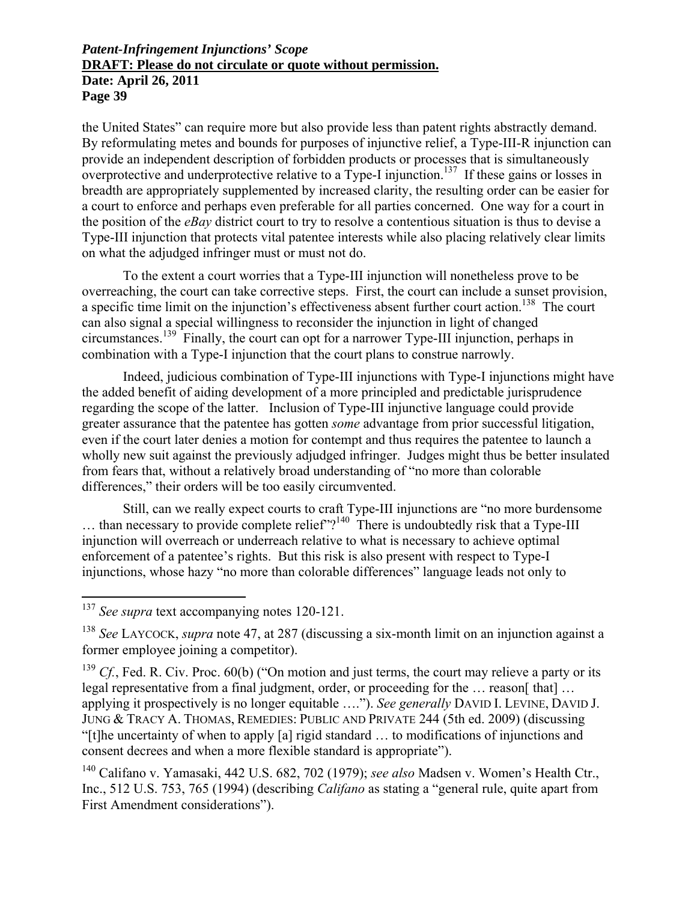the United States" can require more but also provide less than patent rights abstractly demand. By reformulating metes and bounds for purposes of injunctive relief, a Type-III-R injunction can provide an independent description of forbidden products or processes that is simultaneously overprotective and underprotective relative to a Type-I injunction.[137] If these gains or losses in breadth are appropriately supplemented by increased clarity, the resulting order can be easier for a court to enforce and perhaps even preferable for all parties concerned. One way for a court in the position of the *eBay* district court to try to resolve a contentious situation is thus to devise a Type-III injunction that protects vital patentee interests while also placing relatively clear limits on what the adjudged infringer must or must not do.

To the extent a court worries that a Type-III injunction will nonetheless prove to be overreaching, the court can take corrective steps. First, the court can include a sunset provision, a specific time limit on the injunction's effectiveness absent further court action.[138] The court can also signal a special willingness to reconsider the injunction in light of changed circumstances.[139] Finally, the court can opt for a narrower Type-III injunction, perhaps in combination with a Type-I injunction that the court plans to construe narrowly.

Indeed, judicious combination of Type-III injunctions with Type-I injunctions might have the added benefit of aiding development of a more principled and predictable jurisprudence regarding the scope of the latter. Inclusion of Type-III injunctive language could provide greater assurance that the patentee has gotten *some* advantage from prior successful litigation, even if the court later denies a motion for contempt and thus requires the patentee to launch a wholly new suit against the previously adjudged infringer. Judges might thus be better insulated from fears that, without a relatively broad understanding of "no more than colorable differences," their orders will be too easily circumvented.

Still, can we really expect courts to craft Type-III injunctions are "no more burdensome … than necessary to provide complete relief"?[140] There is undoubtedly risk that a Type-III injunction will overreach or underreach relative to what is necessary to achieve optimal enforcement of a patentee's rights. But this risk is also present with respect to Type-I injunctions, whose hazy "no more than colorable differences" language leads not only to

---

[137] *See supra* text accompanying notes 120-121.

[138] *See* LAYCOCK, *supra* note 47, at 287 (discussing a six-month limit on an injunction against a former employee joining a competitor).

[139] *Cf.*, Fed. R. Civ. Proc. 60(b) ("On motion and just terms, the court may relieve a party or its legal representative from a final judgment, order, or proceeding for the … reason[ that] … applying it prospectively is no longer equitable …."). *See generally* DAVID I. LEVINE, DAVID J. JUNG & TRACY A. THOMAS, REMEDIES: PUBLIC AND PRIVATE 244 (5th ed. 2009) (discussing "[t]he uncertainty of when to apply [a] rigid standard … to modifications of injunctions and consent decrees and when a more flexible standard is appropriate").

[140] Califano v. Yamasaki, 442 U.S. 682, 702 (1979); *see also* Madsen v. Women's Health Ctr., Inc., 512 U.S. 753, 765 (1994) (describing *Califano* as stating a "general rule, quite apart from First Amendment considerations").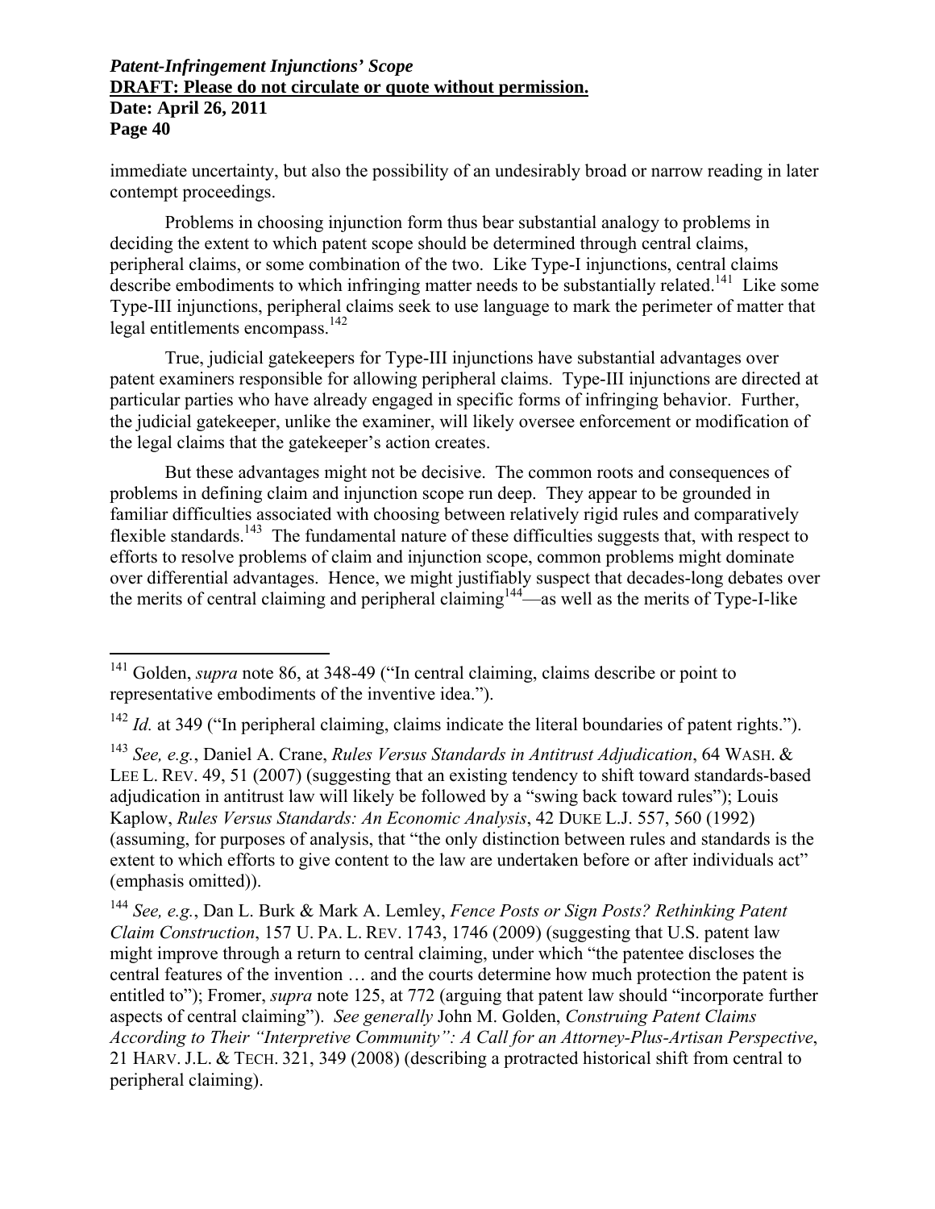immediate uncertainty, but also the possibility of an undesirably broad or narrow reading in later contempt proceedings.

Problems in choosing injunction form thus bear substantial analogy to problems in deciding the extent to which patent scope should be determined through central claims, peripheral claims, or some combination of the two. Like Type-I injunctions, central claims describe embodiments to which infringing matter needs to be substantially related.[141] Like some Type-III injunctions, peripheral claims seek to use language to mark the perimeter of matter that legal entitlements encompass.[142]

True, judicial gatekeepers for Type-III injunctions have substantial advantages over patent examiners responsible for allowing peripheral claims. Type-III injunctions are directed at particular parties who have already engaged in specific forms of infringing behavior. Further, the judicial gatekeeper, unlike the examiner, will likely oversee enforcement or modification of the legal claims that the gatekeeper's action creates.

But these advantages might not be decisive. The common roots and consequences of problems in defining claim and injunction scope run deep. They appear to be grounded in familiar difficulties associated with choosing between relatively rigid rules and comparatively flexible standards.[143] The fundamental nature of these difficulties suggests that, with respect to efforts to resolve problems of claim and injunction scope, common problems might dominate over differential advantages. Hence, we might justifiably suspect that decades-long debates over the merits of central claiming and peripheral claiming[144]—as well as the merits of Type-I-like

---

[141] Golden, *supra* note 86, at 348-49 ("In central claiming, claims describe or point to representative embodiments of the inventive idea.").

[142] *Id.* at 349 ("In peripheral claiming, claims indicate the literal boundaries of patent rights.").

[143] *See, e.g.*, Daniel A. Crane, *Rules Versus Standards in Antitrust Adjudication*, 64 WASH. & LEE L. REV. 49, 51 (2007) (suggesting that an existing tendency to shift toward standards-based adjudication in antitrust law will likely be followed by a "swing back toward rules"); Louis Kaplow, *Rules Versus Standards: An Economic Analysis*, 42 DUKE L.J. 557, 560 (1992) (assuming, for purposes of analysis, that "the only distinction between rules and standards is the extent to which efforts to give content to the law are undertaken before or after individuals act" (emphasis omitted)).

[144] *See, e.g.*, Dan L. Burk & Mark A. Lemley, *Fence Posts or Sign Posts? Rethinking Patent Claim Construction*, 157 U. PA. L. REV. 1743, 1746 (2009) (suggesting that U.S. patent law might improve through a return to central claiming, under which "the patentee discloses the central features of the invention … and the courts determine how much protection the patent is entitled to"); Fromer, *supra* note 125, at 772 (arguing that patent law should "incorporate further aspects of central claiming"). *See generally* John M. Golden, *Construing Patent Claims According to Their "Interpretive Community": A Call for an Attorney-Plus-Artisan Perspective*, 21 HARV. J.L. & TECH. 321, 349 (2008) (describing a protracted historical shift from central to peripheral claiming).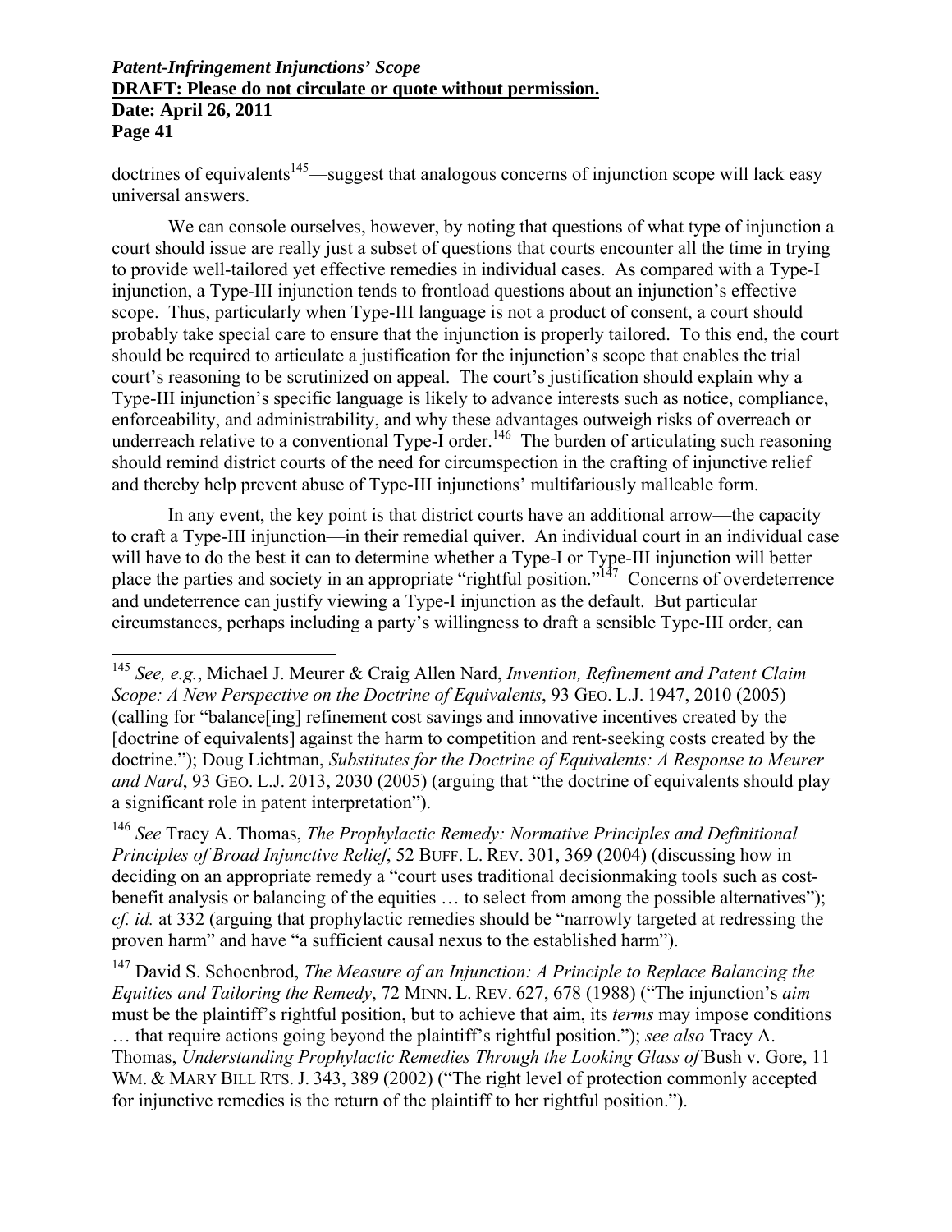doctrines of equivalents[145]—suggest that analogous concerns of injunction scope will lack easy universal answers.

We can console ourselves, however, by noting that questions of what type of injunction a court should issue are really just a subset of questions that courts encounter all the time in trying to provide well-tailored yet effective remedies in individual cases. As compared with a Type-I injunction, a Type-III injunction tends to frontload questions about an injunction's effective scope. Thus, particularly when Type-III language is not a product of consent, a court should probably take special care to ensure that the injunction is properly tailored. To this end, the court should be required to articulate a justification for the injunction's scope that enables the trial court's reasoning to be scrutinized on appeal. The court's justification should explain why a Type-III injunction's specific language is likely to advance interests such as notice, compliance, enforceability, and administrability, and why these advantages outweigh risks of overreach or underreach relative to a conventional Type-I order.[146] The burden of articulating such reasoning should remind district courts of the need for circumspection in the crafting of injunctive relief and thereby help prevent abuse of Type-III injunctions' multifariously malleable form.

In any event, the key point is that district courts have an additional arrow—the capacity to craft a Type-III injunction—in their remedial quiver. An individual court in an individual case will have to do the best it can to determine whether a Type-I or Type-III injunction will better place the parties and society in an appropriate "rightful position."[147] Concerns of overdeterrence and undeterrence can justify viewing a Type-I injunction as the default. But particular circumstances, perhaps including a party's willingness to draft a sensible Type-III order, can

---

[145] *See, e.g.*, Michael J. Meurer & Craig Allen Nard, *Invention, Refinement and Patent Claim Scope: A New Perspective on the Doctrine of Equivalents*, 93 GEO. L.J. 1947, 2010 (2005) (calling for "balance[ing] refinement cost savings and innovative incentives created by the [doctrine of equivalents] against the harm to competition and rent-seeking costs created by the doctrine."); Doug Lichtman, *Substitutes for the Doctrine of Equivalents: A Response to Meurer and Nard*, 93 GEO. L.J. 2013, 2030 (2005) (arguing that "the doctrine of equivalents should play a significant role in patent interpretation").

[146] *See* Tracy A. Thomas, *The Prophylactic Remedy: Normative Principles and Definitional Principles of Broad Injunctive Relief*, 52 BUFF. L. REV. 301, 369 (2004) (discussing how in deciding on an appropriate remedy a "court uses traditional decisionmaking tools such as cost-benefit analysis or balancing of the equities … to select from among the possible alternatives"); *cf. id.* at 332 (arguing that prophylactic remedies should be "narrowly targeted at redressing the proven harm" and have "a sufficient causal nexus to the established harm").

[147] David S. Schoenbrod, *The Measure of an Injunction: A Principle to Replace Balancing the Equities and Tailoring the Remedy*, 72 MINN. L. REV. 627, 678 (1988) ("The injunction's *aim* must be the plaintiff's rightful position, but to achieve that aim, its *terms* may impose conditions … that require actions going beyond the plaintiff's rightful position."); *see also* Tracy A. Thomas, *Understanding Prophylactic Remedies Through the Looking Glass of* Bush v. Gore, 11 WM. & MARY BILL RTS. J. 343, 389 (2002) ("The right level of protection commonly accepted for injunctive remedies is the return of the plaintiff to her rightful position.").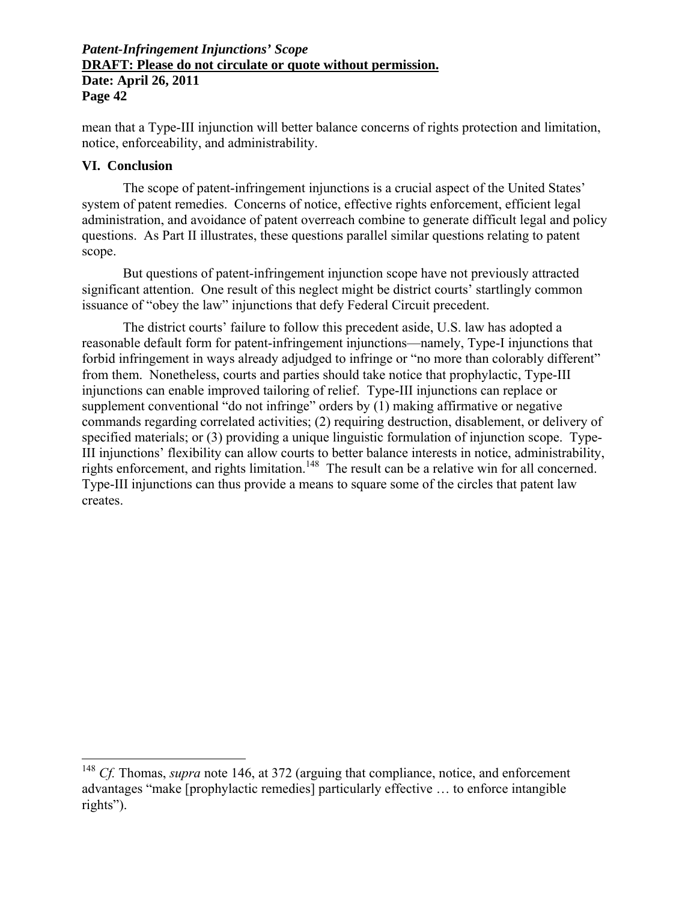mean that a Type-III injunction will better balance concerns of rights protection and limitation, notice, enforceability, and administrability.

## VI. Conclusion

The scope of patent-infringement injunctions is a crucial aspect of the United States' system of patent remedies. Concerns of notice, effective rights enforcement, efficient legal administration, and avoidance of patent overreach combine to generate difficult legal and policy questions. As Part II illustrates, these questions parallel similar questions relating to patent scope.

But questions of patent-infringement injunction scope have not previously attracted significant attention. One result of this neglect might be district courts' startlingly common issuance of "obey the law" injunctions that defy Federal Circuit precedent.

The district courts' failure to follow this precedent aside, U.S. law has adopted a reasonable default form for patent-infringement injunctions—namely, Type-I injunctions that forbid infringement in ways already adjudged to infringe or "no more than colorably different" from them. Nonetheless, courts and parties should take notice that prophylactic, Type-III injunctions can enable improved tailoring of relief. Type-III injunctions can replace or supplement conventional "do not infringe" orders by (1) making affirmative or negative commands regarding correlated activities; (2) requiring destruction, disablement, or delivery of specified materials; or (3) providing a unique linguistic formulation of injunction scope. Type-III injunctions' flexibility can allow courts to better balance interests in notice, administrability, rights enforcement, and rights limitation.[148] The result can be a relative win for all concerned. Type-III injunctions can thus provide a means to square some of the circles that patent law creates.

---

[148] *Cf.* Thomas, *supra* note 146, at 372 (arguing that compliance, notice, and enforcement advantages "make [prophylactic remedies] particularly effective … to enforce intangible rights").